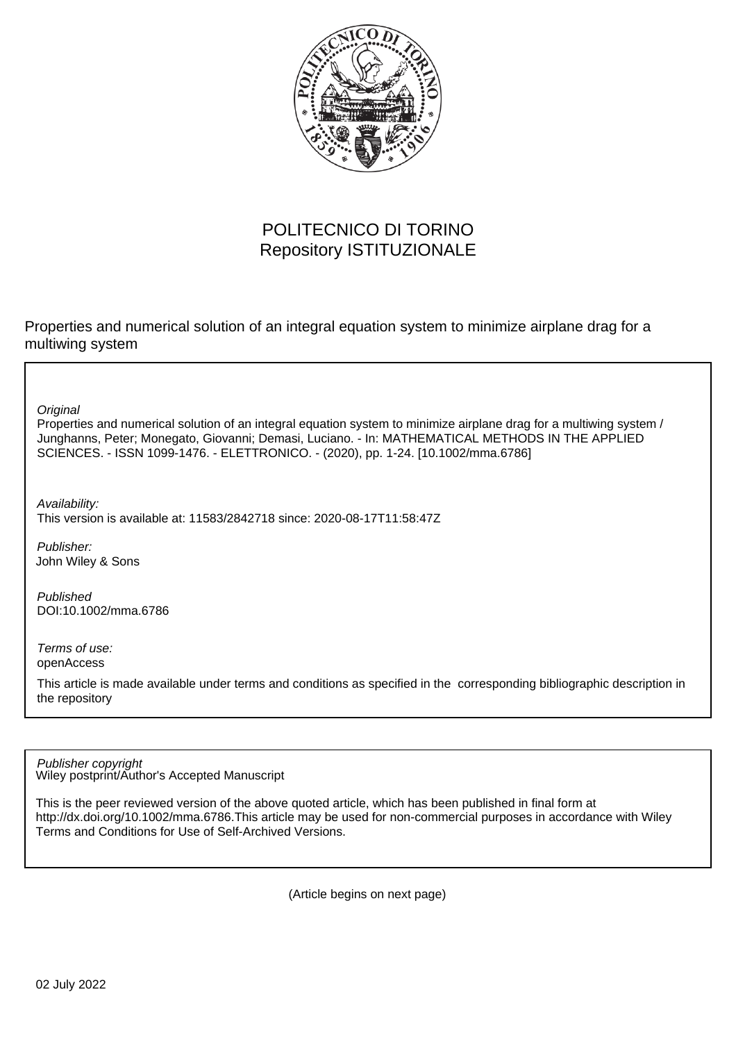POLITECNICO DI TORINO
Repository ISTITUZIONALE

Properties and numerical solution of an integral equation system to minimize airplane drag for a multiwing system

*Original*
Properties and numerical solution of an integral equation system to minimize airplane drag for a multiwing system / Junghanns, Peter; Monegato, Giovanni; Demasi, Luciano. - In: MATHEMATICAL METHODS IN THE APPLIED SCIENCES. - ISSN 1099-1476. - ELETTRONICO. - (2020), pp. 1-24. [10.1002/mma.6786]

*Availability:*
This version is available at: 11583/2842718 since: 2020-08-17T11:58:47Z

*Publisher:*
John Wiley & Sons

*Published*
DOI:10.1002/mma.6786

*Terms of use:*
openAccess

This article is made available under terms and conditions as specified in the corresponding bibliographic description in the repository

*Publisher copyright*
Wiley postprint/Author's Accepted Manuscript

This is the peer reviewed version of the above quoted article, which has been published in final form at http://dx.doi.org/10.1002/mma.6786.This article may be used for non-commercial purposes in accordance with Wiley Terms and Conditions for Use of Self-Archived Versions.

(Article begins on next page)

02 July 2022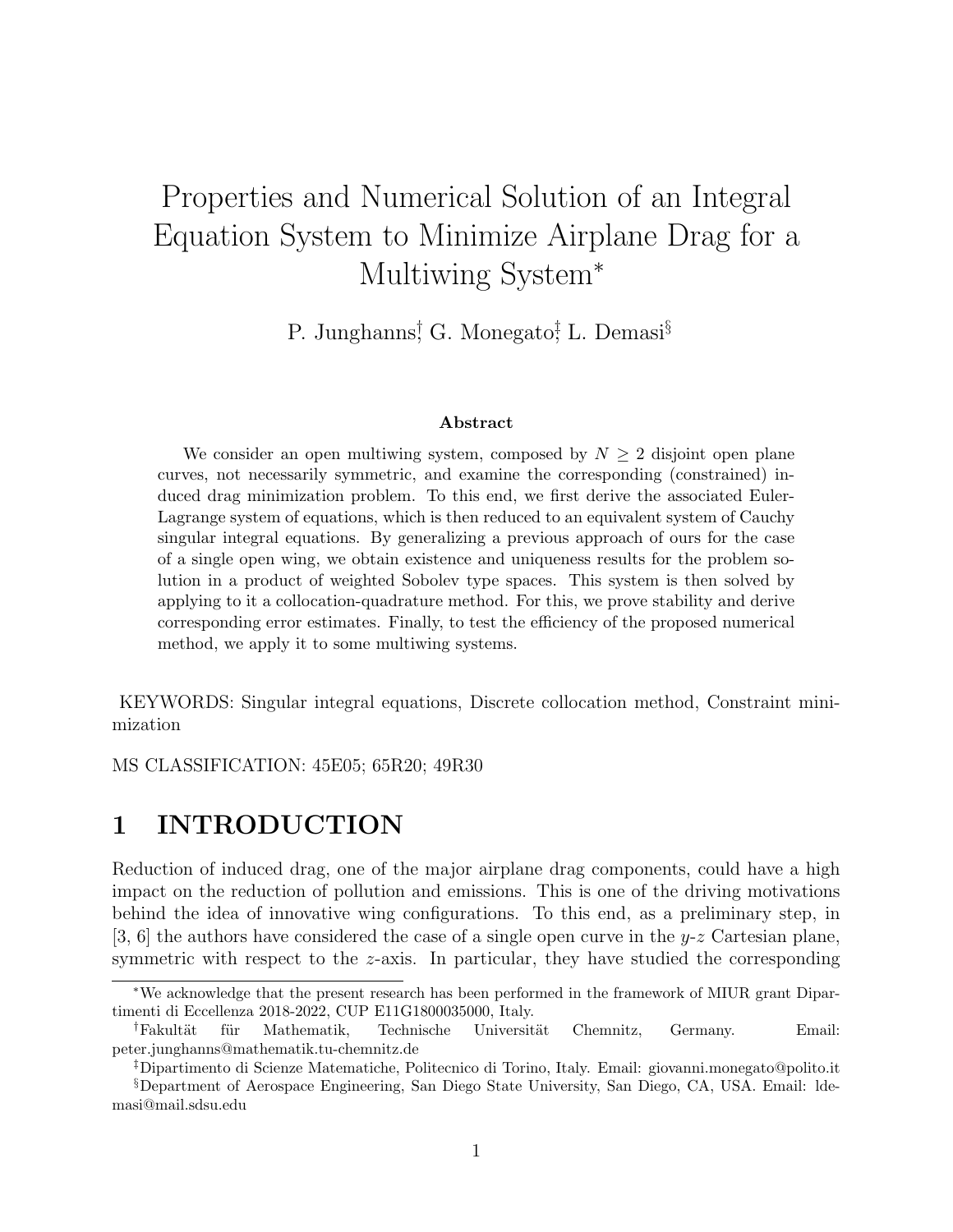# Properties and Numerical Solution of an Integral Equation System to Minimize Airplane Drag for a Multiwing System*

P. Junghanns[†], G. Monegato[‡], L. Demasi[§]

### Abstract

We consider an open multiwing system, composed by $N \geq 2$ disjoint open plane curves, not necessarily symmetric, and examine the corresponding (constrained) induced drag minimization problem. To this end, we first derive the associated Euler-Lagrange system of equations, which is then reduced to an equivalent system of Cauchy singular integral equations. By generalizing a previous approach of ours for the case of a single open wing, we obtain existence and uniqueness results for the problem solution in a product of weighted Sobolev type spaces. This system is then solved by applying to it a collocation-quadrature method. For this, we prove stability and derive corresponding error estimates. Finally, to test the efficiency of the proposed numerical method, we apply it to some multiwing systems.

KEYWORDS: Singular integral equations, Discrete collocation method, Constraint minimization

MS CLASSIFICATION: 45E05; 65R20; 49R30

## 1 INTRODUCTION

Reduction of induced drag, one of the major airplane drag components, could have a high impact on the reduction of pollution and emissions. This is one of the driving motivations behind the idea of innovative wing configurations. To this end, as a preliminary step, in [3, 6] the authors have considered the case of a single open curve in the $y$-$z$ Cartesian plane, symmetric with respect to the $z$-axis. In particular, they have studied the corresponding

---

*We acknowledge that the present research has been performed in the framework of MIUR grant Dipartimenti di Eccellenza 2018-2022, CUP E11G1800035000, Italy.

†Fakultät für Mathematik, Technische Universität Chemnitz, Germany. Email: peter.junghanns@mathematik.tu-chemnitz.de

‡Dipartimento di Scienze Matematiche, Politecnico di Torino, Italy. Email: giovanni.monegato@polito.it

§Department of Aerospace Engineering, San Diego State University, San Diego, CA, USA. Email: ldemasi@mail.sdsu.edu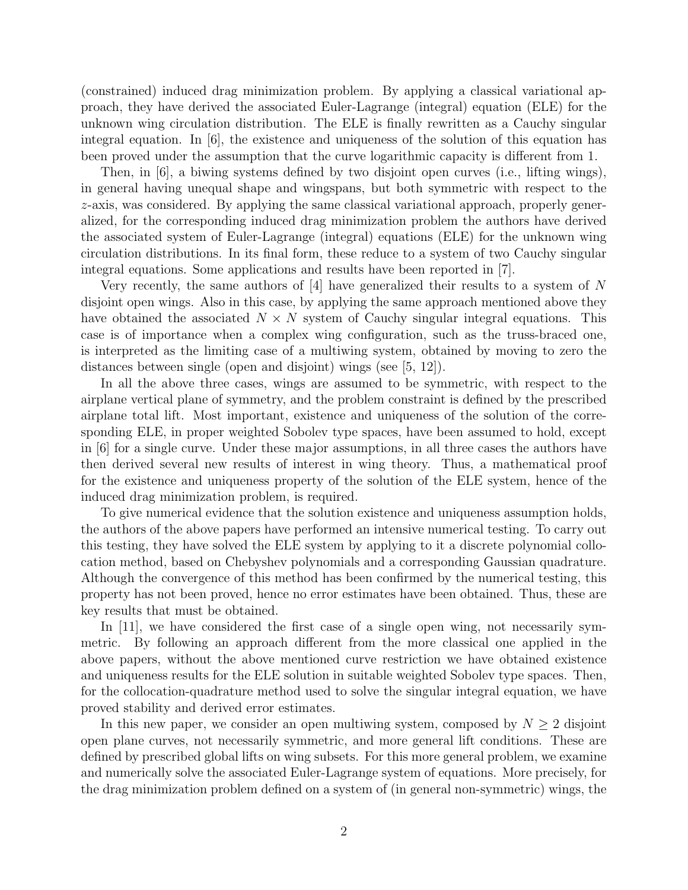(constrained) induced drag minimization problem. By applying a classical variational approach, they have derived the associated Euler-Lagrange (integral) equation (ELE) for the unknown wing circulation distribution. The ELE is finally rewritten as a Cauchy singular integral equation. In [6], the existence and uniqueness of the solution of this equation has been proved under the assumption that the curve logarithmic capacity is different from 1.

Then, in [6], a biwing systems defined by two disjoint open curves (i.e., lifting wings), in general having unequal shape and wingspans, but both symmetric with respect to the $z$-axis, was considered. By applying the same classical variational approach, properly generalized, for the corresponding induced drag minimization problem the authors have derived the associated system of Euler-Lagrange (integral) equations (ELE) for the unknown wing circulation distributions. In its final form, these reduce to a system of two Cauchy singular integral equations. Some applications and results have been reported in [7].

Very recently, the same authors of [4] have generalized their results to a system of $N$ disjoint open wings. Also in this case, by applying the same approach mentioned above they have obtained the associated $N \times N$ system of Cauchy singular integral equations. This case is of importance when a complex wing configuration, such as the truss-braced one, is interpreted as the limiting case of a multiwing system, obtained by moving to zero the distances between single (open and disjoint) wings (see [5, 12]).

In all the above three cases, wings are assumed to be symmetric, with respect to the airplane vertical plane of symmetry, and the problem constraint is defined by the prescribed airplane total lift. Most important, existence and uniqueness of the solution of the corresponding ELE, in proper weighted Sobolev type spaces, have been assumed to hold, except in [6] for a single curve. Under these major assumptions, in all three cases the authors have then derived several new results of interest in wing theory. Thus, a mathematical proof for the existence and uniqueness property of the solution of the ELE system, hence of the induced drag minimization problem, is required.

To give numerical evidence that the solution existence and uniqueness assumption holds, the authors of the above papers have performed an intensive numerical testing. To carry out this testing, they have solved the ELE system by applying to it a discrete polynomial collocation method, based on Chebyshev polynomials and a corresponding Gaussian quadrature. Although the convergence of this method has been confirmed by the numerical testing, this property has not been proved, hence no error estimates have been obtained. Thus, these are key results that must be obtained.

In [11], we have considered the first case of a single open wing, not necessarily symmetric. By following an approach different from the more classical one applied in the above papers, without the above mentioned curve restriction we have obtained existence and uniqueness results for the ELE solution in suitable weighted Sobolev type spaces. Then, for the collocation-quadrature method used to solve the singular integral equation, we have proved stability and derived error estimates.

In this new paper, we consider an open multiwing system, composed by $N \geq 2$ disjoint open plane curves, not necessarily symmetric, and more general lift conditions. These are defined by prescribed global lifts on wing subsets. For this more general problem, we examine and numerically solve the associated Euler-Lagrange system of equations. More precisely, for the drag minimization problem defined on a system of (in general non-symmetric) wings, the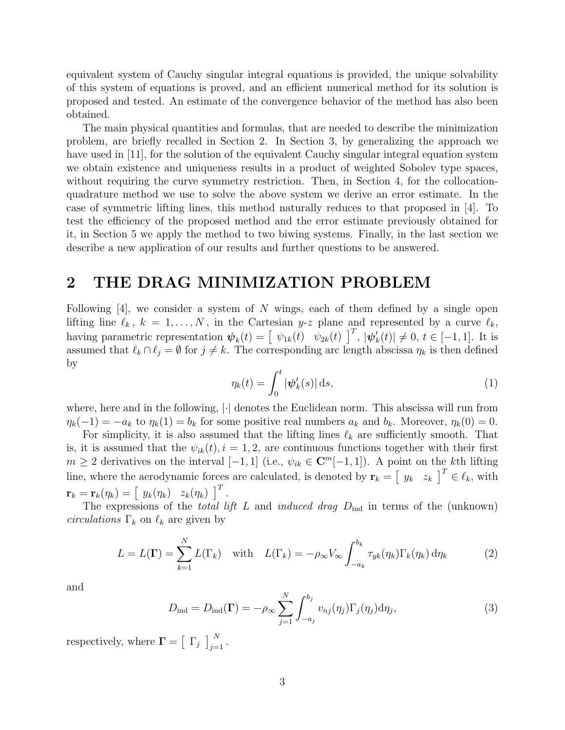equivalent system of Cauchy singular integral equations is provided, the unique solvability of this system of equations is proved, and an efficient numerical method for its solution is proposed and tested. An estimate of the convergence behavior of the method has also been obtained.

The main physical quantities and formulas, that are needed to describe the minimization problem, are briefly recalled in Section 2. In Section 3, by generalizing the approach we have used in [11], for the solution of the equivalent Cauchy singular integral equation system we obtain existence and uniqueness results in a product of weighted Sobolev type spaces, without requiring the curve symmetry restriction. Then, in Section 4, for the collocation-quadrature method we use to solve the above system we derive an error estimate. In the case of symmetric lifting lines, this method naturally reduces to that proposed in [4]. To test the efficiency of the proposed method and the error estimate previously obtained for it, in Section 5 we apply the method to two biwing systems. Finally, in the last section we describe a new application of our results and further questions to be answered.

# 2 THE DRAG MINIMIZATION PROBLEM

Following [4], we consider a system of $N$ wings, each of them defined by a single open lifting line $\ell_k$, $k = 1, \ldots, N$, in the Cartesian $y$-$z$ plane and represented by a curve $\ell_k$, having parametric representation $\boldsymbol{\psi}_k(t) = \begin{bmatrix} \psi_{1k}(t) & \psi_{2k}(t) \end{bmatrix}^T$, $|\boldsymbol{\psi}_k'(t)| \neq 0$, $t \in [-1, 1]$. It is assumed that $\ell_k \cap \ell_j = \emptyset$ for $j \neq k$. The corresponding arc length abscissa $\eta_k$ is then defined by

$$\eta_k(t) = \int_0^t |\boldsymbol{\psi}_k'(s)| \, \mathrm{d}s, \tag{1}$$

where, here and in the following, $|\cdot|$ denotes the Euclidean norm. This abscissa will run from $\eta_k(-1) = -a_k$ to $\eta_k(1) = b_k$ for some positive real numbers $a_k$ and $b_k$. Moreover, $\eta_k(0) = 0$.

For simplicity, it is also assumed that the lifting lines $\ell_k$ are sufficiently smooth. That is, it is assumed that the $\psi_{ik}(t), i = 1, 2$, are continuous functions together with their first $m \geq 2$ derivatives on the interval $[-1, 1]$ (i.e., $\psi_{ik} \in \mathbf{C}^m[-1, 1]$). A point on the $k$th lifting line, where the aerodynamic forces are calculated, is denoted by $\mathbf{r}_k = \begin{bmatrix} y_k & z_k \end{bmatrix}^T \in \ell_k$, with $\mathbf{r}_k = \mathbf{r}_k(\eta_k) = \begin{bmatrix} y_k(\eta_k) & z_k(\eta_k) \end{bmatrix}^T$.

The expressions of the *total lift* $L$ and *induced drag* $D_{\text{ind}}$ in terms of the (unknown) *circulations* $\Gamma_k$ on $\ell_k$ are given by

$$L = L(\boldsymbol{\Gamma}) = \sum_{k=1}^{N} L(\Gamma_k) \quad \text{with} \quad L(\Gamma_k) = -\rho_\infty V_\infty \int_{-a_k}^{b_k} \tau_{yk}(\eta_k) \Gamma_k(\eta_k) \, \mathrm{d}\eta_k \tag{2}$$

and

$$D_{\text{ind}} = D_{\text{ind}}(\boldsymbol{\Gamma}) = -\rho_\infty \sum_{j=1}^{N} \int_{-a_j}^{b_j} v_{nj}(\eta_j) \Gamma_j(\eta_j) \mathrm{d}\eta_j, \tag{3}$$

respectively, where $\boldsymbol{\Gamma} = \begin{bmatrix} \Gamma_j \end{bmatrix}_{j=1}^{N}$.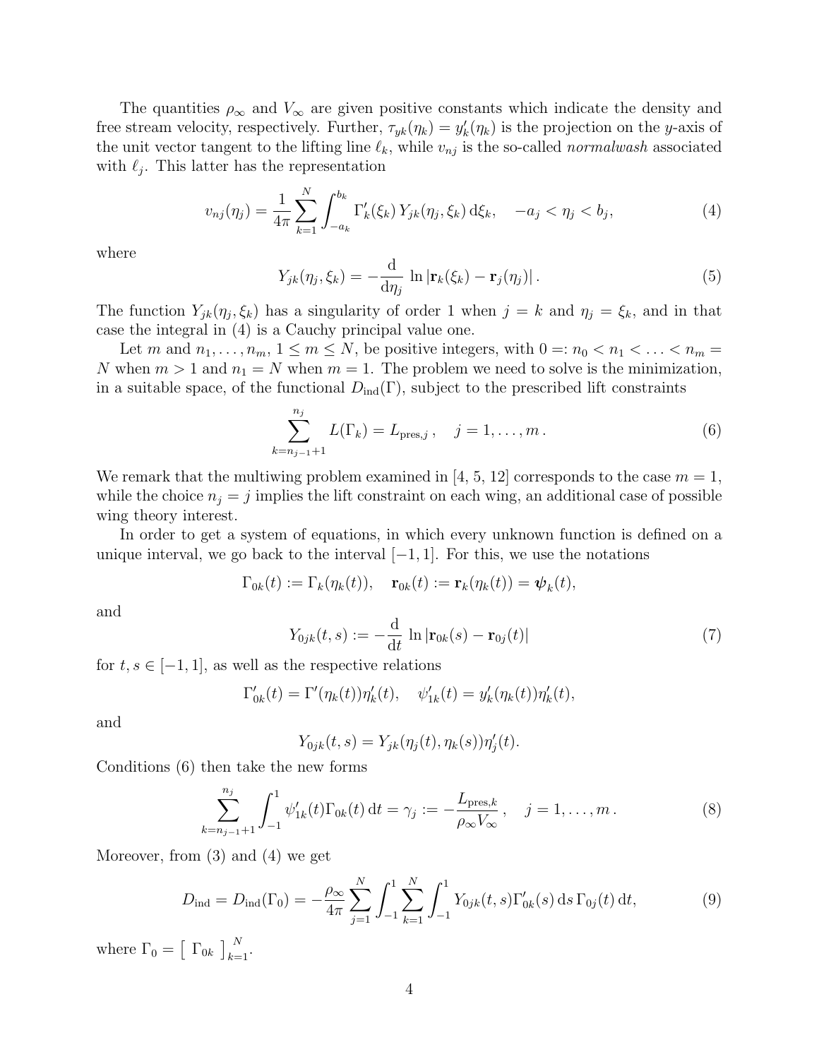The quantities $\rho_\infty$ and $V_\infty$ are given positive constants which indicate the density and free stream velocity, respectively. Further, $\tau_{yk}(\eta_k) = y'_k(\eta_k)$ is the projection on the $y$-axis of the unit vector tangent to the lifting line $\ell_k$, while $v_{nj}$ is the so-called *normalwash* associated with $\ell_j$. This latter has the representation

$$v_{nj}(\eta_j) = \frac{1}{4\pi} \sum_{k=1}^{N} \int_{-a_k}^{b_k} \Gamma'_k(\xi_k)\, Y_{jk}(\eta_j, \xi_k)\, \mathrm{d}\xi_k, \quad -a_j < \eta_j < b_j, \tag{4}$$

where

$$Y_{jk}(\eta_j, \xi_k) = -\frac{\mathrm{d}}{\mathrm{d}\eta_j} \ln |\mathbf{r}_k(\xi_k) - \mathbf{r}_j(\eta_j)|\,. \tag{5}$$

The function $Y_{jk}(\eta_j, \xi_k)$ has a singularity of order 1 when $j = k$ and $\eta_j = \xi_k$, and in that case the integral in (4) is a Cauchy principal value one.

Let $m$ and $n_1, \ldots, n_m$, $1 \le m \le N$, be positive integers, with $0 =: n_0 < n_1 < \ldots < n_m = N$ when $m > 1$ and $n_1 = N$ when $m = 1$. The problem we need to solve is the minimization, in a suitable space, of the functional $D_{\mathrm{ind}}(\Gamma)$, subject to the prescribed lift constraints

$$\sum_{k=n_{j-1}+1}^{n_j} L(\Gamma_k) = L_{\mathrm{pres},j}\,, \quad j = 1, \ldots, m\,. \tag{6}$$

We remark that the multiwing problem examined in [4, 5, 12] corresponds to the case $m = 1$, while the choice $n_j = j$ implies the lift constraint on each wing, an additional case of possible wing theory interest.

In order to get a system of equations, in which every unknown function is defined on a unique interval, we go back to the interval $[-1, 1]$. For this, we use the notations

$$\Gamma_{0k}(t) := \Gamma_k(\eta_k(t)), \quad \mathbf{r}_{0k}(t) := \mathbf{r}_k(\eta_k(t)) = \boldsymbol{\psi}_k(t),$$

and

$$Y_{0jk}(t, s) := -\frac{\mathrm{d}}{\mathrm{d}t} \ln |\mathbf{r}_{0k}(s) - \mathbf{r}_{0j}(t)| \tag{7}$$

for $t, s \in [-1, 1]$, as well as the respective relations

$$\Gamma'_{0k}(t) = \Gamma'(\eta_k(t))\eta'_k(t), \quad \psi'_{1k}(t) = y'_k(\eta_k(t))\eta'_k(t),$$

and

$$Y_{0jk}(t, s) = Y_{jk}(\eta_j(t), \eta_k(s))\eta'_j(t).$$

Conditions (6) then take the new forms

$$\sum_{k=n_{j-1}+1}^{n_j} \int_{-1}^{1} \psi'_{1k}(t)\Gamma_{0k}(t)\, \mathrm{d}t = \gamma_j := -\frac{L_{\mathrm{pres},k}}{\rho_\infty V_\infty}\,, \quad j = 1, \ldots, m\,. \tag{8}$$

Moreover, from (3) and (4) we get

$$D_{\mathrm{ind}} = D_{\mathrm{ind}}(\Gamma_0) = -\frac{\rho_\infty}{4\pi} \sum_{j=1}^{N} \int_{-1}^{1} \sum_{k=1}^{N} \int_{-1}^{1} Y_{0jk}(t, s)\Gamma'_{0k}(s)\, \mathrm{d}s\, \Gamma_{0j}(t)\, \mathrm{d}t, \tag{9}$$

where $\Gamma_0 = \left[\ \Gamma_{0k}\ \right]_{k=1}^{N}$.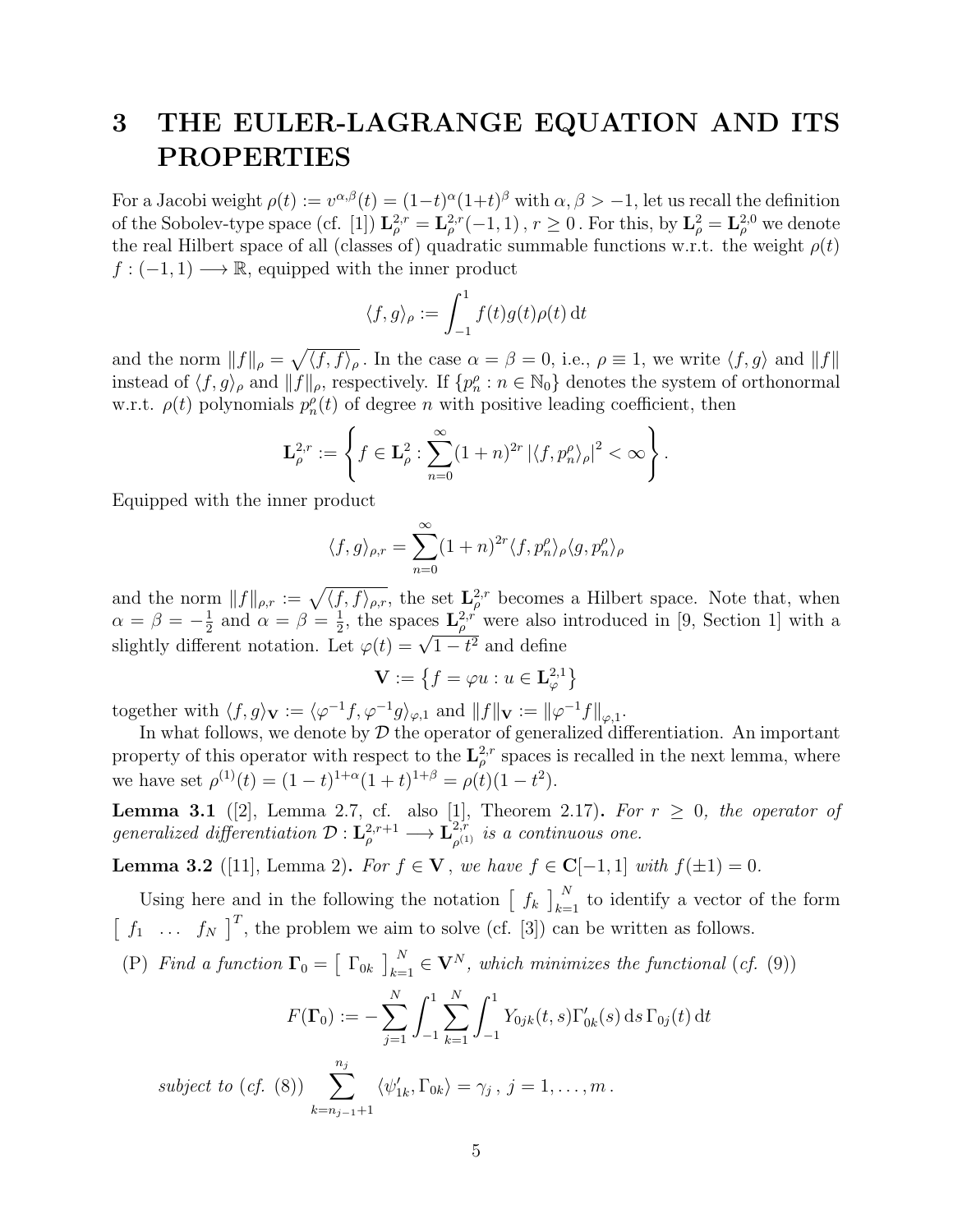# 3 THE EULER-LAGRANGE EQUATION AND ITS PROPERTIES

For a Jacobi weight $\rho(t) := v^{\alpha,\beta}(t) = (1-t)^\alpha(1+t)^\beta$ with $\alpha, \beta > -1$, let us recall the definition of the Sobolev-type space (cf. [1]) $\mathbf{L}^{2,r}_\rho = \mathbf{L}^{2,r}_\rho(-1,1)$, $r \geq 0$. For this, by $\mathbf{L}^2_\rho = \mathbf{L}^{2,0}_\rho$ we denote the real Hilbert space of all (classes of) quadratic summable functions w.r.t. the weight $\rho(t)$ $f : (-1,1) \longrightarrow \mathbb{R}$, equipped with the inner product

$$\langle f, g \rangle_\rho := \int_{-1}^{1} f(t)g(t)\rho(t)\,\mathrm{d}t$$

and the norm $\|f\|_\rho = \sqrt{\langle f, f \rangle_\rho}$. In the case $\alpha = \beta = 0$, i.e., $\rho \equiv 1$, we write $\langle f, g \rangle$ and $\|f\|$ instead of $\langle f, g \rangle_\rho$ and $\|f\|_\rho$, respectively. If $\{p^\rho_n : n \in \mathbb{N}_0\}$ denotes the system of orthonormal w.r.t. $\rho(t)$ polynomials $p^\rho_n(t)$ of degree $n$ with positive leading coefficient, then

$$\mathbf{L}^{2,r}_\rho := \left\{ f \in \mathbf{L}^2_\rho : \sum_{n=0}^{\infty} (1+n)^{2r} \left| \langle f, p^\rho_n \rangle_\rho \right|^2 < \infty \right\}.$$

Equipped with the inner product

$$\langle f, g \rangle_{\rho,r} = \sum_{n=0}^{\infty} (1+n)^{2r} \langle f, p^\rho_n \rangle_\rho \langle g, p^\rho_n \rangle_\rho$$

and the norm $\|f\|_{\rho,r} := \sqrt{\langle f, f \rangle_{\rho,r}}$, the set $\mathbf{L}^{2,r}_\rho$ becomes a Hilbert space. Note that, when $\alpha = \beta = -\frac{1}{2}$ and $\alpha = \beta = \frac{1}{2}$, the spaces $\mathbf{L}^{2,r}_\rho$ were also introduced in [9, Section 1] with a slightly different notation. Let $\varphi(t) = \sqrt{1-t^2}$ and define

$$\mathbf{V} := \left\{ f = \varphi u : u \in \mathbf{L}^{2,1}_\varphi \right\}$$

together with $\langle f, g \rangle_{\mathbf{V}} := \langle \varphi^{-1} f, \varphi^{-1} g \rangle_{\varphi,1}$ and $\|f\|_{\mathbf{V}} := \|\varphi^{-1} f\|_{\varphi,1}$.

In what follows, we denote by $\mathcal{D}$ the operator of generalized differentiation. An important property of this operator with respect to the $\mathbf{L}^{2,r}_\rho$ spaces is recalled in the next lemma, where we have set $\rho^{(1)}(t) = (1-t)^{1+\alpha}(1+t)^{1+\beta} = \rho(t)(1-t^2)$.

**Lemma 3.1** ([2], Lemma 2.7, cf. also [1], Theorem 2.17)**.** *For $r \geq 0$, the operator of generalized differentiation $\mathcal{D} : \mathbf{L}^{2,r+1}_\rho \longrightarrow \mathbf{L}^{2,r}_{\rho^{(1)}}$ is a continuous one.*

**Lemma 3.2** ([11], Lemma 2)**.** *For $f \in \mathbf{V}$, we have $f \in \mathbf{C}[-1,1]$ with $f(\pm 1) = 0$.*

Using here and in the following the notation $\left[\ f_k\ \right]_{k=1}^N$ to identify a vector of the form $\left[\ f_1\ \ \ldots\ \ f_N\ \right]^T$, the problem we aim to solve (cf. [3]) can be written as follows.

(P) *Find a function $\mathbf{\Gamma}_0 = \left[\ \Gamma_{0k}\ \right]_{k=1}^N \in \mathbf{V}^N$, which minimizes the functional (cf. (9))*

$$F(\mathbf{\Gamma}_0) := -\sum_{j=1}^{N} \int_{-1}^{1} \sum_{k=1}^{N} \int_{-1}^{1} Y_{0jk}(t,s)\Gamma'_{0k}(s)\,\mathrm{d}s\,\Gamma_{0j}(t)\,\mathrm{d}t$$

*subject to (cf. (8))* $\displaystyle\sum_{k=n_{j-1}+1}^{n_j} \langle \psi'_{1k}, \Gamma_{0k} \rangle = \gamma_j\,,\ j = 1, \ldots, m\,.$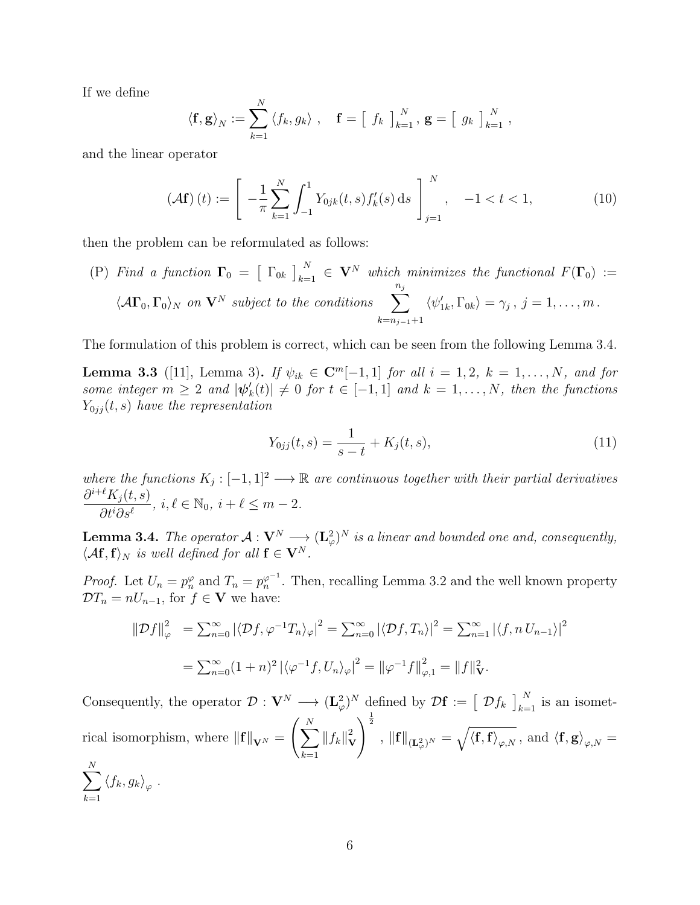If we define

$$\langle \mathbf{f}, \mathbf{g} \rangle_N := \sum_{k=1}^N \langle f_k, g_k \rangle \,, \quad \mathbf{f} = \left[\ f_k\ \right]_{k=1}^N, \, \mathbf{g} = \left[\ g_k\ \right]_{k=1}^N \,,$$

and the linear operator

$$(\mathcal{A}\mathbf{f})(t) := \left[\ -\frac{1}{\pi} \sum_{k=1}^N \int_{-1}^1 Y_{0jk}(t,s) f_k'(s) \, \mathrm{d}s\ \right]_{j=1}^N, \quad -1 < t < 1, \tag{10}$$

then the problem can be reformulated as follows:

(P) *Find a function* $\mathbf{\Gamma}_0 = \left[\ \Gamma_{0k}\ \right]_{k=1}^N \in \mathbf{V}^N$ *which minimizes the functional* $F(\mathbf{\Gamma}_0) := \langle \mathcal{A}\mathbf{\Gamma}_0, \mathbf{\Gamma}_0 \rangle_N$ *on* $\mathbf{V}^N$ *subject to the conditions* $\displaystyle\sum_{k=n_{j-1}+1}^{n_j} \langle \psi_{1k}', \Gamma_{0k} \rangle = \gamma_j \,,\ j = 1, \ldots, m \,.$

The formulation of this problem is correct, which can be seen from the following Lemma 3.4.

**Lemma 3.3** ([11], Lemma 3)**.** *If* $\psi_{ik} \in \mathbf{C}^m[-1,1]$ *for all* $i = 1, 2,\ k = 1, \ldots, N,$ *and for some integer* $m \geq 2$ *and* $|\boldsymbol{\psi}_k'(t)| \neq 0$ *for* $t \in [-1,1]$ *and* $k = 1, \ldots, N$*, then the functions* $Y_{0jj}(t,s)$ *have the representation*

$$Y_{0jj}(t,s) = \frac{1}{s-t} + K_j(t,s), \tag{11}$$

*where the functions* $K_j : [-1,1]^2 \longrightarrow \mathbb{R}$ *are continuous together with their partial derivatives* $\dfrac{\partial^{i+\ell} K_j(t,s)}{\partial t^i \partial s^\ell}$*,* $i, \ell \in \mathbb{N}_0,\ i + \ell \leq m - 2.$

**Lemma 3.4.** *The operator* $\mathcal{A} : \mathbf{V}^N \longrightarrow (\mathbf{L}^2_\varphi)^N$ *is a linear and bounded one and, consequently,* $\langle \mathcal{A}\mathbf{f}, \mathbf{f} \rangle_N$ *is well defined for all* $\mathbf{f} \in \mathbf{V}^N$*.*

*Proof.* Let $U_n = p_n^\varphi$ and $T_n = p_n^{\varphi^{-1}}$. Then, recalling Lemma 3.2 and the well known property $\mathcal{D}T_n = nU_{n-1}$, for $f \in \mathbf{V}$ we have:

$$\begin{aligned}
\|\mathcal{D}f\|_\varphi^2 &= \textstyle\sum_{n=0}^\infty |\langle \mathcal{D}f, \varphi^{-1} T_n \rangle_\varphi|^2 = \sum_{n=0}^\infty |\langle \mathcal{D}f, T_n \rangle|^2 = \sum_{n=1}^\infty |\langle f, n\, U_{n-1} \rangle|^2 \\
&= \textstyle\sum_{n=0}^\infty (1+n)^2 \, |\langle \varphi^{-1} f, U_n \rangle_\varphi|^2 = \|\varphi^{-1} f\|_{\varphi,1}^2 = \|f\|_{\mathbf{V}}^2.
\end{aligned}$$

Consequently, the operator $\mathcal{D} : \mathbf{V}^N \longrightarrow (\mathbf{L}^2_\varphi)^N$ defined by $\mathcal{D}\mathbf{f} := \left[\ \mathcal{D}f_k\ \right]_{k=1}^N$ is an isometrical isomorphism, where $\|\mathbf{f}\|_{\mathbf{V}^N} = \left( \displaystyle\sum_{k=1}^N \|f_k\|_{\mathbf{V}}^2 \right)^{\frac{1}{2}}$, $\|\mathbf{f}\|_{(\mathbf{L}^2_\varphi)^N} = \sqrt{\langle \mathbf{f}, \mathbf{f} \rangle_{\varphi,N}}$, and $\langle \mathbf{f}, \mathbf{g} \rangle_{\varphi,N} = \displaystyle\sum_{k=1}^N \langle f_k, g_k \rangle_\varphi$ .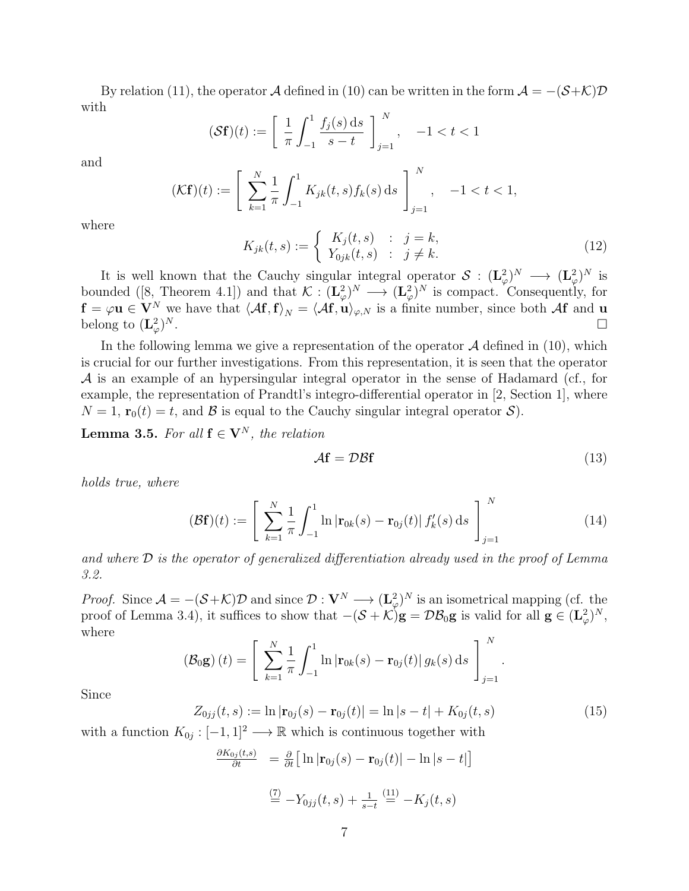By relation (11), the operator $\mathcal{A}$ defined in (10) can be written in the form $\mathcal{A} = -(\mathcal{S}+\mathcal{K})\mathcal{D}$ with

$$(\mathcal{S}\mathbf{f})(t) := \left[ \frac{1}{\pi} \int_{-1}^{1} \frac{f_j(s)\,\mathrm{d}s}{s-t} \right]_{j=1}^{N}, \quad -1 < t < 1$$

and

$$(\mathcal{K}\mathbf{f})(t) := \left[ \sum_{k=1}^{N} \frac{1}{\pi} \int_{-1}^{1} K_{jk}(t,s) f_k(s)\,\mathrm{d}s \right]_{j=1}^{N}, \quad -1 < t < 1,$$

where

$$K_{jk}(t,s) := \begin{cases} K_j(t,s) & : \ j = k, \\ Y_{0jk}(t,s) & : \ j \neq k. \end{cases} \tag{12}$$

It is well known that the Cauchy singular integral operator $\mathcal{S} : (\mathbf{L}^2_\varphi)^N \longrightarrow (\mathbf{L}^2_\varphi)^N$ is bounded ([8, Theorem 4.1]) and that $\mathcal{K} : (\mathbf{L}^2_\varphi)^N \longrightarrow (\mathbf{L}^2_\varphi)^N$ is compact. Consequently, for $\mathbf{f} = \varphi\mathbf{u} \in \mathbf{V}^N$ we have that $\langle \mathcal{A}\mathbf{f}, \mathbf{f} \rangle_N = \langle \mathcal{A}\mathbf{f}, \mathbf{u} \rangle_{\varphi,N}$ is a finite number, since both $\mathcal{A}\mathbf{f}$ and $\mathbf{u}$ belong to $(\mathbf{L}^2_\varphi)^N$. $\square$

In the following lemma we give a representation of the operator $\mathcal{A}$ defined in (10), which is crucial for our further investigations. From this representation, it is seen that the operator $\mathcal{A}$ is an example of an hypersingular integral operator in the sense of Hadamard (cf., for example, the representation of Prandtl's integro-differential operator in [2, Section 1], where $N = 1$, $\mathbf{r}_0(t) = t$, and $\mathcal{B}$ is equal to the Cauchy singular integral operator $\mathcal{S}$).

**Lemma 3.5.** *For all $\mathbf{f} \in \mathbf{V}^N$, the relation*

$$\mathcal{A}\mathbf{f} = \mathcal{D}\mathcal{B}\mathbf{f} \tag{13}$$

*holds true, where*

$$(\mathcal{B}\mathbf{f})(t) := \left[ \sum_{k=1}^{N} \frac{1}{\pi} \int_{-1}^{1} \ln|\mathbf{r}_{0k}(s) - \mathbf{r}_{0j}(t)|\, f_k'(s)\,\mathrm{d}s \right]_{j=1}^{N} \tag{14}$$

*and where $\mathcal{D}$ is the operator of generalized differentiation already used in the proof of Lemma 3.2.*

*Proof.* Since $\mathcal{A} = -(\mathcal{S}+\mathcal{K})\mathcal{D}$ and since $\mathcal{D} : \mathbf{V}^N \longrightarrow (\mathbf{L}^2_\varphi)^N$ is an isometrical mapping (cf. the proof of Lemma 3.4), it suffices to show that $-(\mathcal{S}+\mathcal{K})\mathbf{g} = \mathcal{D}\mathcal{B}_0\mathbf{g}$ is valid for all $\mathbf{g} \in (\mathbf{L}^2_\varphi)^N$, where

$$(\mathcal{B}_0\mathbf{g})(t) = \left[ \sum_{k=1}^{N} \frac{1}{\pi} \int_{-1}^{1} \ln|\mathbf{r}_{0k}(s) - \mathbf{r}_{0j}(t)|\, g_k(s)\,\mathrm{d}s \right]_{j=1}^{N}.$$

Since

$$Z_{0jj}(t,s) := \ln|\mathbf{r}_{0j}(s) - \mathbf{r}_{0j}(t)| = \ln|s-t| + K_{0j}(t,s) \tag{15}$$

with a function $K_{0j} : [-1,1]^2 \longrightarrow \mathbb{R}$ which is continuous together with

$$\begin{aligned} \frac{\partial K_{0j}(t,s)}{\partial t} &= \frac{\partial}{\partial t}\big[ \ln|\mathbf{r}_{0j}(s) - \mathbf{r}_{0j}(t)| - \ln|s-t| \big] \\ &\overset{(7)}{=} -Y_{0jj}(t,s) + \frac{1}{s-t} \overset{(11)}{=} -K_j(t,s) \end{aligned}$$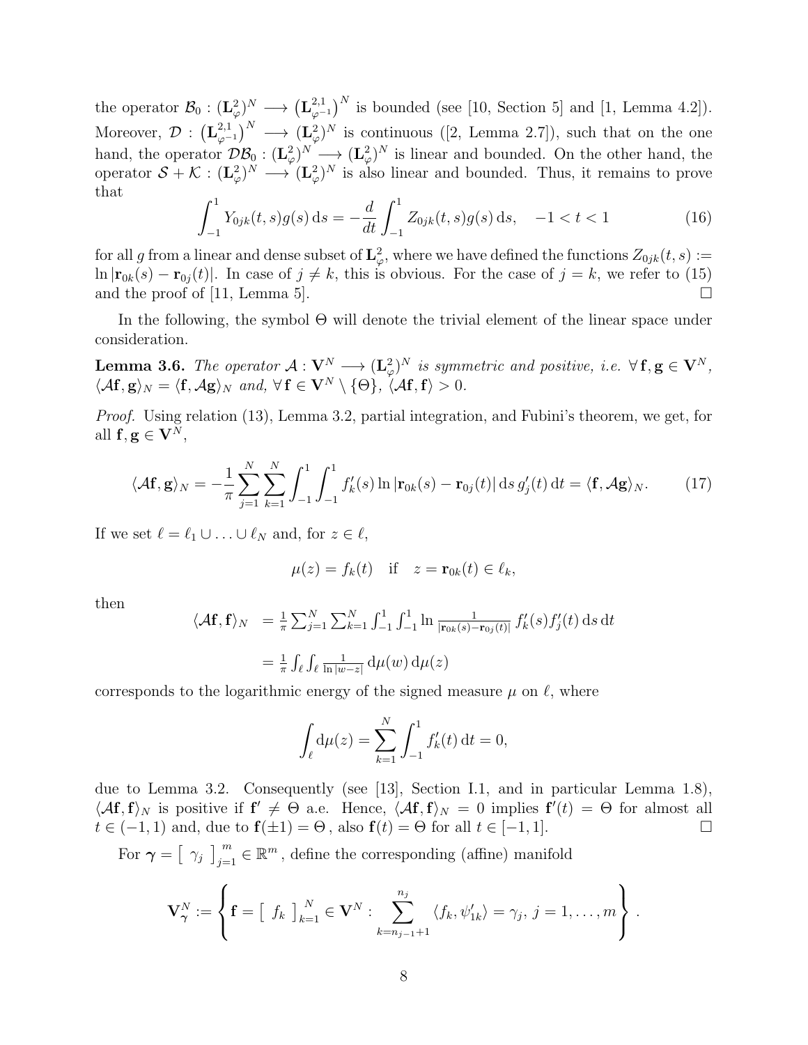the operator $\mathcal{B}_0 : (\mathbf{L}^2_\varphi)^N \longrightarrow \left(\mathbf{L}^{2,1}_{\varphi^{-1}}\right)^N$ is bounded (see [10, Section 5] and [1, Lemma 4.2]). Moreover, $\mathcal{D} : \left(\mathbf{L}^{2,1}_{\varphi^{-1}}\right)^N \longrightarrow (\mathbf{L}^2_\varphi)^N$ is continuous ([2, Lemma 2.7]), such that on the one hand, the operator $\mathcal{D}\mathcal{B}_0 : (\mathbf{L}^2_\varphi)^N \longrightarrow (\mathbf{L}^2_\varphi)^N$ is linear and bounded. On the other hand, the operator $\mathcal{S} + \mathcal{K} : (\mathbf{L}^2_\varphi)^N \longrightarrow (\mathbf{L}^2_\varphi)^N$ is also linear and bounded. Thus, it remains to prove that

$$\int_{-1}^{1} Y_{0jk}(t,s) g(s)\,\mathrm{d}s = -\frac{d}{dt}\int_{-1}^{1} Z_{0jk}(t,s) g(s)\,\mathrm{d}s, \quad -1 < t < 1 \tag{16}$$

for all $g$ from a linear and dense subset of $\mathbf{L}^2_\varphi$, where we have defined the functions $Z_{0jk}(t,s) := \ln|\mathbf{r}_{0k}(s) - \mathbf{r}_{0j}(t)|$. In case of $j \neq k$, this is obvious. For the case of $j = k$, we refer to (15) and the proof of [11, Lemma 5]. $\square$

In the following, the symbol $\Theta$ will denote the trivial element of the linear space under consideration.

**Lemma 3.6.** *The operator $\mathcal{A} : \mathbf{V}^N \longrightarrow (\mathbf{L}^2_\varphi)^N$ is symmetric and positive, i.e. $\forall\, \mathbf{f}, \mathbf{g} \in \mathbf{V}^N$, $\langle \mathcal{A}\mathbf{f}, \mathbf{g}\rangle_N = \langle \mathbf{f}, \mathcal{A}\mathbf{g}\rangle_N$ and, $\forall\, \mathbf{f} \in \mathbf{V}^N \setminus \{\Theta\}$, $\langle \mathcal{A}\mathbf{f}, \mathbf{f}\rangle > 0$.*

*Proof.* Using relation (13), Lemma 3.2, partial integration, and Fubini's theorem, we get, for all $\mathbf{f}, \mathbf{g} \in \mathbf{V}^N$,

$$\langle \mathcal{A}\mathbf{f}, \mathbf{g}\rangle_N = -\frac{1}{\pi}\sum_{j=1}^{N}\sum_{k=1}^{N}\int_{-1}^{1}\int_{-1}^{1} f_k'(s)\ln|\mathbf{r}_{0k}(s) - \mathbf{r}_{0j}(t)|\,\mathrm{d}s\, g_j'(t)\,\mathrm{d}t = \langle \mathbf{f}, \mathcal{A}\mathbf{g}\rangle_N. \tag{17}$$

If we set $\ell = \ell_1 \cup \ldots \cup \ell_N$ and, for $z \in \ell$,

$$\mu(z) = f_k(t) \quad \text{if} \quad z = \mathbf{r}_{0k}(t) \in \ell_k,$$

then

$$\begin{aligned} \langle \mathcal{A}\mathbf{f}, \mathbf{f}\rangle_N &= \tfrac{1}{\pi}\textstyle\sum_{j=1}^{N}\sum_{k=1}^{N}\int_{-1}^{1}\int_{-1}^{1}\ln\frac{1}{|\mathbf{r}_{0k}(s)-\mathbf{r}_{0j}(t)|}\, f_k'(s) f_j'(t)\,\mathrm{d}s\,\mathrm{d}t \\ &= \tfrac{1}{\pi}\textstyle\int_\ell\int_\ell \frac{1}{\ln|w-z|}\,\mathrm{d}\mu(w)\,\mathrm{d}\mu(z) \end{aligned}$$

corresponds to the logarithmic energy of the signed measure $\mu$ on $\ell$, where

$$\int_\ell \mathrm{d}\mu(z) = \sum_{k=1}^{N}\int_{-1}^{1} f_k'(t)\,\mathrm{d}t = 0,$$

due to Lemma 3.2. Consequently (see [13], Section I.1, and in particular Lemma 1.8), $\langle \mathcal{A}\mathbf{f}, \mathbf{f}\rangle_N$ is positive if $\mathbf{f}' \neq \Theta$ a.e. Hence, $\langle \mathcal{A}\mathbf{f}, \mathbf{f}\rangle_N = 0$ implies $\mathbf{f}'(t) = \Theta$ for almost all $t \in (-1,1)$ and, due to $\mathbf{f}(\pm 1) = \Theta$, also $\mathbf{f}(t) = \Theta$ for all $t \in [-1,1]$. $\square$

For $\boldsymbol{\gamma} = \left[\ \gamma_j\ \right]_{j=1}^{m} \in \mathbb{R}^m$, define the corresponding (affine) manifold

$$\mathbf{V}^N_{\boldsymbol{\gamma}} := \left\{ \mathbf{f} = \left[\ f_k\ \right]_{k=1}^{N} \in \mathbf{V}^N : \sum_{k=n_{j-1}+1}^{n_j} \langle f_k, \psi_{1k}'\rangle = \gamma_j,\ j = 1, \ldots, m \right\}.$$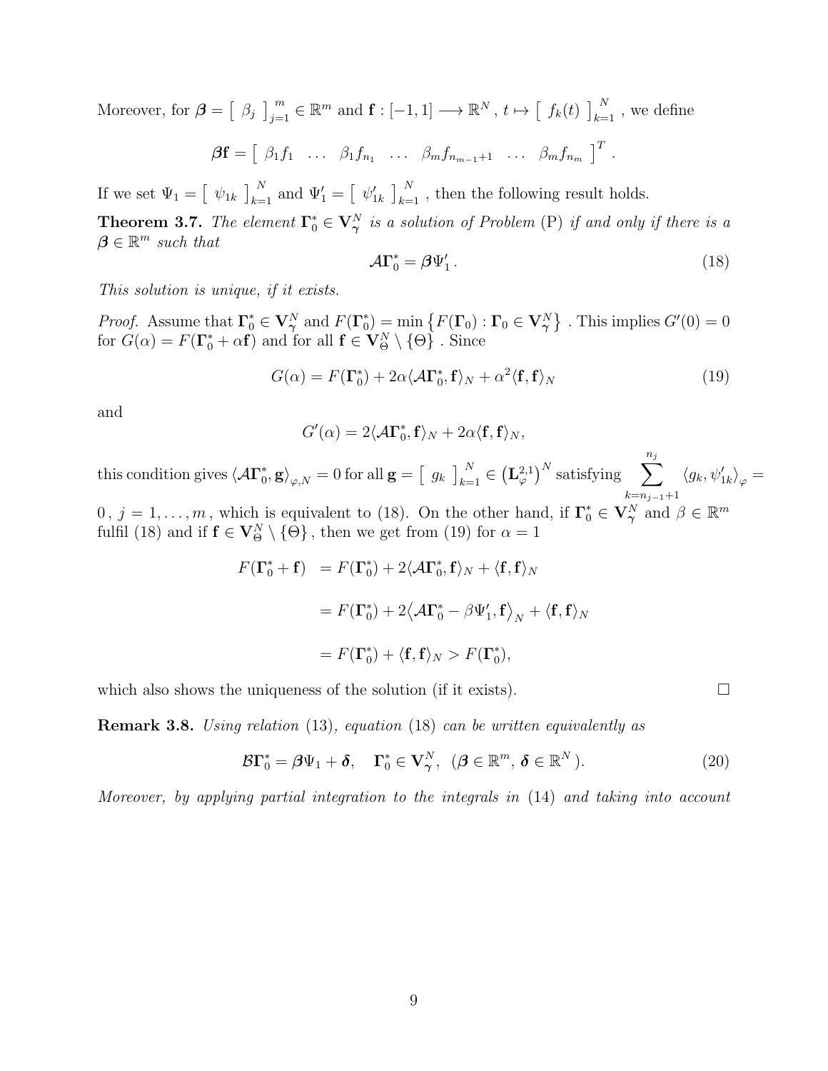Moreover, for $\boldsymbol{\beta} = \left[\ \beta_j\ \right]_{j=1}^m \in \mathbb{R}^m$ and $\mathbf{f} : [-1,1] \longrightarrow \mathbb{R}^N$, $t \mapsto \left[\ f_k(t)\ \right]_{k=1}^N$, we define

$$\boldsymbol{\beta}\mathbf{f} = \left[\ \beta_1 f_1 \quad \ldots \quad \beta_1 f_{n_1} \quad \ldots \quad \beta_m f_{n_{m-1}+1} \quad \ldots \quad \beta_m f_{n_m}\ \right]^T.$$

If we set $\Psi_1 = \left[\ \psi_{1k}\ \right]_{k=1}^N$ and $\Psi_1' = \left[\ \psi_{1k}'\ \right]_{k=1}^N$, then the following result holds.

**Theorem 3.7.** *The element $\boldsymbol{\Gamma}_0^* \in \mathbf{V}_{\boldsymbol{\gamma}}^N$ is a solution of Problem* (P) *if and only if there is a $\boldsymbol{\beta} \in \mathbb{R}^m$ such that*

$$\mathcal{A}\boldsymbol{\Gamma}_0^* = \boldsymbol{\beta}\Psi_1'. \tag{18}$$

*This solution is unique, if it exists.*

*Proof.* Assume that $\boldsymbol{\Gamma}_0^* \in \mathbf{V}_{\boldsymbol{\gamma}}^N$ and $F(\boldsymbol{\Gamma}_0^*) = \min\left\{F(\boldsymbol{\Gamma}_0) : \boldsymbol{\Gamma}_0 \in \mathbf{V}_{\boldsymbol{\gamma}}^N\right\}$. This implies $G'(0) = 0$ for $G(\alpha) = F(\boldsymbol{\Gamma}_0^* + \alpha\mathbf{f})$ and for all $\mathbf{f} \in \mathbf{V}_{\Theta}^N \setminus \{\Theta\}$. Since

$$G(\alpha) = F(\boldsymbol{\Gamma}_0^*) + 2\alpha\langle \mathcal{A}\boldsymbol{\Gamma}_0^*, \mathbf{f}\rangle_N + \alpha^2\langle \mathbf{f}, \mathbf{f}\rangle_N \tag{19}$$

and

$$G'(\alpha) = 2\langle \mathcal{A}\boldsymbol{\Gamma}_0^*, \mathbf{f}\rangle_N + 2\alpha\langle \mathbf{f}, \mathbf{f}\rangle_N,$$

this condition gives $\langle \mathcal{A}\boldsymbol{\Gamma}_0^*, \mathbf{g}\rangle_{\varphi,N} = 0$ for all $\mathbf{g} = \left[\ g_k\ \right]_{k=1}^N \in \left(\mathbf{L}_\varphi^{2,1}\right)^N$ satisfying $\displaystyle\sum_{k=n_{j-1}+1}^{n_j} \langle g_k, \psi_{1k}'\rangle_\varphi = 0$, $j = 1, \ldots, m$, which is equivalent to (18). On the other hand, if $\boldsymbol{\Gamma}_0^* \in \mathbf{V}_{\boldsymbol{\gamma}}^N$ and $\beta \in \mathbb{R}^m$ fulfil (18) and if $\mathbf{f} \in \mathbf{V}_\Theta^N \setminus \{\Theta\}$, then we get from (19) for $\alpha = 1$

$$\begin{aligned}
F(\boldsymbol{\Gamma}_0^* + \mathbf{f}) &= F(\boldsymbol{\Gamma}_0^*) + 2\langle \mathcal{A}\boldsymbol{\Gamma}_0^*, \mathbf{f}\rangle_N + \langle \mathbf{f}, \mathbf{f}\rangle_N \\
&= F(\boldsymbol{\Gamma}_0^*) + 2\big\langle \mathcal{A}\boldsymbol{\Gamma}_0^* - \beta\Psi_1', \mathbf{f}\big\rangle_N + \langle \mathbf{f}, \mathbf{f}\rangle_N \\
&= F(\boldsymbol{\Gamma}_0^*) + \langle \mathbf{f}, \mathbf{f}\rangle_N > F(\boldsymbol{\Gamma}_0^*),
\end{aligned}$$

which also shows the uniqueness of the solution (if it exists). $\square$

**Remark 3.8.** *Using relation* (13)*, equation* (18) *can be written equivalently as*

$$\mathcal{B}\boldsymbol{\Gamma}_0^* = \boldsymbol{\beta}\Psi_1 + \boldsymbol{\delta}, \quad \boldsymbol{\Gamma}_0^* \in \mathbf{V}_{\boldsymbol{\gamma}}^N, \ \ (\boldsymbol{\beta} \in \mathbb{R}^m,\, \boldsymbol{\delta} \in \mathbb{R}^N). \tag{20}$$

*Moreover, by applying partial integration to the integrals in* (14) *and taking into account*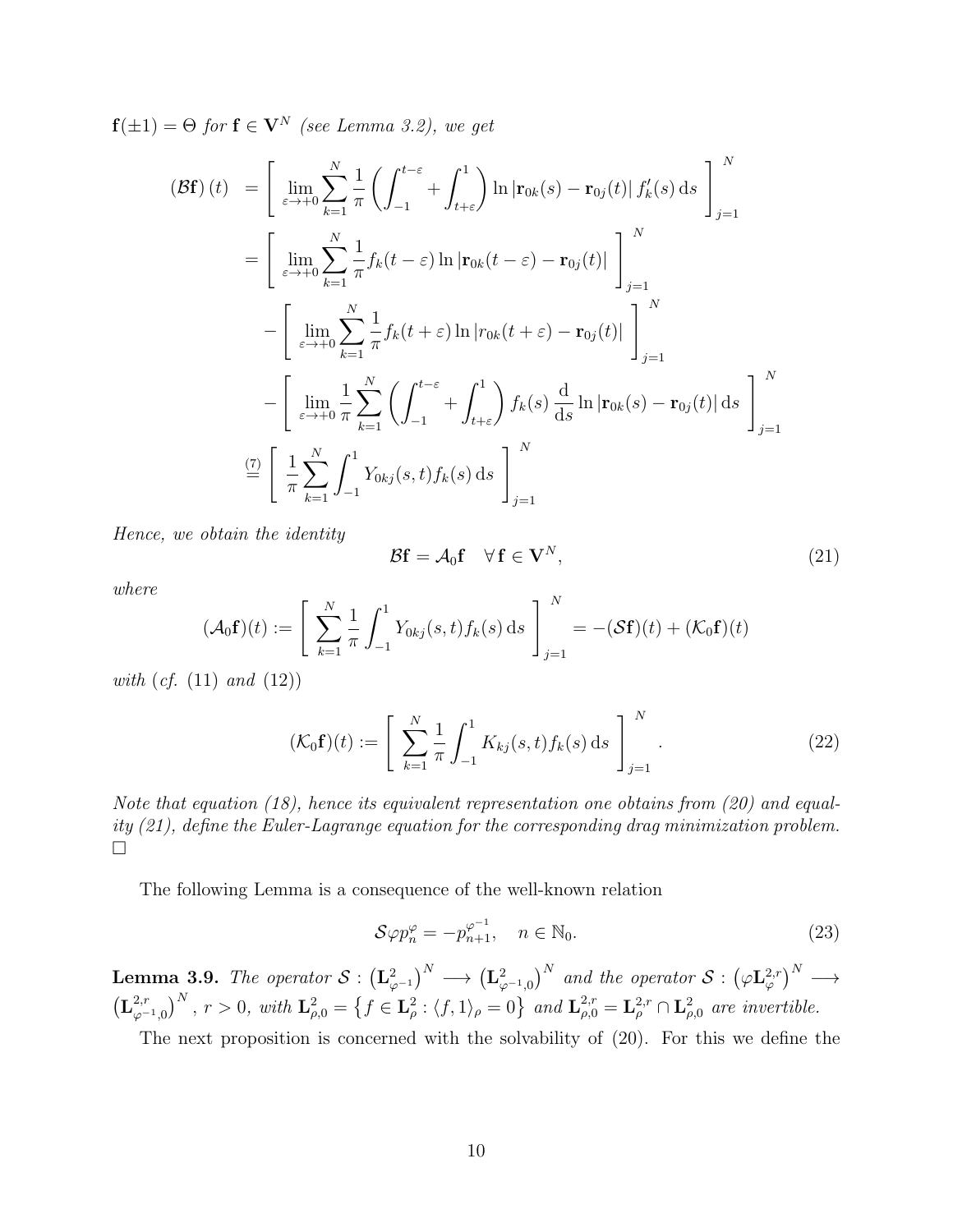$\mathbf{f}(\pm 1) = \Theta$ *for* $\mathbf{f} \in \mathbf{V}^N$ *(see Lemma 3.2), we get*

$$
\begin{aligned}
(\mathcal{B}\mathbf{f})(t) &= \left[ \lim_{\varepsilon \to +0} \sum_{k=1}^{N} \frac{1}{\pi} \left( \int_{-1}^{t-\varepsilon} + \int_{t+\varepsilon}^{1} \right) \ln |\mathbf{r}_{0k}(s) - \mathbf{r}_{0j}(t)| \, f_k'(s) \, \mathrm{d}s \right]_{j=1}^{N} \\
&= \left[ \lim_{\varepsilon \to +0} \sum_{k=1}^{N} \frac{1}{\pi} f_k(t-\varepsilon) \ln |\mathbf{r}_{0k}(t-\varepsilon) - \mathbf{r}_{0j}(t)| \right]_{j=1}^{N} \\
&\quad - \left[ \lim_{\varepsilon \to +0} \sum_{k=1}^{N} \frac{1}{\pi} f_k(t+\varepsilon) \ln |r_{0k}(t+\varepsilon) - \mathbf{r}_{0j}(t)| \right]_{j=1}^{N} \\
&\quad - \left[ \lim_{\varepsilon \to +0} \frac{1}{\pi} \sum_{k=1}^{N} \left( \int_{-1}^{t-\varepsilon} + \int_{t+\varepsilon}^{1} \right) f_k(s) \frac{\mathrm{d}}{\mathrm{d}s} \ln |\mathbf{r}_{0k}(s) - \mathbf{r}_{0j}(t)| \, \mathrm{d}s \right]_{j=1}^{N} \\
&\overset{(7)}{=} \left[ \frac{1}{\pi} \sum_{k=1}^{N} \int_{-1}^{1} Y_{0kj}(s,t) f_k(s) \, \mathrm{d}s \right]_{j=1}^{N}
\end{aligned}
$$

*Hence, we obtain the identity*

$$
\mathcal{B}\mathbf{f} = \mathcal{A}_0 \mathbf{f} \quad \forall \, \mathbf{f} \in \mathbf{V}^N, \tag{21}
$$

*where*

$$
(\mathcal{A}_0 \mathbf{f})(t) := \left[ \sum_{k=1}^{N} \frac{1}{\pi} \int_{-1}^{1} Y_{0kj}(s,t) f_k(s) \, \mathrm{d}s \right]_{j=1}^{N} = -(\mathcal{S}\mathbf{f})(t) + (\mathcal{K}_0 \mathbf{f})(t)
$$

*with (cf. (11) and (12))*

$$
(\mathcal{K}_0 \mathbf{f})(t) := \left[ \sum_{k=1}^{N} \frac{1}{\pi} \int_{-1}^{1} K_{kj}(s,t) f_k(s) \, \mathrm{d}s \right]_{j=1}^{N}. \tag{22}
$$

*Note that equation (18), hence its equivalent representation one obtains from (20) and equality (21), define the Euler-Lagrange equation for the corresponding drag minimization problem.* □

The following Lemma is a consequence of the well-known relation

$$
\mathcal{S} \varphi p_n^{\varphi} = -p_{n+1}^{\varphi^{-1}}, \quad n \in \mathbb{N}_0. \tag{23}
$$

**Lemma 3.9.** *The operator* $\mathcal{S} : \left(\mathbf{L}^2_{\varphi^{-1}}\right)^N \longrightarrow \left(\mathbf{L}^2_{\varphi^{-1},0}\right)^N$ *and the operator* $\mathcal{S} : \left(\varphi \mathbf{L}^{2,r}_{\varphi}\right)^N \longrightarrow \left(\mathbf{L}^{2,r}_{\varphi^{-1},0}\right)^N$, $r > 0$, *with* $\mathbf{L}^2_{\rho,0} = \left\{ f \in \mathbf{L}^2_\rho : \langle f, 1 \rangle_\rho = 0 \right\}$ *and* $\mathbf{L}^{2,r}_{\rho,0} = \mathbf{L}^{2,r}_\rho \cap \mathbf{L}^2_{\rho,0}$ *are invertible.*

The next proposition is concerned with the solvability of (20). For this we define the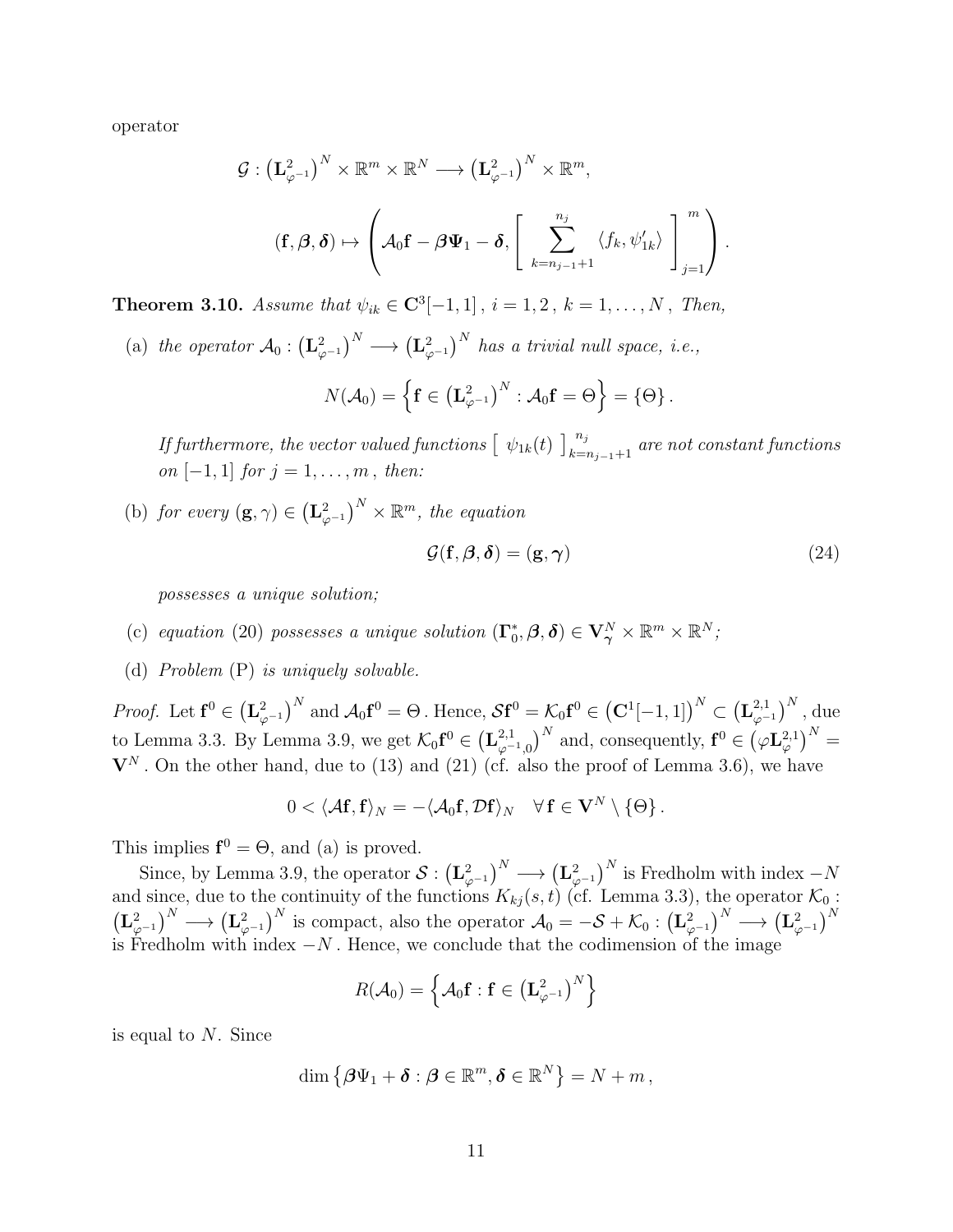operator

$$\mathcal{G} : \left(\mathbf{L}^2_{\varphi^{-1}}\right)^N \times \mathbb{R}^m \times \mathbb{R}^N \longrightarrow \left(\mathbf{L}^2_{\varphi^{-1}}\right)^N \times \mathbb{R}^m,$$

$$(\mathbf{f}, \boldsymbol{\beta}, \boldsymbol{\delta}) \mapsto \left( \mathcal{A}_0 \mathbf{f} - \boldsymbol{\beta} \boldsymbol{\Psi}_1 - \boldsymbol{\delta}, \left[ \sum_{k=n_{j-1}+1}^{n_j} \langle f_k, \psi'_{1k} \rangle \right]_{j=1}^m \right).$$

**Theorem 3.10.** *Assume that $\psi_{ik} \in \mathbf{C}^3[-1,1]$, $i = 1, 2$, $k = 1, \ldots, N$, Then,*

(a) *the operator $\mathcal{A}_0 : \left(\mathbf{L}^2_{\varphi^{-1}}\right)^N \longrightarrow \left(\mathbf{L}^2_{\varphi^{-1}}\right)^N$ has a trivial null space, i.e.,*

$$N(\mathcal{A}_0) = \left\{ \mathbf{f} \in \left(\mathbf{L}^2_{\varphi^{-1}}\right)^N : \mathcal{A}_0 \mathbf{f} = \Theta \right\} = \{\Theta\}.$$

*If furthermore, the vector valued functions $\left[ \ \psi_{1k}(t) \ \right]_{k=n_{j-1}+1}^{n_j}$ are not constant functions on $[-1,1]$ for $j = 1, \ldots, m$, then:*

(b) *for every $(\mathbf{g}, \gamma) \in \left(\mathbf{L}^2_{\varphi^{-1}}\right)^N \times \mathbb{R}^m$, the equation*

$$\mathcal{G}(\mathbf{f}, \boldsymbol{\beta}, \boldsymbol{\delta}) = (\mathbf{g}, \boldsymbol{\gamma}) \tag{24}$$

*possesses a unique solution;*

(c) *equation (20) possesses a unique solution $(\boldsymbol{\Gamma}_0^*, \boldsymbol{\beta}, \boldsymbol{\delta}) \in \mathbf{V}^N_{\boldsymbol{\gamma}} \times \mathbb{R}^m \times \mathbb{R}^N$;*

(d) *Problem (P) is uniquely solvable.*

*Proof.* Let $\mathbf{f}^0 \in \left(\mathbf{L}^2_{\varphi^{-1}}\right)^N$ and $\mathcal{A}_0 \mathbf{f}^0 = \Theta$. Hence, $\mathcal{S}\mathbf{f}^0 = \mathcal{K}_0 \mathbf{f}^0 \in \left(\mathbf{C}^1[-1,1]\right)^N \subset \left(\mathbf{L}^{2,1}_{\varphi^{-1}}\right)^N$, due to Lemma 3.3. By Lemma 3.9, we get $\mathcal{K}_0 \mathbf{f}^0 \in \left(\mathbf{L}^{2,1}_{\varphi^{-1},0}\right)^N$ and, consequently, $\mathbf{f}^0 \in \left(\varphi \mathbf{L}^{2,1}_{\varphi}\right)^N = \mathbf{V}^N$. On the other hand, due to (13) and (21) (cf. also the proof of Lemma 3.6), we have

$$0 < \langle \mathcal{A}\mathbf{f}, \mathbf{f} \rangle_N = -\langle \mathcal{A}_0 \mathbf{f}, \mathcal{D}\mathbf{f} \rangle_N \quad \forall\, \mathbf{f} \in \mathbf{V}^N \setminus \{\Theta\}.$$

This implies $\mathbf{f}^0 = \Theta$, and (a) is proved.

Since, by Lemma 3.9, the operator $\mathcal{S} : \left(\mathbf{L}^2_{\varphi^{-1}}\right)^N \longrightarrow \left(\mathbf{L}^2_{\varphi^{-1}}\right)^N$ is Fredholm with index $-N$ and since, due to the continuity of the functions $K_{kj}(s,t)$ (cf. Lemma 3.3), the operator $\mathcal{K}_0 : \left(\mathbf{L}^2_{\varphi^{-1}}\right)^N \longrightarrow \left(\mathbf{L}^2_{\varphi^{-1}}\right)^N$ is compact, also the operator $\mathcal{A}_0 = -\mathcal{S} + \mathcal{K}_0 : \left(\mathbf{L}^2_{\varphi^{-1}}\right)^N \longrightarrow \left(\mathbf{L}^2_{\varphi^{-1}}\right)^N$ is Fredholm with index $-N$. Hence, we conclude that the codimension of the image

$$R(\mathcal{A}_0) = \left\{ \mathcal{A}_0 \mathbf{f} : \mathbf{f} \in \left(\mathbf{L}^2_{\varphi^{-1}}\right)^N \right\}$$

is equal to $N$. Since

$$\dim \left\{ \boldsymbol{\beta} \Psi_1 + \boldsymbol{\delta} : \boldsymbol{\beta} \in \mathbb{R}^m, \boldsymbol{\delta} \in \mathbb{R}^N \right\} = N + m,$$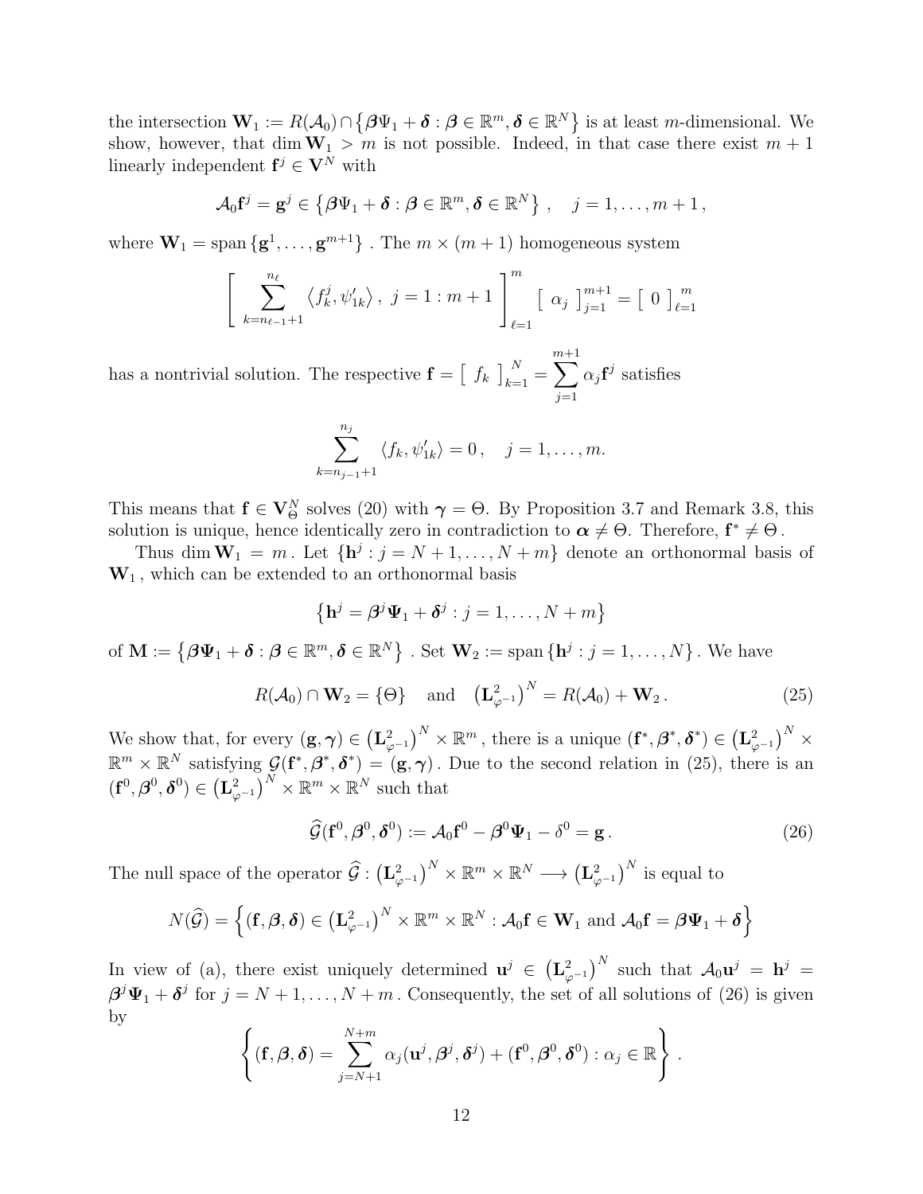the intersection $\mathbf{W}_1 := R(\mathcal{A}_0) \cap \{\boldsymbol{\beta}\Psi_1 + \boldsymbol{\delta} : \boldsymbol{\beta} \in \mathbb{R}^m, \boldsymbol{\delta} \in \mathbb{R}^N\}$ is at least $m$-dimensional. We show, however, that $\dim \mathbf{W}_1 > m$ is not possible. Indeed, in that case there exist $m+1$ linearly independent $\mathbf{f}^j \in \mathbf{V}^N$ with

$$\mathcal{A}_0 \mathbf{f}^j = \mathbf{g}^j \in \{\boldsymbol{\beta}\Psi_1 + \boldsymbol{\delta} : \boldsymbol{\beta} \in \mathbb{R}^m, \boldsymbol{\delta} \in \mathbb{R}^N\}, \quad j = 1, \ldots, m+1,$$

where $\mathbf{W}_1 = \operatorname{span}\{\mathbf{g}^1, \ldots, \mathbf{g}^{m+1}\}$. The $m \times (m+1)$ homogeneous system

$$\left[ \sum_{k=n_{\ell-1}+1}^{n_\ell} \left\langle f_k^j, \psi_{1k}' \right\rangle, \ j = 1 : m+1 \right]_{\ell=1}^{m} \left[ \ \alpha_j \ \right]_{j=1}^{m+1} = \left[ \ 0 \ \right]_{\ell=1}^{m}$$

has a nontrivial solution. The respective $\mathbf{f} = \left[ \ f_k \ \right]_{k=1}^N = \sum_{j=1}^{m+1} \alpha_j \mathbf{f}^j$ satisfies

$$\sum_{k=n_{j-1}+1}^{n_j} \langle f_k, \psi_{1k}' \rangle = 0, \quad j = 1, \ldots, m.$$

This means that $\mathbf{f} \in \mathbf{V}_\Theta^N$ solves (20) with $\boldsymbol{\gamma} = \Theta$. By Proposition 3.7 and Remark 3.8, this solution is unique, hence identically zero in contradiction to $\boldsymbol{\alpha} \neq \Theta$. Therefore, $\mathbf{f}^* \neq \Theta$.

Thus $\dim \mathbf{W}_1 = m$. Let $\{\mathbf{h}^j : j = N+1, \ldots, N+m\}$ denote an orthonormal basis of $\mathbf{W}_1$, which can be extended to an orthonormal basis

$$\{\mathbf{h}^j = \boldsymbol{\beta}^j \boldsymbol{\Psi}_1 + \boldsymbol{\delta}^j : j = 1, \ldots, N+m\}$$

of $\mathbf{M} := \{\boldsymbol{\beta}\boldsymbol{\Psi}_1 + \boldsymbol{\delta} : \boldsymbol{\beta} \in \mathbb{R}^m, \boldsymbol{\delta} \in \mathbb{R}^N\}$. Set $\mathbf{W}_2 := \operatorname{span}\{\mathbf{h}^j : j = 1, \ldots, N\}$. We have

$$R(\mathcal{A}_0) \cap \mathbf{W}_2 = \{\Theta\} \quad \text{and} \quad \left(\mathbf{L}^2_{\varphi^{-1}}\right)^N = R(\mathcal{A}_0) + \mathbf{W}_2. \tag{25}$$

We show that, for every $(\mathbf{g}, \boldsymbol{\gamma}) \in \left(\mathbf{L}^2_{\varphi^{-1}}\right)^N \times \mathbb{R}^m$, there is a unique $(\mathbf{f}^*, \boldsymbol{\beta}^*, \boldsymbol{\delta}^*) \in \left(\mathbf{L}^2_{\varphi^{-1}}\right)^N \times \mathbb{R}^m \times \mathbb{R}^N$ satisfying $\mathcal{G}(\mathbf{f}^*, \boldsymbol{\beta}^*, \boldsymbol{\delta}^*) = (\mathbf{g}, \boldsymbol{\gamma})$. Due to the second relation in (25), there is an $(\mathbf{f}^0, \boldsymbol{\beta}^0, \boldsymbol{\delta}^0) \in \left(\mathbf{L}^2_{\varphi^{-1}}\right)^N \times \mathbb{R}^m \times \mathbb{R}^N$ such that

$$\widehat{\mathcal{G}}(\mathbf{f}^0, \boldsymbol{\beta}^0, \boldsymbol{\delta}^0) := \mathcal{A}_0 \mathbf{f}^0 - \boldsymbol{\beta}^0 \boldsymbol{\Psi}_1 - \delta^0 = \mathbf{g}. \tag{26}$$

The null space of the operator $\widehat{\mathcal{G}} : \left(\mathbf{L}^2_{\varphi^{-1}}\right)^N \times \mathbb{R}^m \times \mathbb{R}^N \longrightarrow \left(\mathbf{L}^2_{\varphi^{-1}}\right)^N$ is equal to

$$N(\widehat{\mathcal{G}}) = \left\{ (\mathbf{f}, \boldsymbol{\beta}, \boldsymbol{\delta}) \in \left(\mathbf{L}^2_{\varphi^{-1}}\right)^N \times \mathbb{R}^m \times \mathbb{R}^N : \mathcal{A}_0 \mathbf{f} \in \mathbf{W}_1 \text{ and } \mathcal{A}_0 \mathbf{f} = \boldsymbol{\beta}\boldsymbol{\Psi}_1 + \boldsymbol{\delta} \right\}$$

In view of (a), there exist uniquely determined $\mathbf{u}^j \in \left(\mathbf{L}^2_{\varphi^{-1}}\right)^N$ such that $\mathcal{A}_0 \mathbf{u}^j = \mathbf{h}^j = \boldsymbol{\beta}^j \boldsymbol{\Psi}_1 + \boldsymbol{\delta}^j$ for $j = N+1, \ldots, N+m$. Consequently, the set of all solutions of (26) is given by

$$\left\{ (\mathbf{f}, \boldsymbol{\beta}, \boldsymbol{\delta}) = \sum_{j=N+1}^{N+m} \alpha_j (\mathbf{u}^j, \boldsymbol{\beta}^j, \boldsymbol{\delta}^j) + (\mathbf{f}^0, \boldsymbol{\beta}^0, \boldsymbol{\delta}^0) : \alpha_j \in \mathbb{R} \right\}.$$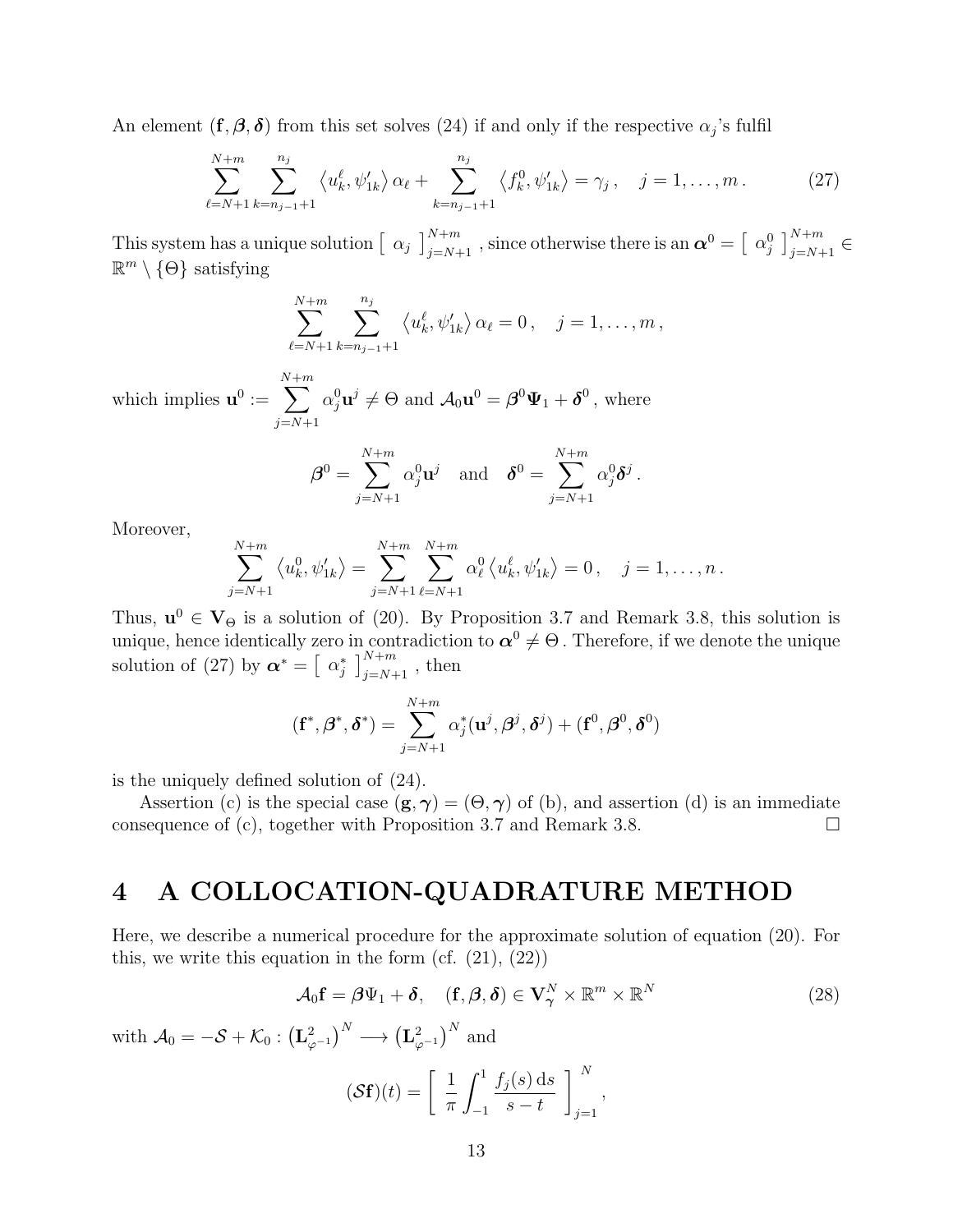An element $(\mathbf{f}, \boldsymbol{\beta}, \boldsymbol{\delta})$ from this set solves (24) if and only if the respective $\alpha_j$'s fulfil

$$\sum_{\ell=N+1}^{N+m} \sum_{k=n_{j-1}+1}^{n_j} \left\langle u_k^\ell, \psi_{1k}' \right\rangle \alpha_\ell + \sum_{k=n_{j-1}+1}^{n_j} \left\langle f_k^0, \psi_{1k}' \right\rangle = \gamma_j \,, \quad j = 1, \ldots, m \,. \tag{27}$$

This system has a unique solution $\left[ \begin{array}{c} \alpha_j \end{array} \right]_{j=N+1}^{N+m}$ , since otherwise there is an $\boldsymbol{\alpha}^0 = \left[ \begin{array}{c} \alpha_j^0 \end{array} \right]_{j=N+1}^{N+m} \in \mathbb{R}^m \setminus \{\Theta\}$ satisfying

$$\sum_{\ell=N+1}^{N+m} \sum_{k=n_{j-1}+1}^{n_j} \left\langle u_k^\ell, \psi_{1k}' \right\rangle \alpha_\ell = 0 \,, \quad j = 1, \ldots, m \,,$$

which implies $\mathbf{u}^0 := \displaystyle\sum_{j=N+1}^{N+m} \alpha_j^0 \mathbf{u}^j \neq \Theta$ and $\mathcal{A}_0 \mathbf{u}^0 = \boldsymbol{\beta}^0 \boldsymbol{\Psi}_1 + \boldsymbol{\delta}^0$ , where

$$\boldsymbol{\beta}^0 = \sum_{j=N+1}^{N+m} \alpha_j^0 \mathbf{u}^j \quad \text{and} \quad \boldsymbol{\delta}^0 = \sum_{j=N+1}^{N+m} \alpha_j^0 \boldsymbol{\delta}^j \,.$$

Moreover,

$$\sum_{j=N+1}^{N+m} \left\langle u_k^0, \psi_{1k}' \right\rangle = \sum_{j=N+1}^{N+m} \sum_{\ell=N+1}^{N+m} \alpha_\ell^0 \left\langle u_k^\ell, \psi_{1k}' \right\rangle = 0 \,, \quad j = 1, \ldots, n \,.$$

Thus, $\mathbf{u}^0 \in \mathbf{V}_\Theta$ is a solution of (20). By Proposition 3.7 and Remark 3.8, this solution is unique, hence identically zero in contradiction to $\boldsymbol{\alpha}^0 \neq \Theta$ . Therefore, if we denote the unique solution of (27) by $\boldsymbol{\alpha}^* = \left[ \begin{array}{c} \alpha_j^* \end{array} \right]_{j=N+1}^{N+m}$ , then

$$(\mathbf{f}^*, \boldsymbol{\beta}^*, \boldsymbol{\delta}^*) = \sum_{j=N+1}^{N+m} \alpha_j^* (\mathbf{u}^j, \boldsymbol{\beta}^j, \boldsymbol{\delta}^j) + (\mathbf{f}^0, \boldsymbol{\beta}^0, \boldsymbol{\delta}^0)$$

is the uniquely defined solution of (24).

Assertion (c) is the special case $(\mathbf{g}, \boldsymbol{\gamma}) = (\Theta, \boldsymbol{\gamma})$ of (b), and assertion (d) is an immediate consequence of (c), together with Proposition 3.7 and Remark 3.8. $\square$

# 4 A COLLOCATION-QUADRATURE METHOD

Here, we describe a numerical procedure for the approximate solution of equation (20). For this, we write this equation in the form (cf. (21), (22))

$$\mathcal{A}_0 \mathbf{f} = \boldsymbol{\beta} \Psi_1 + \boldsymbol{\delta}, \quad (\mathbf{f}, \boldsymbol{\beta}, \boldsymbol{\delta}) \in \mathbf{V}_{\boldsymbol{\gamma}}^N \times \mathbb{R}^m \times \mathbb{R}^N \tag{28}$$

with $\mathcal{A}_0 = -\mathcal{S} + \mathcal{K}_0 : \left(\mathbf{L}^2_{\varphi^{-1}}\right)^N \longrightarrow \left(\mathbf{L}^2_{\varphi^{-1}}\right)^N$ and

$$(\mathcal{S}\mathbf{f})(t) = \left[ \begin{array}{c} \dfrac{1}{\pi} \displaystyle\int_{-1}^{1} \dfrac{f_j(s)\, \mathrm{d}s}{s-t} \end{array} \right]_{j=1}^{N} ,$$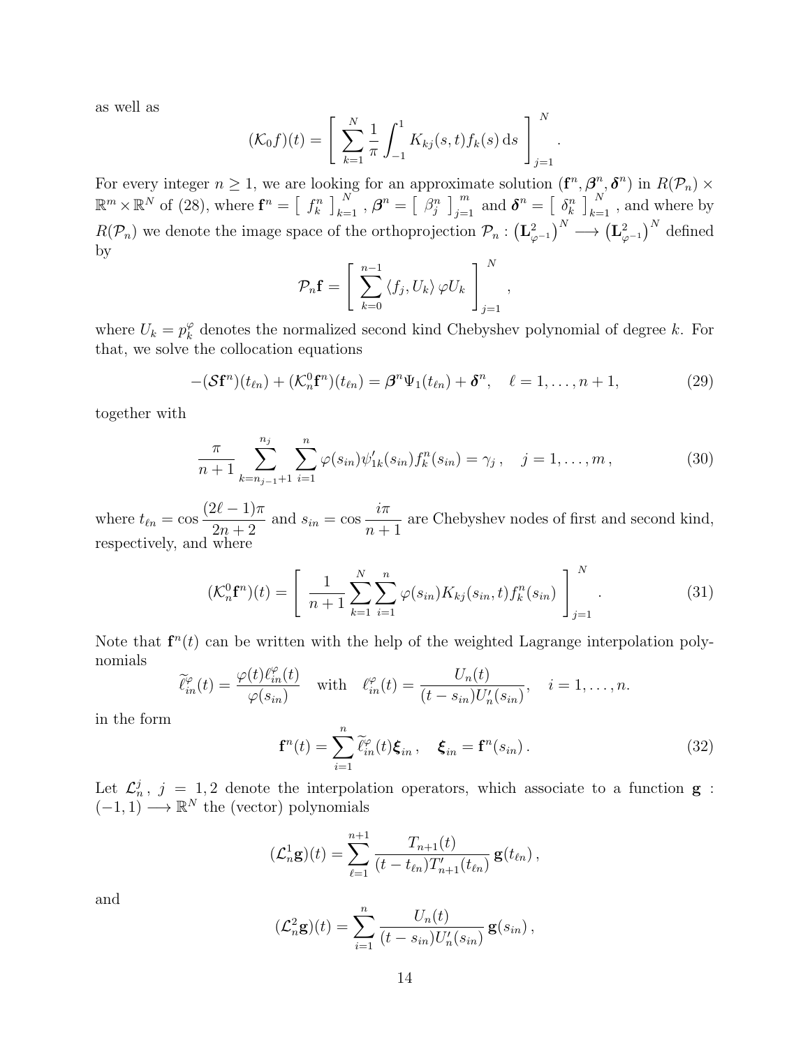as well as

$$(\mathcal{K}_0 f)(t) = \left[ \sum_{k=1}^{N} \frac{1}{\pi} \int_{-1}^{1} K_{kj}(s,t) f_k(s)\, \mathrm{d}s \right]_{j=1}^{N}.$$

For every integer $n \geq 1$, we are looking for an approximate solution $(\mathbf{f}^n, \boldsymbol{\beta}^n, \boldsymbol{\delta}^n)$ in $R(\mathcal{P}_n) \times \mathbb{R}^m \times \mathbb{R}^N$ of (28), where $\mathbf{f}^n = \left[\ f_k^n\ \right]_{k=1}^{N}$, $\boldsymbol{\beta}^n = \left[\ \beta_j^n\ \right]_{j=1}^{m}$ and $\boldsymbol{\delta}^n = \left[\ \delta_k^n\ \right]_{k=1}^{N}$, and where by $R(\mathcal{P}_n)$ we denote the image space of the orthoprojection $\mathcal{P}_n : \left(\mathbf{L}^2_{\varphi^{-1}}\right)^N \longrightarrow \left(\mathbf{L}^2_{\varphi^{-1}}\right)^N$ defined by

$$\mathcal{P}_n \mathbf{f} = \left[ \sum_{k=0}^{n-1} \langle f_j, U_k \rangle \, \varphi U_k \right]_{j=1}^{N},$$

where $U_k = p_k^{\varphi}$ denotes the normalized second kind Chebyshev polynomial of degree $k$. For that, we solve the collocation equations

$$-(\mathcal{S}\mathbf{f}^n)(t_{\ell n}) + (\mathcal{K}_n^0 \mathbf{f}^n)(t_{\ell n}) = \boldsymbol{\beta}^n \Psi_1(t_{\ell n}) + \boldsymbol{\delta}^n, \quad \ell = 1, \ldots, n+1, \tag{29}$$

together with

$$\frac{\pi}{n+1} \sum_{k=n_{j-1}+1}^{n_j} \sum_{i=1}^{n} \varphi(s_{in}) \psi'_{1k}(s_{in}) f_k^n(s_{in}) = \gamma_j\,, \quad j = 1, \ldots, m\,, \tag{30}$$

where $t_{\ell n} = \cos \dfrac{(2\ell - 1)\pi}{2n+2}$ and $s_{in} = \cos \dfrac{i\pi}{n+1}$ are Chebyshev nodes of first and second kind, respectively, and where

$$(\mathcal{K}_n^0 \mathbf{f}^n)(t) = \left[ \frac{1}{n+1} \sum_{k=1}^{N} \sum_{i=1}^{n} \varphi(s_{in}) K_{kj}(s_{in}, t) f_k^n(s_{in}) \right]_{j=1}^{N}. \tag{31}$$

Note that $\mathbf{f}^n(t)$ can be written with the help of the weighted Lagrange interpolation polynomials

$$\widetilde{\ell}_{in}^{\varphi}(t) = \frac{\varphi(t) \ell_{in}^{\varphi}(t)}{\varphi(s_{in})} \quad \text{with} \quad \ell_{in}^{\varphi}(t) = \frac{U_n(t)}{(t - s_{in}) U_n'(s_{in})}, \quad i = 1, \ldots, n.$$

in the form

$$\mathbf{f}^n(t) = \sum_{i=1}^{n} \widetilde{\ell}_{in}^{\varphi}(t) \boldsymbol{\xi}_{in}\,, \quad \boldsymbol{\xi}_{in} = \mathbf{f}^n(s_{in})\,. \tag{32}$$

Let $\mathcal{L}_n^j$, $j = 1, 2$ denote the interpolation operators, which associate to a function $\mathbf{g} : (-1, 1) \longrightarrow \mathbb{R}^N$ the (vector) polynomials

$$(\mathcal{L}_n^1 \mathbf{g})(t) = \sum_{\ell=1}^{n+1} \frac{T_{n+1}(t)}{(t - t_{\ell n}) T'_{n+1}(t_{\ell n})} \, \mathbf{g}(t_{\ell n})\,,$$

and

$$(\mathcal{L}_n^2 \mathbf{g})(t) = \sum_{i=1}^{n} \frac{U_n(t)}{(t - s_{in}) U_n'(s_{in})} \, \mathbf{g}(s_{in})\,,$$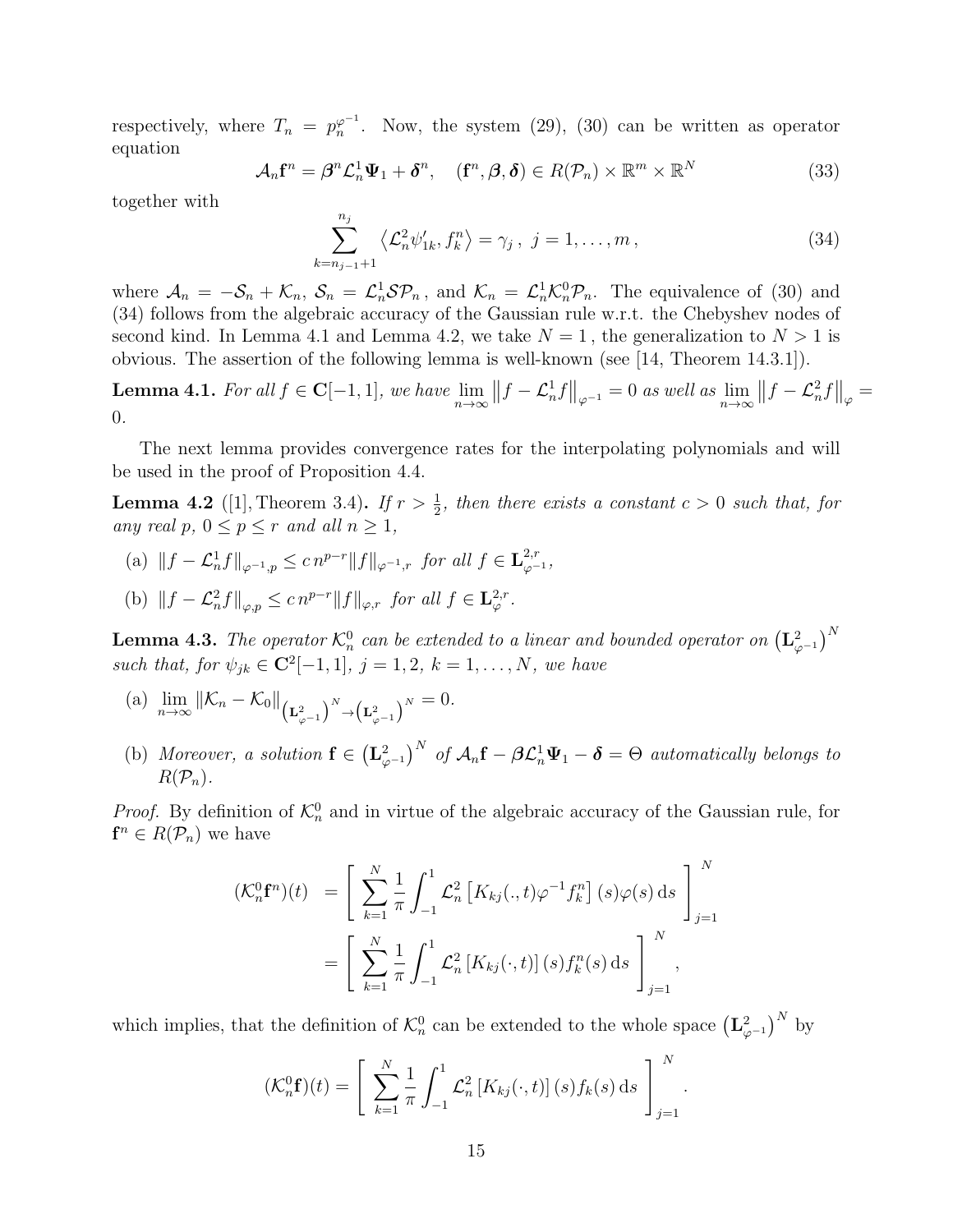respectively, where $T_n = p_n^{\varphi^{-1}}$. Now, the system (29), (30) can be written as operator equation

$$\mathcal{A}_n \mathbf{f}^n = \boldsymbol{\beta}^n \mathcal{L}_n^1 \boldsymbol{\Psi}_1 + \boldsymbol{\delta}^n, \quad (\mathbf{f}^n, \boldsymbol{\beta}, \boldsymbol{\delta}) \in R(\mathcal{P}_n) \times \mathbb{R}^m \times \mathbb{R}^N \tag{33}$$

together with

$$\sum_{k=n_{j-1}+1}^{n_j} \left\langle \mathcal{L}_n^2 \psi_{1k}', f_k^n \right\rangle = \gamma_j \,, \; j = 1, \ldots, m \,, \tag{34}$$

where $\mathcal{A}_n = -\mathcal{S}_n + \mathcal{K}_n$, $\mathcal{S}_n = \mathcal{L}_n^1 \mathcal{S} \mathcal{P}_n$, and $\mathcal{K}_n = \mathcal{L}_n^1 \mathcal{K}_n^0 \mathcal{P}_n$. The equivalence of (30) and (34) follows from the algebraic accuracy of the Gaussian rule w.r.t. the Chebyshev nodes of second kind. In Lemma 4.1 and Lemma 4.2, we take $N = 1$, the generalization to $N > 1$ is obvious. The assertion of the following lemma is well-known (see [14, Theorem 14.3.1]).

**Lemma 4.1.** *For all $f \in \mathbf{C}[-1, 1]$, we have $\lim_{n\to\infty} \left\| f - \mathcal{L}_n^1 f \right\|_{\varphi^{-1}} = 0$ as well as $\lim_{n\to\infty} \left\| f - \mathcal{L}_n^2 f \right\|_{\varphi} = 0$.*

The next lemma provides convergence rates for the interpolating polynomials and will be used in the proof of Proposition 4.4.

**Lemma 4.2** ([1], Theorem 3.4)**.** *If $r > \frac{1}{2}$, then there exists a constant $c > 0$ such that, for any real $p$, $0 \le p \le r$ and all $n \ge 1$,*

(a) $\|f - \mathcal{L}_n^1 f\|_{\varphi^{-1},p} \le c\, n^{p-r} \|f\|_{\varphi^{-1},r}$ *for all* $f \in \mathbf{L}^{2,r}_{\varphi^{-1}}$,

(b) $\|f - \mathcal{L}_n^2 f\|_{\varphi,p} \le c\, n^{p-r} \|f\|_{\varphi,r}$ *for all* $f \in \mathbf{L}^{2,r}_{\varphi}$.

**Lemma 4.3.** *The operator $\mathcal{K}_n^0$ can be extended to a linear and bounded operator on $\left(\mathbf{L}^2_{\varphi^{-1}}\right)^N$ such that, for $\psi_{jk} \in \mathbf{C}^2[-1, 1]$, $j = 1, 2$, $k = 1, \ldots, N$, we have*

(a) $\lim_{n\to\infty} \|\mathcal{K}_n - \mathcal{K}_0\|_{\left(\mathbf{L}^2_{\varphi^{-1}}\right)^N \to \left(\mathbf{L}^2_{\varphi^{-1}}\right)^N} = 0.$

(b) *Moreover, a solution $\mathbf{f} \in \left(\mathbf{L}^2_{\varphi^{-1}}\right)^N$ of $\mathcal{A}_n \mathbf{f} - \boldsymbol{\beta} \mathcal{L}_n^1 \boldsymbol{\Psi}_1 - \boldsymbol{\delta} = \Theta$ automatically belongs to $R(\mathcal{P}_n)$.*

*Proof.* By definition of $\mathcal{K}_n^0$ and in virtue of the algebraic accuracy of the Gaussian rule, for $\mathbf{f}^n \in R(\mathcal{P}_n)$ we have

$$\begin{aligned}
(\mathcal{K}_n^0 \mathbf{f}^n)(t) &= \left[ \; \sum_{k=1}^N \frac{1}{\pi} \int_{-1}^1 \mathcal{L}_n^2 \left[ K_{kj}(.,t) \varphi^{-1} f_k^n \right](s) \varphi(s) \, \mathrm{d}s \; \right]_{j=1}^N \\
&= \left[ \; \sum_{k=1}^N \frac{1}{\pi} \int_{-1}^1 \mathcal{L}_n^2 \left[ K_{kj}(\cdot,t) \right](s) f_k^n(s) \, \mathrm{d}s \; \right]_{j=1}^N ,
\end{aligned}$$

which implies, that the definition of $\mathcal{K}_n^0$ can be extended to the whole space $\left(\mathbf{L}^2_{\varphi^{-1}}\right)^N$ by

$$(\mathcal{K}_n^0 \mathbf{f})(t) = \left[ \; \sum_{k=1}^N \frac{1}{\pi} \int_{-1}^1 \mathcal{L}_n^2 \left[ K_{kj}(\cdot,t) \right](s) f_k(s) \, \mathrm{d}s \; \right]_{j=1}^N .$$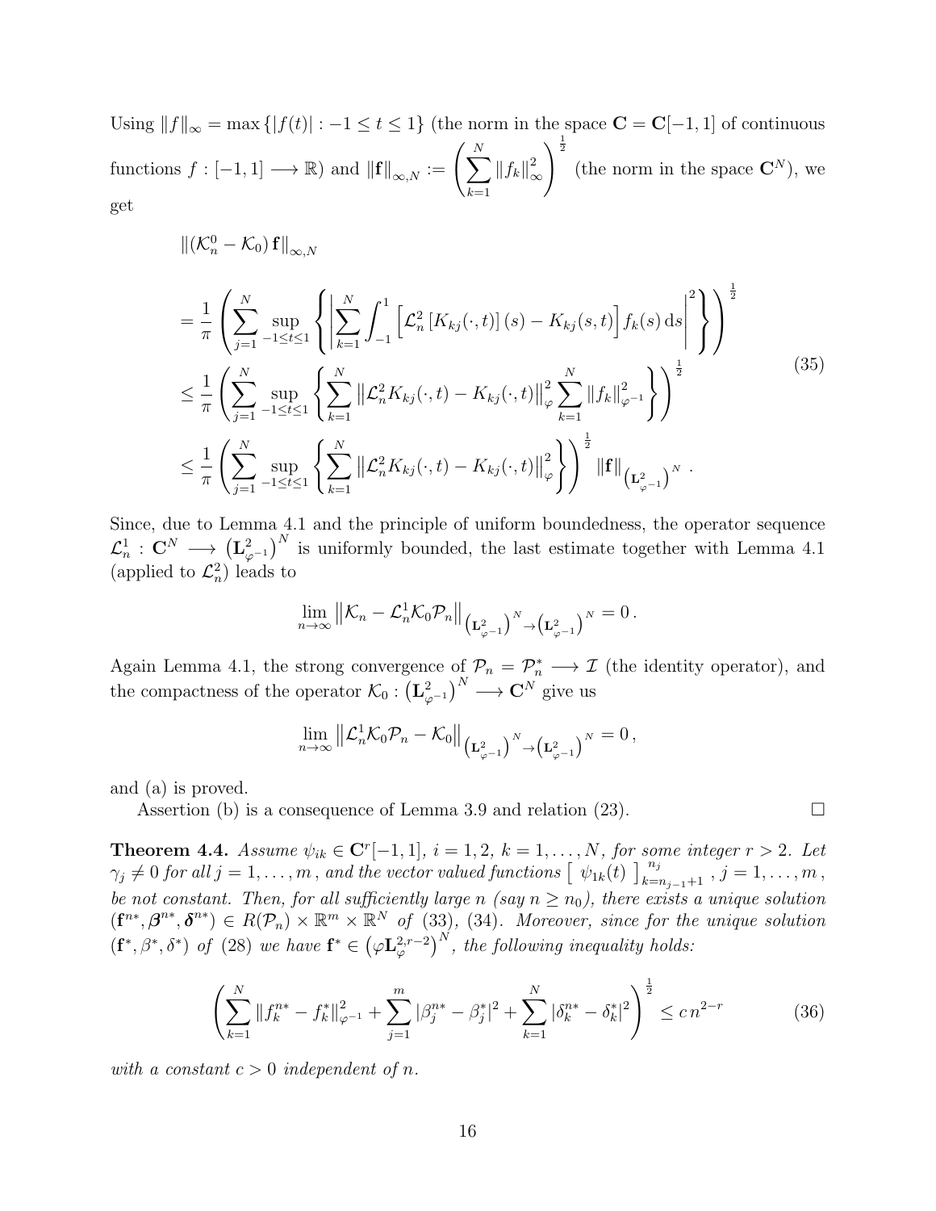Using $\|f\|_\infty = \max\{|f(t)| : -1 \le t \le 1\}$ (the norm in the space $\mathbf{C} = \mathbf{C}[-1,1]$ of continuous functions $f : [-1,1] \longrightarrow \mathbb{R}$) and $\|\mathbf{f}\|_{\infty,N} := \left( \sum_{k=1}^N \|f_k\|_\infty^2 \right)^{\frac{1}{2}}$ (the norm in the space $\mathbf{C}^N$), we get

$$
\begin{aligned}
&\left\| \left(\mathcal{K}_n^0 - \mathcal{K}_0\right) \mathbf{f} \right\|_{\infty,N} \\
&= \frac{1}{\pi} \left( \sum_{j=1}^N \sup_{-1\le t\le 1} \left\{ \left| \sum_{k=1}^N \int_{-1}^1 \left[ \mathcal{L}_n^2 \left[K_{kj}(\cdot,t)\right](s) - K_{kj}(s,t) \right] f_k(s)\, \mathrm{d}s \right|^2 \right\} \right)^{\frac{1}{2}} \\
&\le \frac{1}{\pi} \left( \sum_{j=1}^N \sup_{-1\le t\le 1} \left\{ \sum_{k=1}^N \left\| \mathcal{L}_n^2 K_{kj}(\cdot,t) - K_{kj}(\cdot,t) \right\|_\varphi^2 \sum_{k=1}^N \|f_k\|_{\varphi^{-1}}^2 \right\} \right)^{\frac{1}{2}} \\
&\le \frac{1}{\pi} \left( \sum_{j=1}^N \sup_{-1\le t\le 1} \left\{ \sum_{k=1}^N \left\| \mathcal{L}_n^2 K_{kj}(\cdot,t) - K_{kj}(\cdot,t) \right\|_\varphi^2 \right\} \right)^{\frac{1}{2}} \|\mathbf{f}\|_{\left(\mathbf{L}^2_{\varphi^{-1}}\right)^N} .
\end{aligned}
\tag{35}
$$

Since, due to Lemma 4.1 and the principle of uniform boundedness, the operator sequence $\mathcal{L}_n^1 : \mathbf{C}^N \longrightarrow \left(\mathbf{L}^2_{\varphi^{-1}}\right)^N$ is uniformly bounded, the last estimate together with Lemma 4.1 (applied to $\mathcal{L}_n^2$) leads to

$$
\lim_{n\to\infty} \left\| \mathcal{K}_n - \mathcal{L}_n^1 \mathcal{K}_0 \mathcal{P}_n \right\|_{\left(\mathbf{L}^2_{\varphi^{-1}}\right)^N \to \left(\mathbf{L}^2_{\varphi^{-1}}\right)^N} = 0 .
$$

Again Lemma 4.1, the strong convergence of $\mathcal{P}_n = \mathcal{P}_n^* \longrightarrow \mathcal{I}$ (the identity operator), and the compactness of the operator $\mathcal{K}_0 : \left(\mathbf{L}^2_{\varphi^{-1}}\right)^N \longrightarrow \mathbf{C}^N$ give us

$$
\lim_{n\to\infty} \left\| \mathcal{L}_n^1 \mathcal{K}_0 \mathcal{P}_n - \mathcal{K}_0 \right\|_{\left(\mathbf{L}^2_{\varphi^{-1}}\right)^N \to \left(\mathbf{L}^2_{\varphi^{-1}}\right)^N} = 0 ,
$$

and (a) is proved.

Assertion (b) is a consequence of Lemma 3.9 and relation (23). $\square$

**Theorem 4.4.** *Assume $\psi_{ik} \in \mathbf{C}^r[-1,1]$, $i = 1, 2$, $k = 1, \ldots, N$, for some integer $r > 2$. Let $\gamma_j \neq 0$ for all $j = 1, \ldots, m$, and the vector valued functions $\left[\ \psi_{1k}(t)\ \right]_{k=n_{j-1}+1}^{n_j}$, $j = 1, \ldots, m$, be not constant. Then, for all sufficiently large $n$ (say $n \ge n_0$), there exists a unique solution $(\mathbf{f}^{n*}, \boldsymbol{\beta}^{n*}, \boldsymbol{\delta}^{n*}) \in R(\mathcal{P}_n) \times \mathbb{R}^m \times \mathbb{R}^N$ of (33), (34). Moreover, since for the unique solution $(\mathbf{f}^*, \beta^*, \delta^*)$ of (28) we have $\mathbf{f}^* \in \left(\varphi \mathbf{L}^{2,r-2}_\varphi\right)^N$, the following inequality holds:*

$$
\left( \sum_{k=1}^N \|f_k^{n*} - f_k^*\|_{\varphi^{-1}}^2 + \sum_{j=1}^m |\beta_j^{n*} - \beta_j^*|^2 + \sum_{k=1}^N |\delta_k^{n*} - \delta_k^*|^2 \right)^{\frac{1}{2}} \le c\, n^{2-r} \tag{36}
$$

*with a constant $c > 0$ independent of $n$.*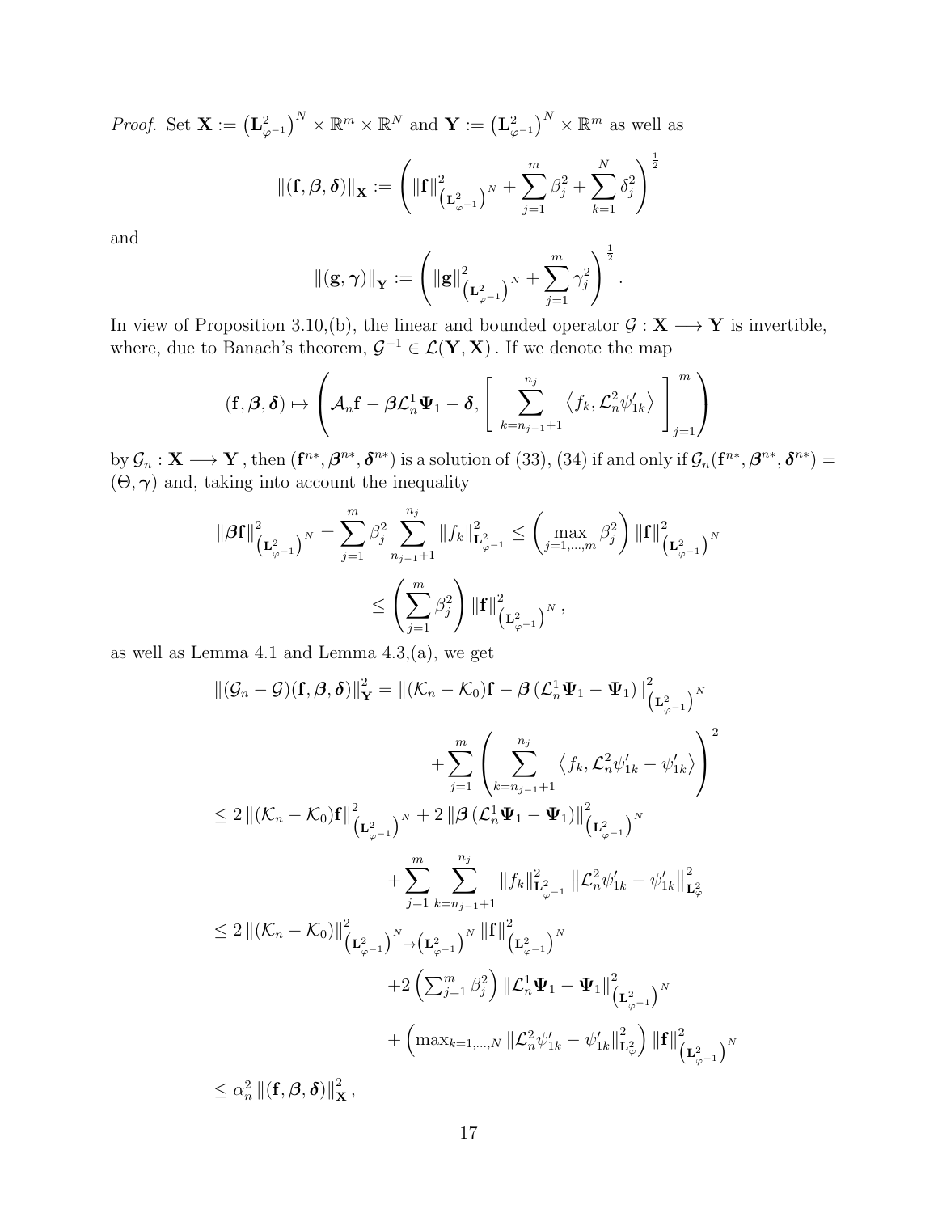*Proof.* Set $\mathbf{X} := \left(\mathbf{L}^2_{\varphi^{-1}}\right)^N \times \mathbb{R}^m \times \mathbb{R}^N$ and $\mathbf{Y} := \left(\mathbf{L}^2_{\varphi^{-1}}\right)^N \times \mathbb{R}^m$ as well as

$$\|(\mathbf{f},\boldsymbol{\beta},\boldsymbol{\delta})\|_{\mathbf{X}} := \left( \|\mathbf{f}\|^2_{\left(\mathbf{L}^2_{\varphi^{-1}}\right)^N} + \sum_{j=1}^m \beta_j^2 + \sum_{k=1}^N \delta_j^2 \right)^{\frac{1}{2}}$$

and

$$\|(\mathbf{g},\boldsymbol{\gamma})\|_{\mathbf{Y}} := \left( \|\mathbf{g}\|^2_{\left(\mathbf{L}^2_{\varphi^{-1}}\right)^N} + \sum_{j=1}^m \gamma_j^2 \right)^{\frac{1}{2}}.$$

In view of Proposition 3.10,(b), the linear and bounded operator $\mathcal{G} : \mathbf{X} \longrightarrow \mathbf{Y}$ is invertible, where, due to Banach's theorem, $\mathcal{G}^{-1} \in \mathcal{L}(\mathbf{Y},\mathbf{X})$. If we denote the map

$$(\mathbf{f},\boldsymbol{\beta},\boldsymbol{\delta}) \mapsto \left( \mathcal{A}_n \mathbf{f} - \boldsymbol{\beta}\mathcal{L}^1_n \boldsymbol{\Psi}_1 - \boldsymbol{\delta}, \left[\, \sum_{k=n_{j-1}+1}^{n_j} \left\langle f_k, \mathcal{L}^2_n \psi'_{1k} \right\rangle \,\right]_{j=1}^m \right)$$

by $\mathcal{G}_n : \mathbf{X} \longrightarrow \mathbf{Y}$, then $(\mathbf{f}^{n*},\boldsymbol{\beta}^{n*},\boldsymbol{\delta}^{n*})$ is a solution of (33), (34) if and only if $\mathcal{G}_n(\mathbf{f}^{n*},\boldsymbol{\beta}^{n*},\boldsymbol{\delta}^{n*}) = (\Theta,\boldsymbol{\gamma})$ and, taking into account the inequality

$$\begin{aligned}
\|\boldsymbol{\beta}\mathbf{f}\|^2_{\left(\mathbf{L}^2_{\varphi^{-1}}\right)^N} &= \sum_{j=1}^m \beta_j^2 \sum_{n_{j-1}+1}^{n_j} \|f_k\|^2_{\mathbf{L}^2_{\varphi^{-1}}} \le \left( \max_{j=1,\ldots,m} \beta_j^2 \right) \|\mathbf{f}\|^2_{\left(\mathbf{L}^2_{\varphi^{-1}}\right)^N} \\
&\le \left( \sum_{j=1}^m \beta_j^2 \right) \|\mathbf{f}\|^2_{\left(\mathbf{L}^2_{\varphi^{-1}}\right)^N},
\end{aligned}$$

as well as Lemma 4.1 and Lemma 4.3,(a), we get

$$\begin{aligned}
\|(\mathcal{G}_n - \mathcal{G})(\mathbf{f},\boldsymbol{\beta},\boldsymbol{\delta})\|^2_{\mathbf{Y}} &= \left\|(\mathcal{K}_n - \mathcal{K}_0)\mathbf{f} - \boldsymbol{\beta}\left(\mathcal{L}^1_n\boldsymbol{\Psi}_1 - \boldsymbol{\Psi}_1\right)\right\|^2_{\left(\mathbf{L}^2_{\varphi^{-1}}\right)^N} \\
&\qquad + \sum_{j=1}^m \left( \sum_{k=n_{j-1}+1}^{n_j} \left\langle f_k, \mathcal{L}^2_n\psi'_{1k} - \psi'_{1k} \right\rangle \right)^2 \\
&\le 2\left\|(\mathcal{K}_n - \mathcal{K}_0)\mathbf{f}\right\|^2_{\left(\mathbf{L}^2_{\varphi^{-1}}\right)^N} + 2\left\|\boldsymbol{\beta}\left(\mathcal{L}^1_n\boldsymbol{\Psi}_1 - \boldsymbol{\Psi}_1\right)\right\|^2_{\left(\mathbf{L}^2_{\varphi^{-1}}\right)^N} \\
&\qquad + \sum_{j=1}^m \sum_{k=n_{j-1}+1}^{n_j} \|f_k\|^2_{\mathbf{L}^2_{\varphi^{-1}}} \left\|\mathcal{L}^2_n\psi'_{1k} - \psi'_{1k}\right\|^2_{\mathbf{L}^2_\varphi} \\
&\le 2\left\|(\mathcal{K}_n - \mathcal{K}_0)\right\|^2_{\left(\mathbf{L}^2_{\varphi^{-1}}\right)^N \to \left(\mathbf{L}^2_{\varphi^{-1}}\right)^N} \|\mathbf{f}\|^2_{\left(\mathbf{L}^2_{\varphi^{-1}}\right)^N} \\
&\qquad + 2\left(\textstyle\sum_{j=1}^m \beta_j^2\right) \left\|\mathcal{L}^1_n\boldsymbol{\Psi}_1 - \boldsymbol{\Psi}_1\right\|^2_{\left(\mathbf{L}^2_{\varphi^{-1}}\right)^N} \\
&\qquad + \left(\max_{k=1,\ldots,N} \left\|\mathcal{L}^2_n\psi'_{1k} - \psi'_{1k}\right\|^2_{\mathbf{L}^2_\varphi}\right) \|\mathbf{f}\|^2_{\left(\mathbf{L}^2_{\varphi^{-1}}\right)^N} \\
&\le \alpha_n^2 \|(\mathbf{f},\boldsymbol{\beta},\boldsymbol{\delta})\|^2_{\mathbf{X}},
\end{aligned}$$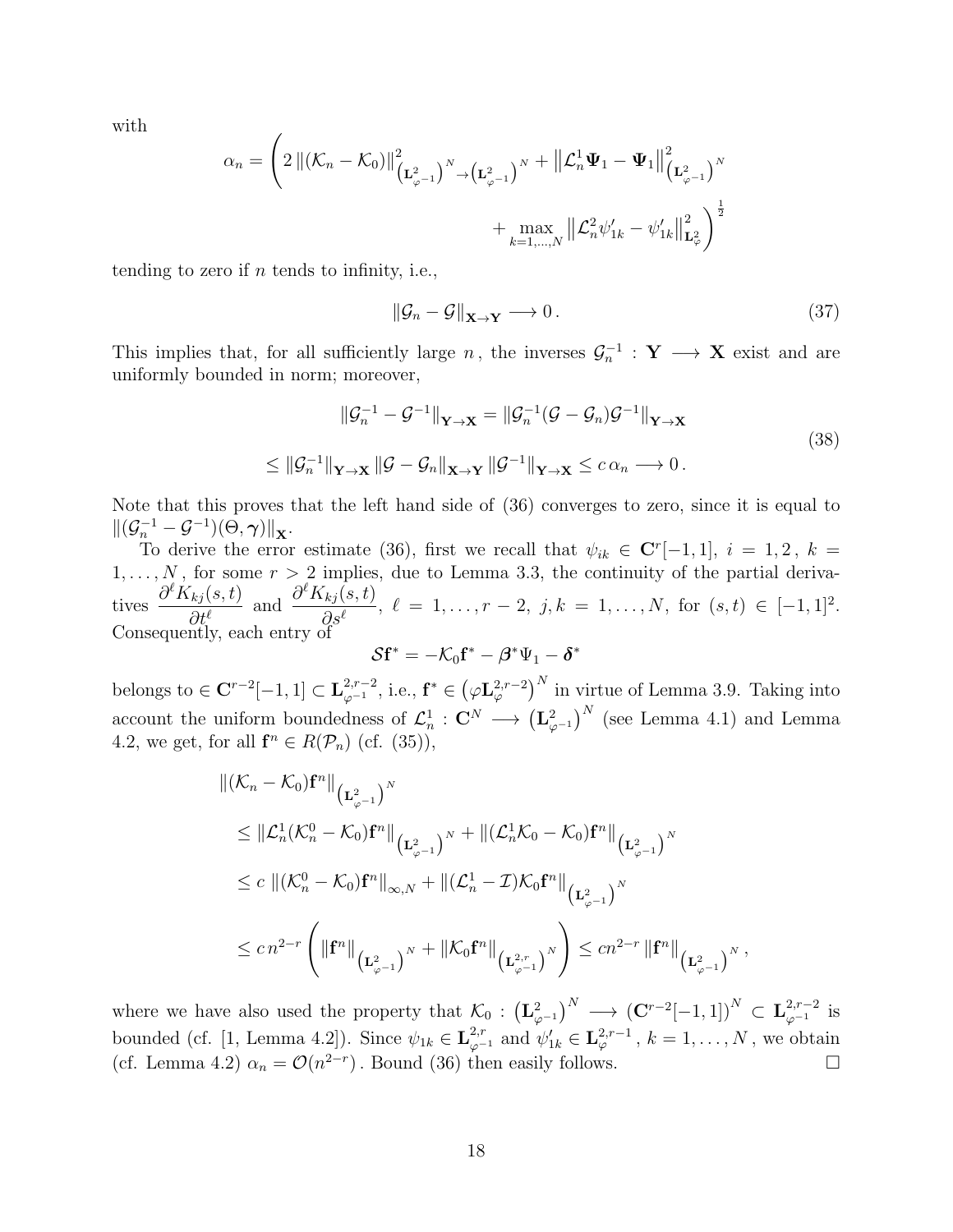with

$$\alpha_n = \left( 2 \left\| (\mathcal{K}_n - \mathcal{K}_0) \right\|^2_{\left(\mathbf{L}^2_{\varphi^{-1}}\right)^N \to \left(\mathbf{L}^2_{\varphi^{-1}}\right)^N} + \left\| \mathcal{L}^1_n \boldsymbol{\Psi}_1 - \boldsymbol{\Psi}_1 \right\|^2_{\left(\mathbf{L}^2_{\varphi^{-1}}\right)^N} + \max_{k=1,\ldots,N} \left\| \mathcal{L}^2_n \psi'_{1k} - \psi'_{1k} \right\|^2_{\mathbf{L}^2_{\varphi}} \right)^{\frac{1}{2}}$$

tending to zero if $n$ tends to infinity, i.e.,

$$\|\mathcal{G}_n - \mathcal{G}\|_{\mathbf{X} \to \mathbf{Y}} \longrightarrow 0 \,. \tag{37}$$

This implies that, for all sufficiently large $n$, the inverses $\mathcal{G}_n^{-1} : \mathbf{Y} \longrightarrow \mathbf{X}$ exist and are uniformly bounded in norm; moreover,

$$\begin{aligned} \|\mathcal{G}_n^{-1} - \mathcal{G}^{-1}\|_{\mathbf{Y} \to \mathbf{X}} &= \|\mathcal{G}_n^{-1}(\mathcal{G} - \mathcal{G}_n)\mathcal{G}^{-1}\|_{\mathbf{Y} \to \mathbf{X}} \\ &\le \|\mathcal{G}_n^{-1}\|_{\mathbf{Y} \to \mathbf{X}} \, \|\mathcal{G} - \mathcal{G}_n\|_{\mathbf{X} \to \mathbf{Y}} \, \|\mathcal{G}^{-1}\|_{\mathbf{Y} \to \mathbf{X}} \le c\, \alpha_n \longrightarrow 0 \,. \end{aligned} \tag{38}$$

Note that this proves that the left hand side of (36) converges to zero, since it is equal to $\|(\mathcal{G}_n^{-1} - \mathcal{G}^{-1})(\Theta, \boldsymbol{\gamma})\|_{\mathbf{X}}$.

To derive the error estimate (36), first we recall that $\psi_{ik} \in \mathbf{C}^r[-1,1]$, $i = 1, 2$, $k = 1, \ldots, N$, for some $r > 2$ implies, due to Lemma 3.3, the continuity of the partial derivatives $\dfrac{\partial^\ell K_{kj}(s,t)}{\partial t^\ell}$ and $\dfrac{\partial^\ell K_{kj}(s,t)}{\partial s^\ell}$, $\ell = 1, \ldots, r-2$, $j, k = 1, \ldots, N$, for $(s,t) \in [-1,1]^2$. Consequently, each entry of

$$\mathcal{S}\mathbf{f}^* = -\mathcal{K}_0 \mathbf{f}^* - \boldsymbol{\beta}^* \Psi_1 - \boldsymbol{\delta}^*$$

belongs to $\in \mathbf{C}^{r-2}[-1,1] \subset \mathbf{L}^{2,r-2}_{\varphi^{-1}}$, i.e., $\mathbf{f}^* \in \left(\varphi \mathbf{L}^{2,r-2}_{\varphi}\right)^N$ in virtue of Lemma 3.9. Taking into account the uniform boundedness of $\mathcal{L}^1_n : \mathbf{C}^N \longrightarrow \left(\mathbf{L}^2_{\varphi^{-1}}\right)^N$ (see Lemma 4.1) and Lemma 4.2, we get, for all $\mathbf{f}^n \in R(\mathcal{P}_n)$ (cf. (35)),

$$\begin{aligned} &\|(\mathcal{K}_n - \mathcal{K}_0)\mathbf{f}^n\|_{\left(\mathbf{L}^2_{\varphi^{-1}}\right)^N} \\ &\le \|\mathcal{L}^1_n(\mathcal{K}^0_n - \mathcal{K}_0)\mathbf{f}^n\|_{\left(\mathbf{L}^2_{\varphi^{-1}}\right)^N} + \|(\mathcal{L}^1_n \mathcal{K}_0 - \mathcal{K}_0)\mathbf{f}^n\|_{\left(\mathbf{L}^2_{\varphi^{-1}}\right)^N} \\ &\le c\, \|(\mathcal{K}^0_n - \mathcal{K}_0)\mathbf{f}^n\|_{\infty, N} + \|(\mathcal{L}^1_n - \mathcal{I})\mathcal{K}_0 \mathbf{f}^n\|_{\left(\mathbf{L}^2_{\varphi^{-1}}\right)^N} \\ &\le c\, n^{2-r} \left( \|\mathbf{f}^n\|_{\left(\mathbf{L}^2_{\varphi^{-1}}\right)^N} + \|\mathcal{K}_0 \mathbf{f}^n\|_{\left(\mathbf{L}^{2,r}_{\varphi^{-1}}\right)^N} \right) \le c n^{2-r} \, \|\mathbf{f}^n\|_{\left(\mathbf{L}^2_{\varphi^{-1}}\right)^N} , \end{aligned}$$

where we have also used the property that $\mathcal{K}_0 : \left(\mathbf{L}^2_{\varphi^{-1}}\right)^N \longrightarrow \left(\mathbf{C}^{r-2}[-1,1]\right)^N \subset \mathbf{L}^{2,r-2}_{\varphi^{-1}}$ is bounded (cf. [1, Lemma 4.2]). Since $\psi_{1k} \in \mathbf{L}^{2,r}_{\varphi^{-1}}$ and $\psi'_{1k} \in \mathbf{L}^{2,r-1}_{\varphi}$, $k = 1, \ldots, N$, we obtain (cf. Lemma 4.2) $\alpha_n = \mathcal{O}(n^{2-r})$. Bound (36) then easily follows. □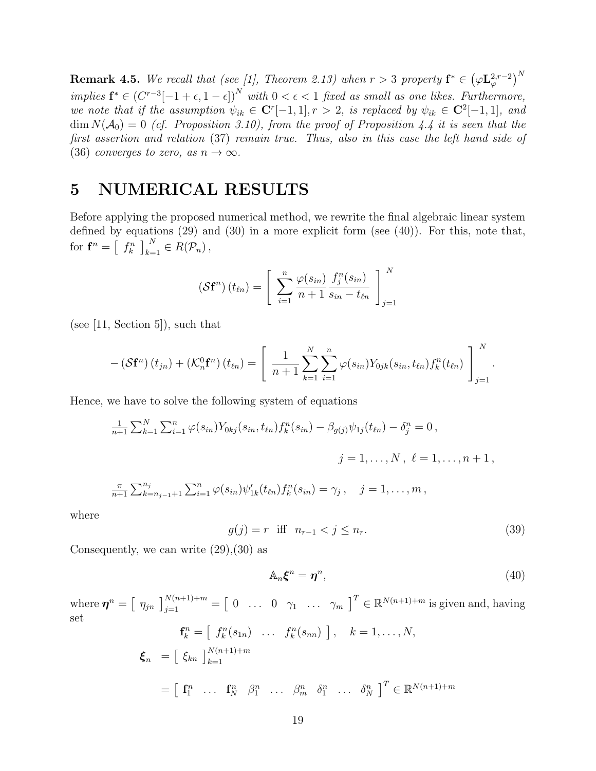**Remark 4.5.** *We recall that (see [1], Theorem 2.13) when $r > 3$ property $\mathbf{f}^* \in \left(\varphi \mathbf{L}_\varphi^{2,r-2}\right)^N$ implies $\mathbf{f}^* \in \left(C^{r-3}[-1+\epsilon, 1-\epsilon]\right)^N$ with $0 < \epsilon < 1$ fixed as small as one likes. Furthermore, we note that if the assumption $\psi_{ik} \in \mathbf{C}^r[-1,1], r > 2$, is replaced by $\psi_{ik} \in \mathbf{C}^2[-1,1]$, and $\dim N(\mathcal{A}_0) = 0$ (cf. Proposition 3.10), from the proof of Proposition 4.4 it is seen that the first assertion and relation (37) remain true. Thus, also in this case the left hand side of (36) converges to zero, as $n \to \infty$.*

# 5 NUMERICAL RESULTS

Before applying the proposed numerical method, we rewrite the final algebraic linear system defined by equations (29) and (30) in a more explicit form (see (40)). For this, note that, for $\mathbf{f}^n = \left[\ f_k^n\ \right]_{k=1}^N \in R(\mathcal{P}_n)$,

$$
\left(\mathcal{S}\mathbf{f}^n\right)(t_{\ell n}) = \left[\ \sum_{i=1}^n \frac{\varphi(s_{in})}{n+1} \frac{f_j^n(s_{in})}{s_{in} - t_{\ell n}}\ \right]_{j=1}^N
$$

(see [11, Section 5]), such that

$$
-\left(\mathcal{S}\mathbf{f}^n\right)(t_{jn}) + \left(\mathcal{K}_n^0 \mathbf{f}^n\right)(t_{\ell n}) = \left[\ \frac{1}{n+1} \sum_{k=1}^N \sum_{i=1}^n \varphi(s_{in}) Y_{0jk}(s_{in}, t_{\ell n}) f_k^n(t_{\ell n})\ \right]_{j=1}^N .
$$

Hence, we have to solve the following system of equations

$$
\tfrac{1}{n+1} \sum_{k=1}^N \sum_{i=1}^n \varphi(s_{in}) Y_{0kj}(s_{in}, t_{\ell n}) f_k^n(s_{in}) - \beta_{g(j)} \psi_{1j}(t_{\ell n}) - \delta_j^n = 0 ,
$$

$$
j = 1, \ldots, N ,\ \ell = 1, \ldots, n+1 ,
$$

$$
\tfrac{\pi}{n+1} \sum_{k=n_{j-1}+1}^{n_j} \sum_{i=1}^n \varphi(s_{in}) \psi_{1k}'(t_{\ell n}) f_k^n(s_{in}) = \gamma_j , \quad j = 1, \ldots, m ,
$$

where

$$
g(j) = r \ \text{ iff } \ n_{r-1} < j \le n_r. \tag{39}
$$

Consequently, we can write (29),(30) as

$$
\mathbb{A}_n \boldsymbol{\xi}^n = \boldsymbol{\eta}^n, \tag{40}
$$

where $\boldsymbol{\eta}^n = \left[\ \eta_{jn}\ \right]_{j=1}^{N(n+1)+m} = \left[\ 0 \quad \ldots \quad 0 \quad \gamma_1 \quad \ldots \quad \gamma_m\ \right]^T \in \mathbb{R}^{N(n+1)+m}$ is given and, having set

$$
\mathbf{f}_k^n = \left[\ f_k^n(s_{1n}) \quad \ldots \quad f_k^n(s_{nn})\ \right], \quad k = 1, \ldots, N,
$$

$$
\begin{aligned}
\boldsymbol{\xi}_n &= \left[\ \xi_{kn}\ \right]_{k=1}^{N(n+1)+m} \\
&= \left[\ \mathbf{f}_1^n \quad \ldots \quad \mathbf{f}_N^n \quad \beta_1^n \quad \ldots \quad \beta_m^n \quad \delta_1^n \quad \ldots \quad \delta_N^n\ \right]^T \in \mathbb{R}^{N(n+1)+m}
\end{aligned}
$$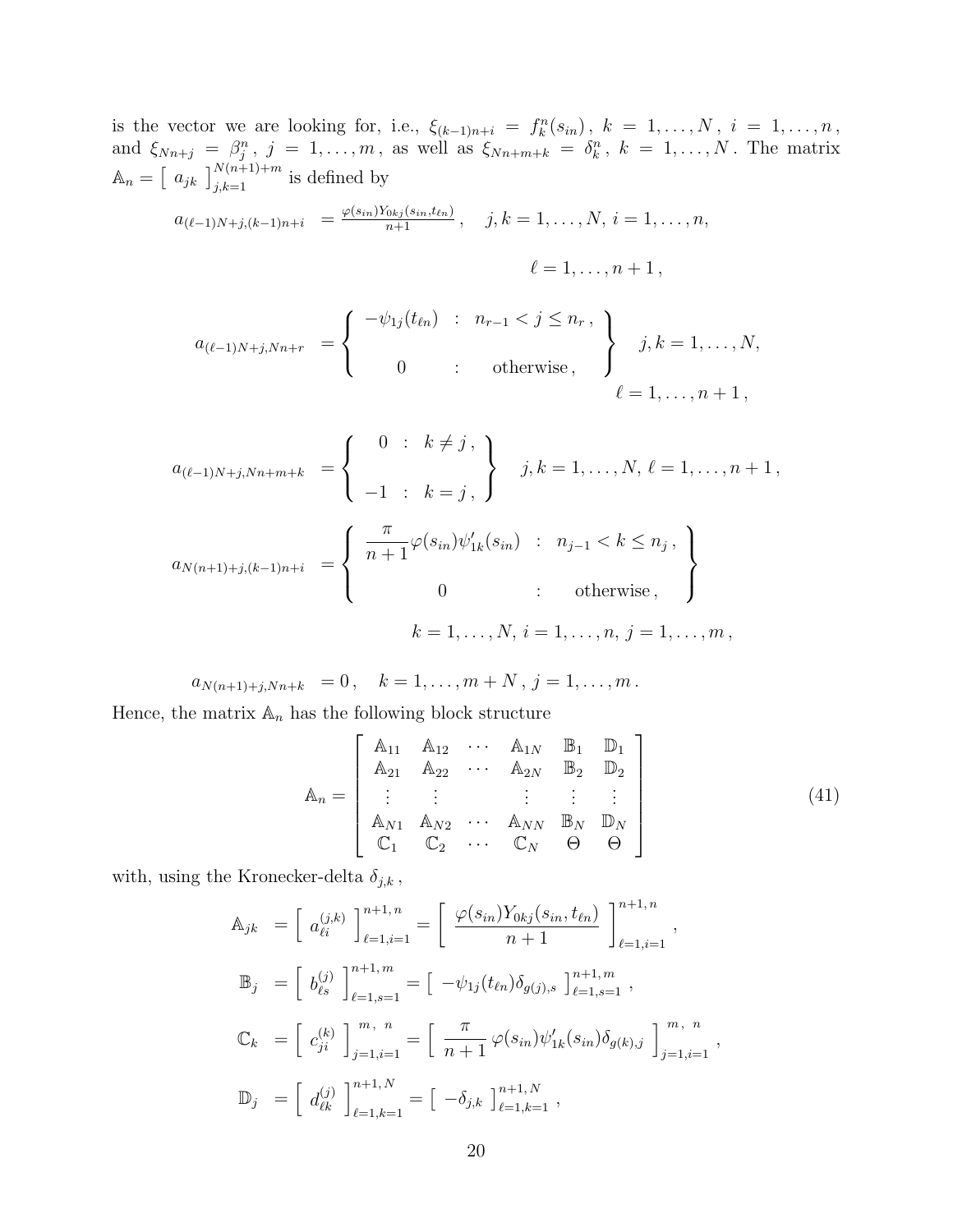is the vector we are looking for, i.e., $\xi_{(k-1)n+i} = f_k^n(s_{in})$, $k = 1,\ldots,N$, $i = 1,\ldots,n$, and $\xi_{Nn+j} = \beta_j^n$, $j = 1,\ldots,m$, as well as $\xi_{Nn+m+k} = \delta_k^n$, $k = 1,\ldots,N$. The matrix $\mathbb{A}_n = \left[\, a_{jk} \,\right]_{j,k=1}^{N(n+1)+m}$ is defined by

$$
a_{(\ell-1)N+j,(k-1)n+i} = \frac{\varphi(s_{in})Y_{0kj}(s_{in},t_{\ell n})}{n+1}\,, \quad j,k = 1,\ldots,N,\ i = 1,\ldots,n,
$$

$$
\ell = 1,\ldots,n+1\,,
$$

$$
a_{(\ell-1)N+j,Nn+r} = \left\{ \begin{array}{ccc} -\psi_{1j}(t_{\ell n}) & : & n_{r-1} < j \le n_r\,, \\ & & \\ 0 & : & \text{otherwise}\,, \end{array} \right\} \quad j,k = 1,\ldots,N,
$$

$$
\ell = 1,\ldots,n+1\,,
$$

$$
a_{(\ell-1)N+j,Nn+m+k} = \left\{ \begin{array}{ccc} 0 & : & k \ne j\,, \\ & & \\ -1 & : & k = j\,, \end{array} \right\} \quad j,k = 1,\ldots,N,\ \ell = 1,\ldots,n+1\,,
$$

$$
a_{N(n+1)+j,(k-1)n+i} = \left\{ \begin{array}{ccc} \dfrac{\pi}{n+1}\varphi(s_{in})\psi_{1k}'(s_{in}) & : & n_{j-1} < k \le n_j\,, \\ & & \\ 0 & : & \text{otherwise}\,, \end{array} \right\}
$$

$$
k = 1,\ldots,N,\ i = 1,\ldots,n,\ j = 1,\ldots,m\,,
$$

$$
a_{N(n+1)+j,Nn+k} = 0\,, \quad k = 1,\ldots,m+N\,,\ j = 1,\ldots,m\,.
$$

Hence, the matrix $\mathbb{A}_n$ has the following block structure

$$
\mathbb{A}_n = \left[ \begin{array}{cccccc} \mathbb{A}_{11} & \mathbb{A}_{12} & \cdots & \mathbb{A}_{1N} & \mathbb{B}_1 & \mathbb{D}_1 \\ \mathbb{A}_{21} & \mathbb{A}_{22} & \cdots & \mathbb{A}_{2N} & \mathbb{B}_2 & \mathbb{D}_2 \\ \vdots & \vdots & & \vdots & \vdots & \vdots \\ \mathbb{A}_{N1} & \mathbb{A}_{N2} & \cdots & \mathbb{A}_{NN} & \mathbb{B}_N & \mathbb{D}_N \\ \mathbb{C}_1 & \mathbb{C}_2 & \cdots & \mathbb{C}_N & \Theta & \Theta \end{array} \right] \tag{41}
$$

with, using the Kronecker-delta $\delta_{j,k}$,

$$
\begin{aligned}
\mathbb{A}_{jk} &= \left[\, a_{\ell i}^{(j,k)} \,\right]_{\ell=1,i=1}^{n+1,\,n} = \left[\, \frac{\varphi(s_{in})Y_{0kj}(s_{in},t_{\ell n})}{n+1} \,\right]_{\ell=1,i=1}^{n+1,\,n}\,, \\
\mathbb{B}_j &= \left[\, b_{\ell s}^{(j)} \,\right]_{\ell=1,s=1}^{n+1,\,m} = \left[\, -\psi_{1j}(t_{\ell n})\delta_{g(j),s} \,\right]_{\ell=1,s=1}^{n+1,\,m}\,, \\
\mathbb{C}_k &= \left[\, c_{ji}^{(k)} \,\right]_{j=1,i=1}^{m,\ n} = \left[\, \frac{\pi}{n+1}\,\varphi(s_{in})\psi_{1k}'(s_{in})\delta_{g(k),j} \,\right]_{j=1,i=1}^{m,\ n}\,, \\
\mathbb{D}_j &= \left[\, d_{\ell k}^{(j)} \,\right]_{\ell=1,k=1}^{n+1,\,N} = \left[\, -\delta_{j,k} \,\right]_{\ell=1,k=1}^{n+1,\,N}\,,
\end{aligned}
$$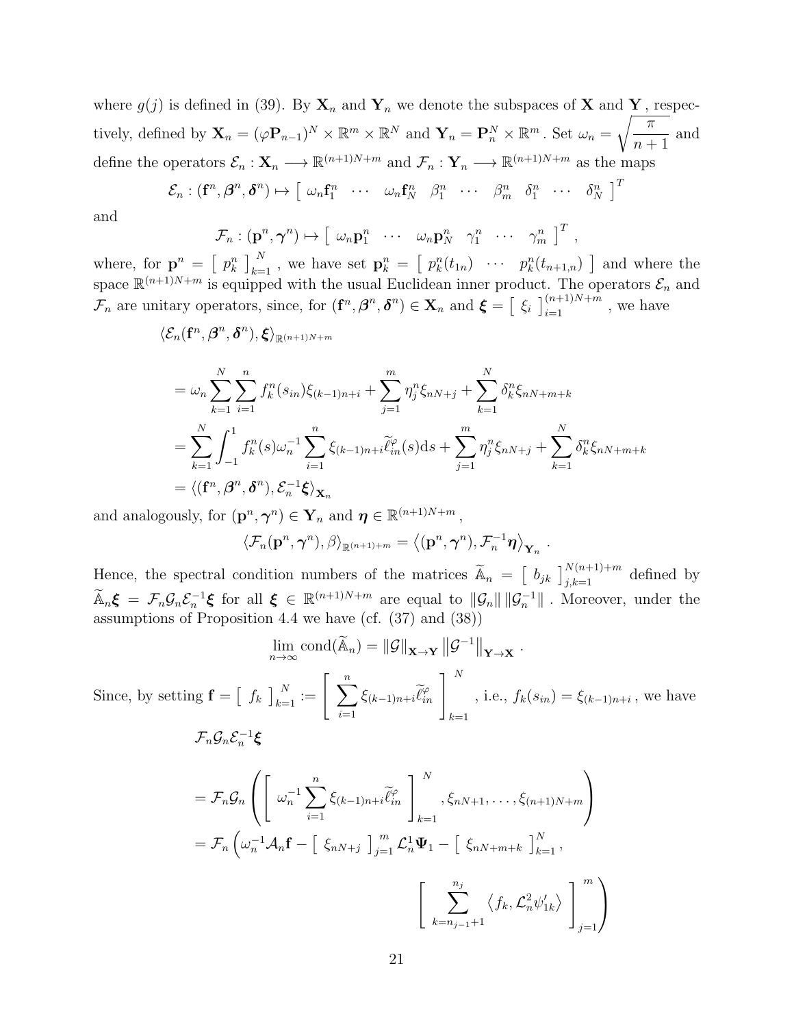where $g(j)$ is defined in (39). By $\mathbf{X}_n$ and $\mathbf{Y}_n$ we denote the subspaces of $\mathbf{X}$ and $\mathbf{Y}$ , respectively, defined by $\mathbf{X}_n = (\varphi \mathbf{P}_{n-1})^N \times \mathbb{R}^m \times \mathbb{R}^N$ and $\mathbf{Y}_n = \mathbf{P}_n^N \times \mathbb{R}^m$ . Set $\omega_n = \sqrt{\dfrac{\pi}{n+1}}$ and define the operators $\mathcal{E}_n : \mathbf{X}_n \longrightarrow \mathbb{R}^{(n+1)N+m}$ and $\mathcal{F}_n : \mathbf{Y}_n \longrightarrow \mathbb{R}^{(n+1)N+m}$ as the maps

$$\mathcal{E}_n : (\mathbf{f}^n, \boldsymbol{\beta}^n, \boldsymbol{\delta}^n) \mapsto \left[ \begin{array}{ccccccccc} \omega_n \mathbf{f}_1^n & \cdots & \omega_n \mathbf{f}_N^n & \beta_1^n & \cdots & \beta_m^n & \delta_1^n & \cdots & \delta_N^n \end{array} \right]^T$$

and

$$\mathcal{F}_n : (\mathbf{p}^n, \boldsymbol{\gamma}^n) \mapsto \left[ \begin{array}{cccccc} \omega_n \mathbf{p}_1^n & \cdots & \omega_n \mathbf{p}_N^n & \gamma_1^n & \cdots & \gamma_m^n \end{array} \right]^T ,$$

where, for $\mathbf{p}^n = \left[ \begin{array}{c} p_k^n \end{array} \right]_{k=1}^N$ , we have set $\mathbf{p}_k^n = \left[ \begin{array}{ccc} p_k^n(t_{1n}) & \cdots & p_k^n(t_{n+1,n}) \end{array} \right]$ and where the space $\mathbb{R}^{(n+1)N+m}$ is equipped with the usual Euclidean inner product. The operators $\mathcal{E}_n$ and $\mathcal{F}_n$ are unitary operators, since, for $(\mathbf{f}^n, \boldsymbol{\beta}^n, \boldsymbol{\delta}^n) \in \mathbf{X}_n$ and $\boldsymbol{\xi} = \left[ \begin{array}{c} \xi_i \end{array} \right]_{i=1}^{(n+1)N+m}$ , we have

$$\begin{aligned}
&\langle \mathcal{E}_n(\mathbf{f}^n, \boldsymbol{\beta}^n, \boldsymbol{\delta}^n), \boldsymbol{\xi} \rangle_{\mathbb{R}^{(n+1)N+m}} \\
&= \omega_n \sum_{k=1}^N \sum_{i=1}^n f_k^n(s_{in}) \xi_{(k-1)n+i} + \sum_{j=1}^m \eta_j^n \xi_{nN+j} + \sum_{k=1}^N \delta_k^n \xi_{nN+m+k} \\
&= \sum_{k=1}^N \int_{-1}^1 f_k^n(s) \omega_n^{-1} \sum_{i=1}^n \xi_{(k-1)n+i} \widetilde{\ell}_{in}^{\varphi}(s) \mathrm{d}s + \sum_{j=1}^m \eta_j^n \xi_{nN+j} + \sum_{k=1}^N \delta_k^n \xi_{nN+m+k} \\
&= \langle (\mathbf{f}^n, \boldsymbol{\beta}^n, \boldsymbol{\delta}^n), \mathcal{E}_n^{-1} \boldsymbol{\xi} \rangle_{\mathbf{X}_n}
\end{aligned}$$

and analogously, for $(\mathbf{p}^n, \boldsymbol{\gamma}^n) \in \mathbf{Y}_n$ and $\boldsymbol{\eta} \in \mathbb{R}^{(n+1)N+m}$ ,

$$\langle \mathcal{F}_n(\mathbf{p}^n, \boldsymbol{\gamma}^n), \beta \rangle_{\mathbb{R}^{(n+1)+m}} = \left\langle (\mathbf{p}^n, \boldsymbol{\gamma}^n), \mathcal{F}_n^{-1} \boldsymbol{\eta} \right\rangle_{\mathbf{Y}_n} .$$

Hence, the spectral condition numbers of the matrices $\widetilde{\mathbb{A}}_n = \left[ \begin{array}{c} b_{jk} \end{array} \right]_{j,k=1}^{N(n+1)+m}$ defined by $\widetilde{\mathbb{A}}_n \boldsymbol{\xi} = \mathcal{F}_n \mathcal{G}_n \mathcal{E}_n^{-1} \boldsymbol{\xi}$ for all $\boldsymbol{\xi} \in \mathbb{R}^{(n+1)N+m}$ are equal to $\|\mathcal{G}_n\| \, \|\mathcal{G}_n^{-1}\|$ . Moreover, under the assumptions of Proposition 4.4 we have (cf. (37) and (38))

$$\lim_{n\to\infty} \operatorname{cond}(\widetilde{\mathbb{A}}_n) = \|\mathcal{G}\|_{\mathbf{X}\to\mathbf{Y}} \left\| \mathcal{G}^{-1} \right\|_{\mathbf{Y}\to\mathbf{X}} .$$

Since, by setting $\mathbf{f} = \left[ \begin{array}{c} f_k \end{array} \right]_{k=1}^N := \left[ \displaystyle\sum_{i=1}^n \xi_{(k-1)n+i} \widetilde{\ell}_{in}^{\varphi} \right]_{k=1}^N$ , i.e., $f_k(s_{in}) = \xi_{(k-1)n+i}$ , we have

$$\begin{aligned}
&\mathcal{F}_n \mathcal{G}_n \mathcal{E}_n^{-1} \boldsymbol{\xi} \\
&= \mathcal{F}_n \mathcal{G}_n \left( \left[ \omega_n^{-1} \sum_{i=1}^n \xi_{(k-1)n+i} \widetilde{\ell}_{in}^{\varphi} \right]_{k=1}^N , \xi_{nN+1}, \ldots, \xi_{(n+1)N+m} \right) \\
&= \mathcal{F}_n \Bigg( \omega_n^{-1} \mathcal{A}_n \mathbf{f} - \left[ \begin{array}{c} \xi_{nN+j} \end{array} \right]_{j=1}^m \mathcal{L}_n^1 \boldsymbol{\Psi}_1 - \left[ \begin{array}{c} \xi_{nN+m+k} \end{array} \right]_{k=1}^N , \\
&\qquad\qquad \left[ \sum_{k=n_{j-1}+1}^{n_j} \left\langle f_k, \mathcal{L}_n^2 \psi_{1k}' \right\rangle \right]_{j=1}^m \Bigg)
\end{aligned}$$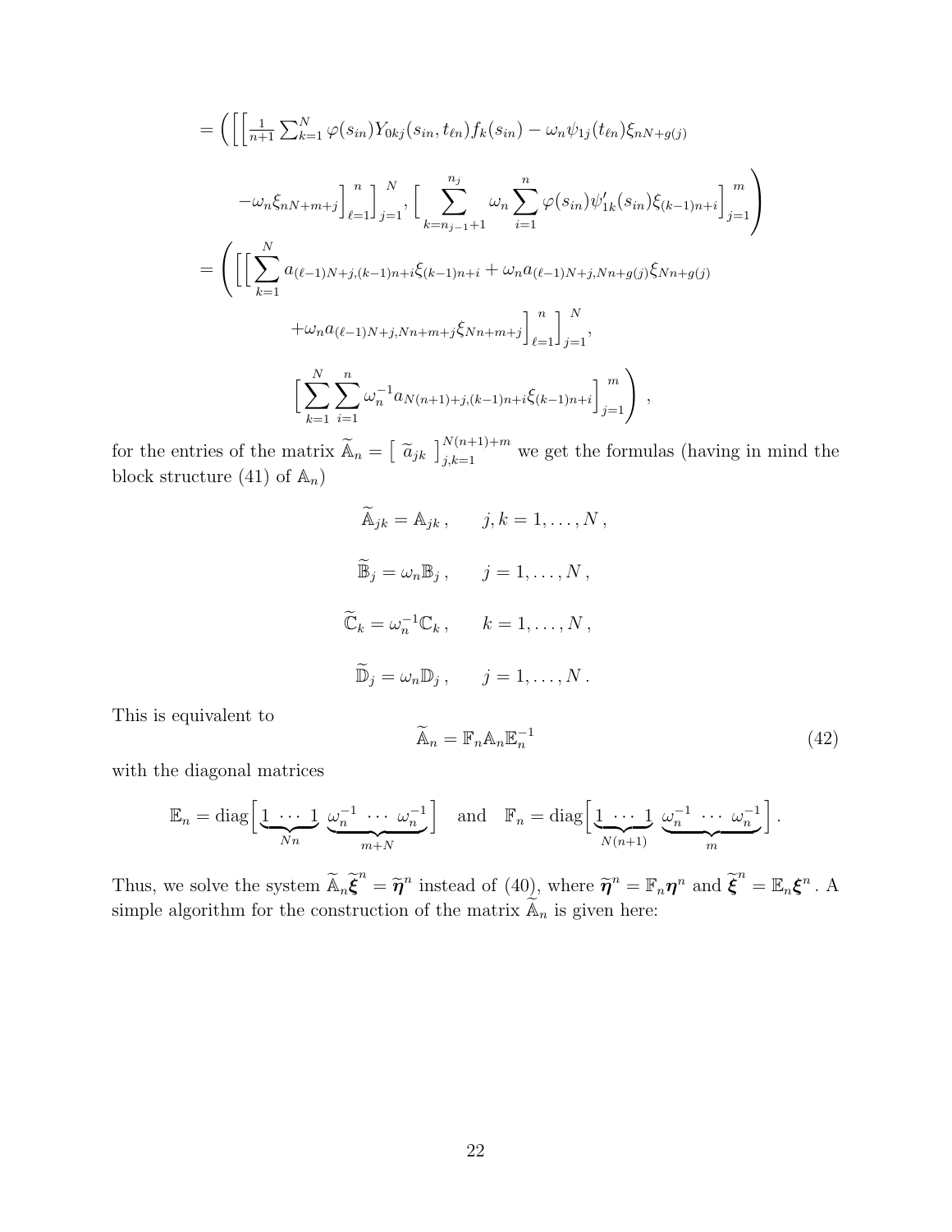$$
= \Bigg( \Big[ \Big[ \tfrac{1}{n+1} \sum_{k=1}^{N} \varphi(s_{in}) Y_{0kj}(s_{in}, t_{\ell n}) f_k(s_{in}) - \omega_n \psi_{1j}(t_{\ell n}) \xi_{nN+g(j)}
$$

$$
- \omega_n \xi_{nN+m+j} \Big]_{\ell=1}^{n} \Big]_{j=1}^{N}, \Big[ \sum_{k=n_{j-1}+1}^{n_j} \omega_n \sum_{i=1}^{n} \varphi(s_{in}) \psi'_{1k}(s_{in}) \xi_{(k-1)n+i} \Big]_{j=1}^{m} \Bigg)
$$

$$
= \Bigg( \Big[ \Big[ \sum_{k=1}^{N} a_{(\ell-1)N+j,(k-1)n+i} \xi_{(k-1)n+i} + \omega_n a_{(\ell-1)N+j,Nn+g(j)} \xi_{Nn+g(j)}
$$

$$
+ \omega_n a_{(\ell-1)N+j,Nn+m+j} \xi_{Nn+m+j} \Big]_{\ell=1}^{n} \Big]_{j=1}^{N},
$$

$$
\Big[ \sum_{k=1}^{N} \sum_{i=1}^{n} \omega_n^{-1} a_{N(n+1)+j,(k-1)n+i} \xi_{(k-1)n+i} \Big]_{j=1}^{m} \Bigg) \,,
$$

for the entries of the matrix $\widetilde{\mathbb{A}}_n = \left[ \ \widetilde{a}_{jk} \ \right]_{j,k=1}^{N(n+1)+m}$ we get the formulas (having in mind the block structure (41) of $\mathbb{A}_n$)

$$
\widetilde{\mathbb{A}}_{jk} = \mathbb{A}_{jk} \,, \qquad j,k = 1, \ldots, N \,,
$$

$$
\widetilde{\mathbb{B}}_j = \omega_n \mathbb{B}_j \,, \qquad j = 1, \ldots, N \,,
$$

$$
\widetilde{\mathbb{C}}_k = \omega_n^{-1} \mathbb{C}_k \,, \qquad k = 1, \ldots, N \,,
$$

$$
\widetilde{\mathbb{D}}_j = \omega_n \mathbb{D}_j \,, \qquad j = 1, \ldots, N \,.
$$

This is equivalent to

$$
\widetilde{\mathbb{A}}_n = \mathbb{F}_n \mathbb{A}_n \mathbb{E}_n^{-1} \tag{42}
$$

with the diagonal matrices

$$
\mathbb{E}_n = \operatorname{diag}\Big[ \underbrace{1 \ \cdots \ 1}_{Nn} \ \underbrace{\omega_n^{-1} \ \cdots \ \omega_n^{-1}}_{m+N} \Big] \quad \text{and} \quad \mathbb{F}_n = \operatorname{diag}\Big[ \underbrace{1 \ \cdots \ 1}_{N(n+1)} \ \underbrace{\omega_n^{-1} \ \cdots \ \omega_n^{-1}}_{m} \Big] \,.
$$

Thus, we solve the system $\widetilde{\mathbb{A}}_n \widetilde{\boldsymbol{\xi}}^n = \widetilde{\boldsymbol{\eta}}^n$ instead of (40), where $\widetilde{\boldsymbol{\eta}}^n = \mathbb{F}_n \boldsymbol{\eta}^n$ and $\widetilde{\boldsymbol{\xi}}^n = \mathbb{E}_n \boldsymbol{\xi}^n$. A simple algorithm for the construction of the matrix $\widetilde{\mathbb{A}}_n$ is given here: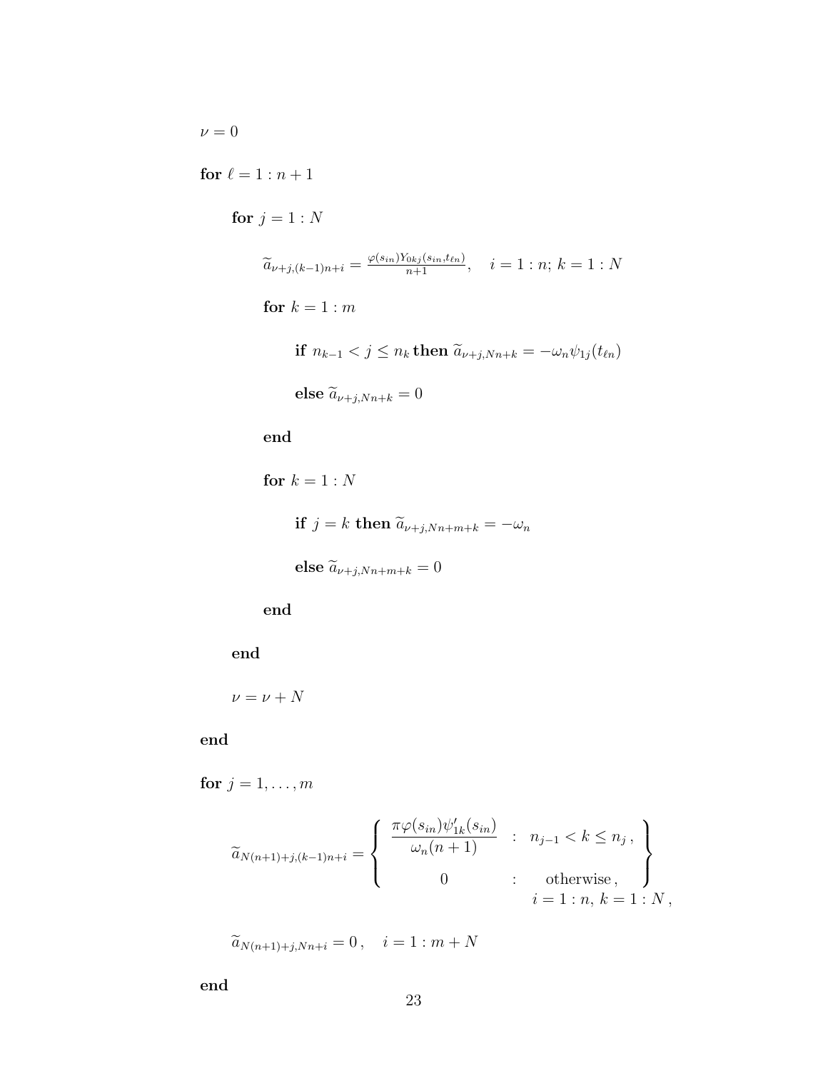$\nu = 0$

**for** $\ell = 1 : n+1$

  **for** $j = 1 : N$

    $\widetilde{a}_{\nu+j,(k-1)n+i} = \frac{\varphi(s_{in}) Y_{0kj}(s_{in}, t_{\ell n})}{n+1}, \quad i = 1 : n;\ k = 1 : N$

    **for** $k = 1 : m$

      **if** $n_{k-1} < j \leq n_k$ **then** $\widetilde{a}_{\nu+j,Nn+k} = -\omega_n \psi_{1j}(t_{\ell n})$

      **else** $\widetilde{a}_{\nu+j,Nn+k} = 0$

    **end**

    **for** $k = 1 : N$

      **if** $j = k$ **then** $\widetilde{a}_{\nu+j,Nn+m+k} = -\omega_n$

      **else** $\widetilde{a}_{\nu+j,Nn+m+k} = 0$

    **end**

  **end**

  $\nu = \nu + N$

**end**

**for** $j = 1, \ldots, m$

$$\widetilde{a}_{N(n+1)+j,(k-1)n+i} = \left\{ \begin{array}{ccc} \dfrac{\pi \varphi(s_{in}) \psi'_{1k}(s_{in})}{\omega_n (n+1)} & : & n_{j-1} < k \leq n_j\,, \\ 0 & : & \text{otherwise}\,, \end{array} \right\} \quad i = 1 : n,\ k = 1 : N\,,$$

  $\widetilde{a}_{N(n+1)+j,Nn+i} = 0\,, \quad i = 1 : m+N$

**end**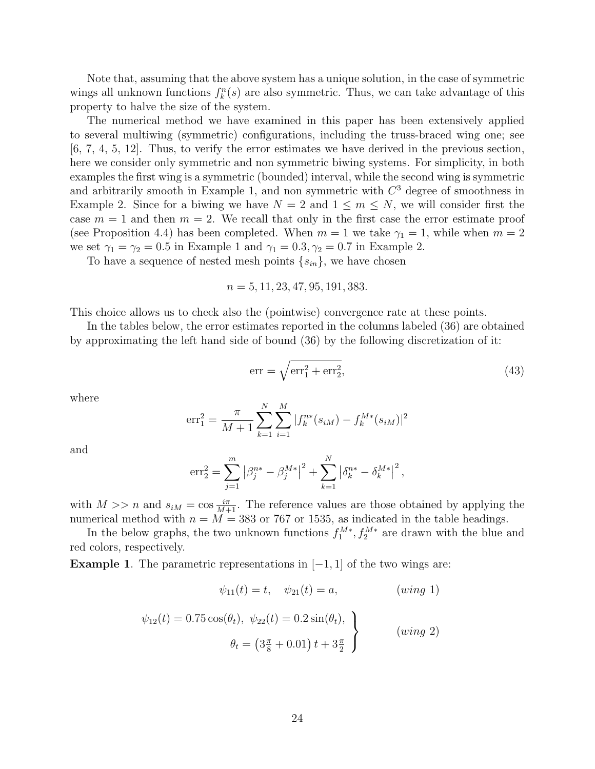Note that, assuming that the above system has a unique solution, in the case of symmetric wings all unknown functions $f_k^n(s)$ are also symmetric. Thus, we can take advantage of this property to halve the size of the system.

The numerical method we have examined in this paper has been extensively applied to several multiwing (symmetric) configurations, including the truss-braced wing one; see [6, 7, 4, 5, 12]. Thus, to verify the error estimates we have derived in the previous section, here we consider only symmetric and non symmetric biwing systems. For simplicity, in both examples the first wing is a symmetric (bounded) interval, while the second wing is symmetric and arbitrarily smooth in Example 1, and non symmetric with $C^3$ degree of smoothness in Example 2. Since for a biwing we have $N = 2$ and $1 \leq m \leq N$, we will consider first the case $m = 1$ and then $m = 2$. We recall that only in the first case the error estimate proof (see Proposition 4.4) has been completed. When $m = 1$ we take $\gamma_1 = 1$, while when $m = 2$ we set $\gamma_1 = \gamma_2 = 0.5$ in Example 1 and $\gamma_1 = 0.3, \gamma_2 = 0.7$ in Example 2.

To have a sequence of nested mesh points $\{s_{in}\}$, we have chosen

$$n = 5, 11, 23, 47, 95, 191, 383.$$

This choice allows us to check also the (pointwise) convergence rate at these points.

In the tables below, the error estimates reported in the columns labeled (36) are obtained by approximating the left hand side of bound (36) by the following discretization of it:

$$\text{err} = \sqrt{\text{err}_1^2 + \text{err}_2^2}, \tag{43}$$

where

$$\text{err}_1^2 = \frac{\pi}{M+1} \sum_{k=1}^{N} \sum_{i=1}^{M} |f_k^{n*}(s_{iM}) - f_k^{M*}(s_{iM})|^2$$

and

$$\text{err}_2^2 = \sum_{j=1}^{m} \left|\beta_j^{n*} - \beta_j^{M*}\right|^2 + \sum_{k=1}^{N} \left|\delta_k^{n*} - \delta_k^{M*}\right|^2,$$

with $M >> n$ and $s_{iM} = \cos \frac{i\pi}{M+1}$. The reference values are those obtained by applying the numerical method with $n = M = 383$ or $767$ or $1535$, as indicated in the table headings.

In the below graphs, the two unknown functions $f_1^{M*}, f_2^{M*}$ are drawn with the blue and red colors, respectively.

**Example 1**. The parametric representations in $[-1, 1]$ of the two wings are:

$$\psi_{11}(t) = t, \quad \psi_{21}(t) = a, \qquad (wing\ 1)$$

$$\left.\begin{aligned} \psi_{12}(t) = 0.75\cos(\theta_t),\ \psi_{22}(t) = 0.2\sin(\theta_t), \\ \theta_t = \left(3\tfrac{\pi}{8} + 0.01\right)t + 3\tfrac{\pi}{2} \end{aligned}\right\} \qquad (wing\ 2)$$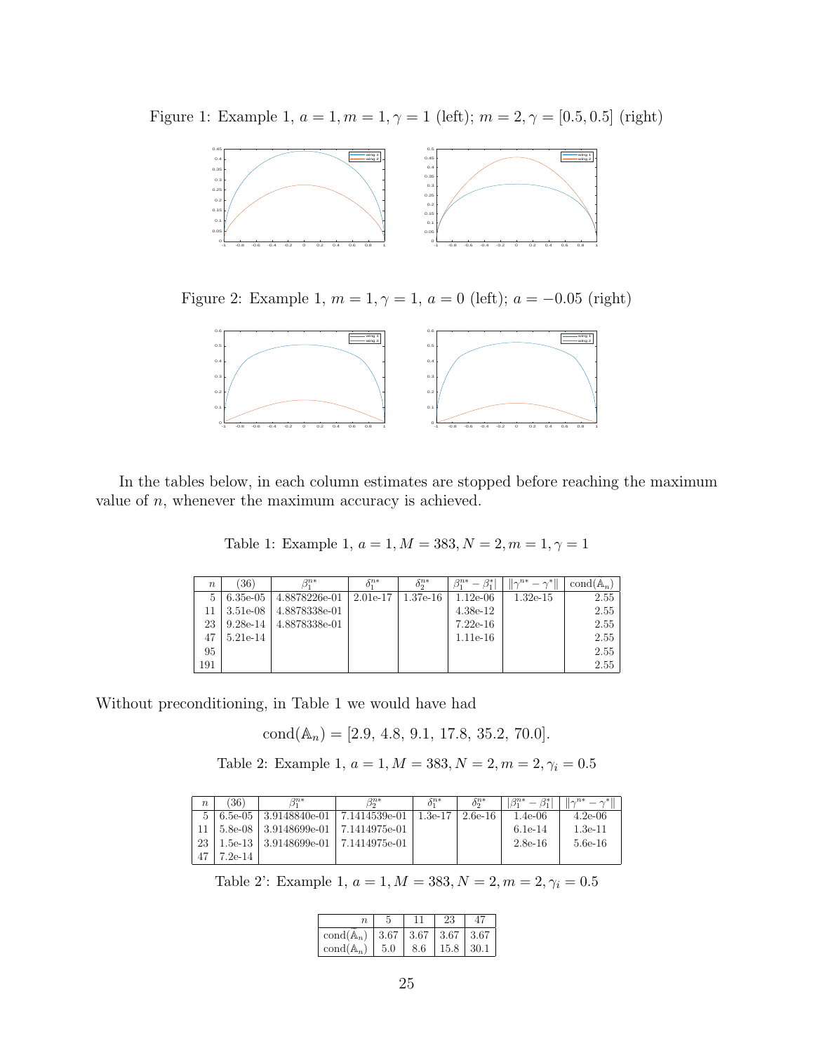Figure 1: Example 1, $a = 1, m = 1, \gamma = 1$ (left); $m = 2, \gamma = [0.5, 0.5]$ (right)

Figure 2: Example 1, $m = 1, \gamma = 1$, $a = 0$ (left); $a = -0.05$ (right)

In the tables below, in each column estimates are stopped before reaching the maximum value of $n$, whenever the maximum accuracy is achieved.

Table 1: Example 1, $a = 1, M = 383, N = 2, m = 1, \gamma = 1$

| $n$ | (36) | $\beta_1^{n*}$ | $\delta_1^{n*}$ | $\delta_2^{n*}$ | $\lvert\beta_1^{n*} - \beta_1^*\rvert$ | $\lVert\gamma^{n*} - \gamma^*\rVert$ | cond($\mathbb{A}_n$) |
|---|---|---|---|---|---|---|---|
| 5 | 6.35e-05 | 4.8878226e-01 | 2.01e-17 | 1.37e-16 | 1.12e-06 | 1.32e-15 | 2.55 |
| 11 | 3.51e-08 | 4.8878338e-01 | | | 4.38e-12 | | 2.55 |
| 23 | 9.28e-14 | 4.8878338e-01 | | | 7.22e-16 | | 2.55 |
| 47 | 5.21e-14 | | | | 1.11e-16 | | 2.55 |
| 95 | | | | | | | 2.55 |
| 191 | | | | | | | 2.55 |

Without preconditioning, in Table 1 we would have had

$$\text{cond}(\mathbb{A}_n) = [2.9,\ 4.8,\ 9.1,\ 17.8,\ 35.2,\ 70.0].$$

Table 2: Example 1, $a = 1, M = 383, N = 2, m = 2, \gamma_i = 0.5$

| $n$ | (36) | $\beta_1^{n*}$ | $\beta_2^{n*}$ | $\delta_1^{n*}$ | $\delta_2^{n*}$ | $\lvert\beta_1^{n*} - \beta_1^*\rvert$ | $\lVert\gamma^{n*} - \gamma^*\rVert$ |
|---|---|---|---|---|---|---|---|
| 5 | 6.5e-05 | 3.9148840e-01 | 7.1414539e-01 | 1.3e-17 | 2.6e-16 | 1.4e-06 | 4.2e-06 |
| 11 | 5.8e-08 | 3.9148699e-01 | 7.1414975e-01 | | | 6.1e-14 | 1.3e-11 |
| 23 | 1.5e-13 | 3.9148699e-01 | 7.1414975e-01 | | | 2.8e-16 | 5.6e-16 |
| 47 | 7.2e-14 | | | | | | |

Table 2': Example 1, $a = 1, M = 383, N = 2, m = 2, \gamma_i = 0.5$

| $n$ | 5 | 11 | 23 | 47 |
|---|---|---|---|---|
| cond($\hat{\mathbb{A}}_n$) | 3.67 | 3.67 | 3.67 | 3.67 |
| cond($\mathbb{A}_n$) | 5.0 | 8.6 | 15.8 | 30.1 |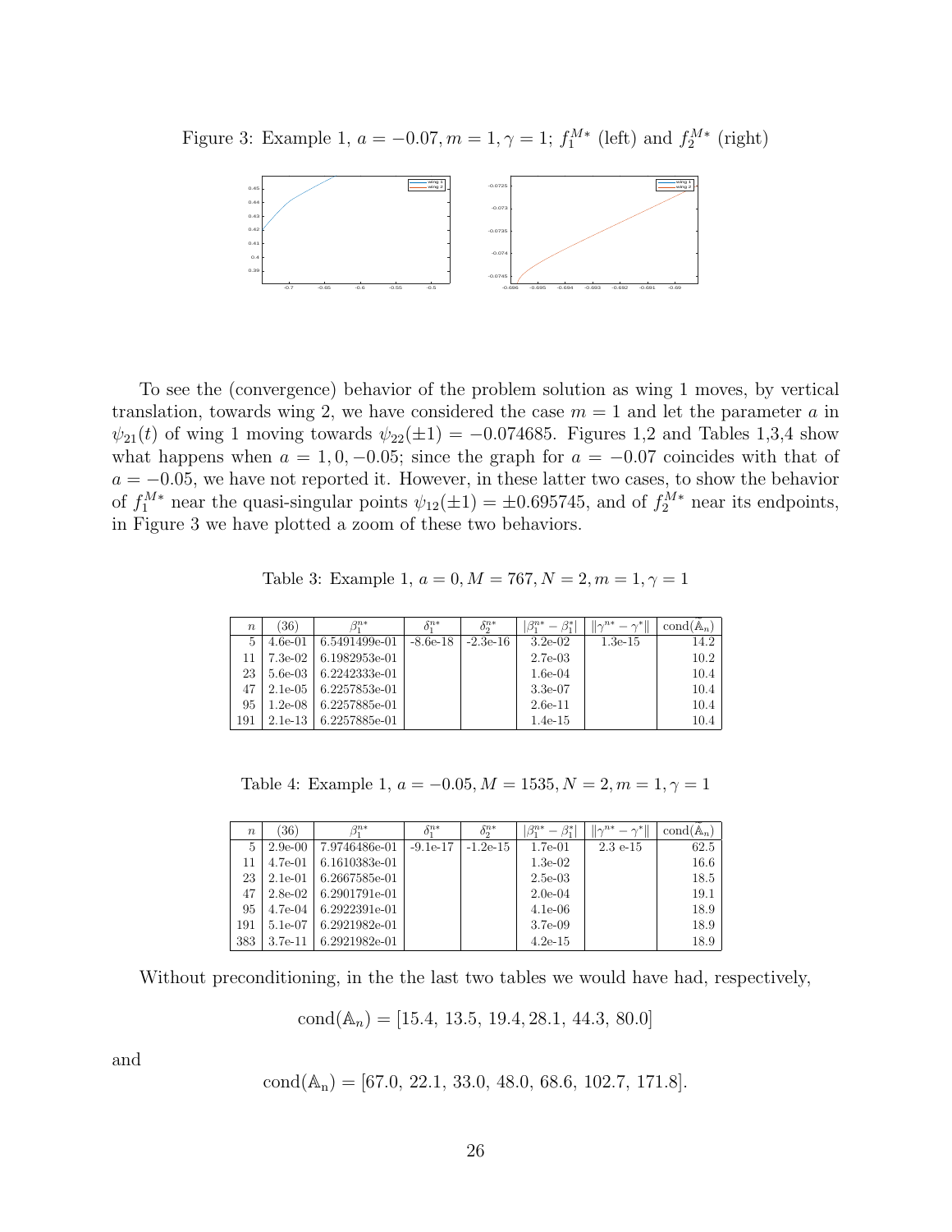Figure 3: Example 1, $a = -0.07, m = 1, \gamma = 1$; $f_1^{M*}$ (left) and $f_2^{M*}$ (right)

To see the (convergence) behavior of the problem solution as wing 1 moves, by vertical translation, towards wing 2, we have considered the case $m = 1$ and let the parameter $a$ in $\psi_{21}(t)$ of wing 1 moving towards $\psi_{22}(\pm 1) = -0.074685$. Figures 1,2 and Tables 1,3,4 show what happens when $a = 1, 0, -0.05$; since the graph for $a = -0.07$ coincides with that of $a = -0.05$, we have not reported it. However, in these latter two cases, to show the behavior of $f_1^{M*}$ near the quasi-singular points $\psi_{12}(\pm 1) = \pm 0.695745$, and of $f_2^{M*}$ near its endpoints, in Figure 3 we have plotted a zoom of these two behaviors.

Table 3: Example 1, $a = 0, M = 767, N = 2, m = 1, \gamma = 1$

| $n$ | (36) | $\beta_1^{n*}$ | $\delta_1^{n*}$ | $\delta_2^{n*}$ | $\lvert\beta_1^{n*} - \beta_1^*\rvert$ | $\lVert\gamma^{n*} - \gamma^*\rVert$ | $\mathrm{cond}(\tilde{\mathbb{A}}_n)$ |
|---|---|---|---|---|---|---|---|
| 5 | 4.6e-01 | 6.5491499e-01 | -8.6e-18 | -2.3e-16 | 3.2e-02 | 1.3e-15 | 14.2 |
| 11 | 7.3e-02 | 6.1982953e-01 | | | 2.7e-03 | | 10.2 |
| 23 | 5.6e-03 | 6.2242333e-01 | | | 1.6e-04 | | 10.4 |
| 47 | 2.1e-05 | 6.2257853e-01 | | | 3.3e-07 | | 10.4 |
| 95 | 1.2e-08 | 6.2257885e-01 | | | 2.6e-11 | | 10.4 |
| 191 | 2.1e-13 | 6.2257885e-01 | | | 1.4e-15 | | 10.4 |

Table 4: Example 1, $a = -0.05, M = 1535, N = 2, m = 1, \gamma = 1$

| $n$ | (36) | $\beta_1^{n*}$ | $\delta_1^{n*}$ | $\delta_2^{n*}$ | $\lvert\beta_1^{n*} - \beta_1^*\rvert$ | $\lVert\gamma^{n*} - \gamma^*\rVert$ | $\mathrm{cond}(\tilde{\mathbb{A}}_n)$ |
|---|---|---|---|---|---|---|---|
| 5 | 2.9e-00 | 7.9746486e-01 | -9.1e-17 | -1.2e-15 | 1.7e-01 | 2.3 e-15 | 62.5 |
| 11 | 4.7e-01 | 6.1610383e-01 | | | 1.3e-02 | | 16.6 |
| 23 | 2.1e-01 | 6.2667585e-01 | | | 2.5e-03 | | 18.5 |
| 47 | 2.8e-02 | 6.2901791e-01 | | | 2.0e-04 | | 19.1 |
| 95 | 4.7e-04 | 6.2922391e-01 | | | 4.1e-06 | | 18.9 |
| 191 | 5.1e-07 | 6.2921982e-01 | | | 3.7e-09 | | 18.9 |
| 383 | 3.7e-11 | 6.2921982e-01 | | | 4.2e-15 | | 18.9 |

Without preconditioning, in the the last two tables we would have had, respectively,

$$\mathrm{cond}(\mathbb{A}_n) = [15.4,\ 13.5,\ 19.4, 28.1,\ 44.3,\ 80.0]$$

and

$$\mathrm{cond}(\mathbb{A}_n) = [67.0,\ 22.1,\ 33.0,\ 48.0,\ 68.6,\ 102.7,\ 171.8].$$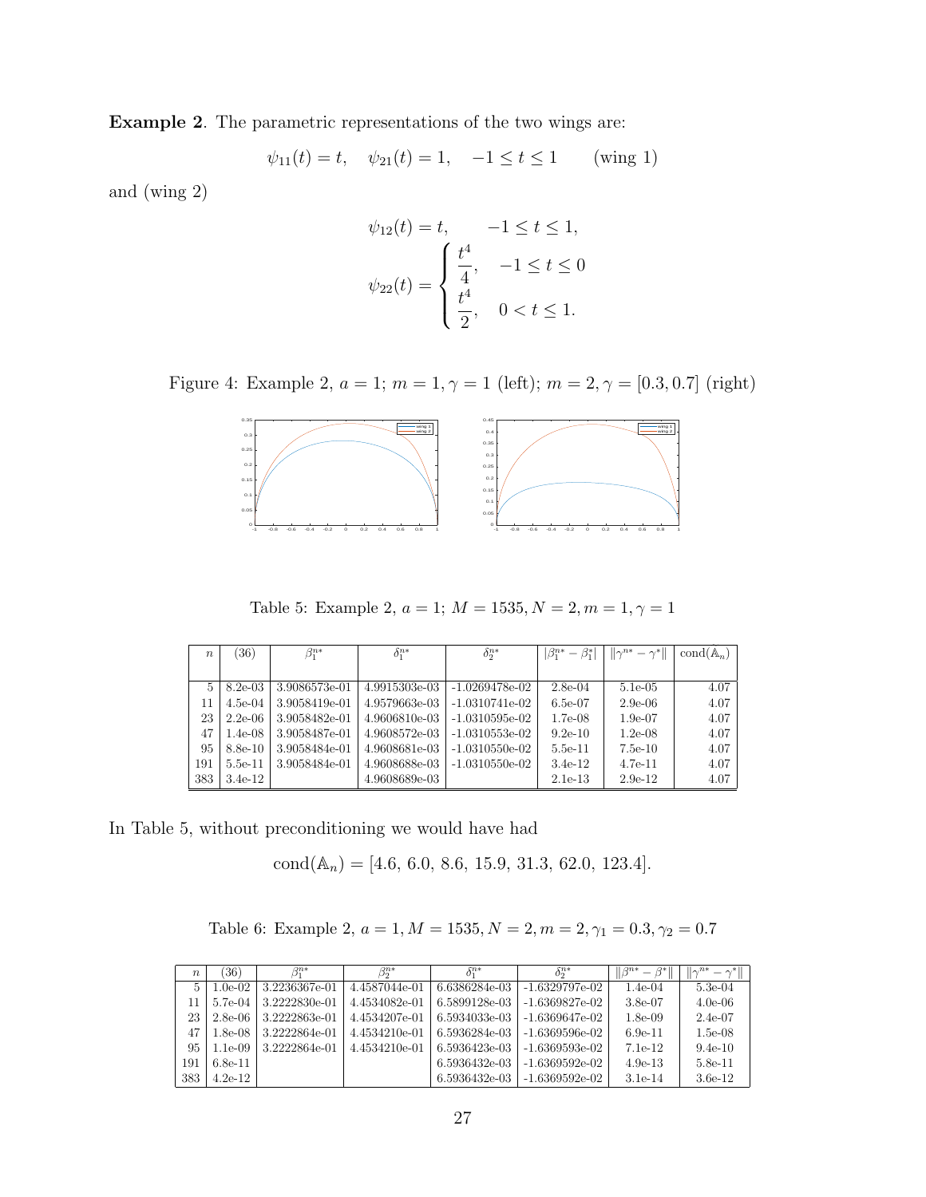**Example 2**. The parametric representations of the two wings are:

$$\psi_{11}(t) = t, \quad \psi_{21}(t) = 1, \quad -1 \le t \le 1 \qquad \text{(wing 1)}$$

and (wing 2)

$$\psi_{12}(t) = t, \qquad -1 \le t \le 1,$$

$$\psi_{22}(t) = \begin{cases} \dfrac{t^4}{4}, & -1 \le t \le 0 \\ \dfrac{t^4}{2}, & 0 < t \le 1. \end{cases}$$

Figure 4: Example 2, $a = 1$; $m = 1, \gamma = 1$ (left); $m = 2, \gamma = [0.3, 0.7]$ (right)

Table 5: Example 2, $a = 1$; $M = 1535, N = 2, m = 1, \gamma = 1$

| $n$ | (36) | $\beta_1^{n*}$ | $\delta_1^{n*}$ | $\delta_2^{n*}$ | $\lvert\beta_1^{n*} - \beta_1^*\rvert$ | $\lVert\gamma^{n*} - \gamma^*\rVert$ | $\text{cond}(\hat{\mathbb{A}}_n)$ |
|---|---|---|---|---|---|---|---|
| 5 | 8.2e-03 | 3.9086573e-01 | 4.9915303e-03 | -1.0269478e-02 | 2.8e-04 | 5.1e-05 | 4.07 |
| 11 | 4.5e-04 | 3.9058419e-01 | 4.9579663e-03 | -1.0310741e-02 | 6.5e-07 | 2.9e-06 | 4.07 |
| 23 | 2.2e-06 | 3.9058482e-01 | 4.9606810e-03 | -1.0310595e-02 | 1.7e-08 | 1.9e-07 | 4.07 |
| 47 | 1.4e-08 | 3.9058487e-01 | 4.9608572e-03 | -1.0310553e-02 | 9.2e-10 | 1.2e-08 | 4.07 |
| 95 | 8.8e-10 | 3.9058484e-01 | 4.9608681e-03 | -1.0310550e-02 | 5.5e-11 | 7.5e-10 | 4.07 |
| 191 | 5.5e-11 | 3.9058484e-01 | 4.9608688e-03 | -1.0310550e-02 | 3.4e-12 | 4.7e-11 | 4.07 |
| 383 | 3.4e-12 | | 4.9608689e-03 | | 2.1e-13 | 2.9e-12 | 4.07 |

In Table 5, without preconditioning we would have had

$$\text{cond}(\mathbb{A}_n) = [4.6,\ 6.0,\ 8.6,\ 15.9,\ 31.3,\ 62.0,\ 123.4].$$

Table 6: Example 2, $a = 1, M = 1535, N = 2, m = 2, \gamma_1 = 0.3, \gamma_2 = 0.7$

| $n$ | (36) | $\beta_1^{n*}$ | $\beta_2^{n*}$ | $\delta_1^{n*}$ | $\delta_2^{n*}$ | $\lVert\beta^{n*} - \beta^*\rVert$ | $\lVert\gamma^{n*} - \gamma^*\rVert$ |
|---|---|---|---|---|---|---|---|
| 5 | 1.0e-02 | 3.2236367e-01 | 4.4587044e-01 | 6.6386284e-03 | -1.6329797e-02 | 1.4e-04 | 5.3e-04 |
| 11 | 5.7e-04 | 3.2222830e-01 | 4.4534082e-01 | 6.5899128e-03 | -1.6369827e-02 | 3.8e-07 | 4.0e-06 |
| 23 | 2.8e-06 | 3.2222863e-01 | 4.4534207e-01 | 6.5934033e-03 | -1.6369647e-02 | 1.8e-09 | 2.4e-07 |
| 47 | 1.8e-08 | 3.2222864e-01 | 4.4534210e-01 | 6.5936284e-03 | -1.6369596e-02 | 6.9e-11 | 1.5e-08 |
| 95 | 1.1e-09 | 3.2222864e-01 | 4.4534210e-01 | 6.5936423e-03 | -1.6369593e-02 | 7.1e-12 | 9.4e-10 |
| 191 | 6.8e-11 | | | 6.5936432e-03 | -1.6369592e-02 | 4.9e-13 | 5.8e-11 |
| 383 | 4.2e-12 | | | 6.5936432e-03 | -1.6369592e-02 | 3.1e-14 | 3.6e-12 |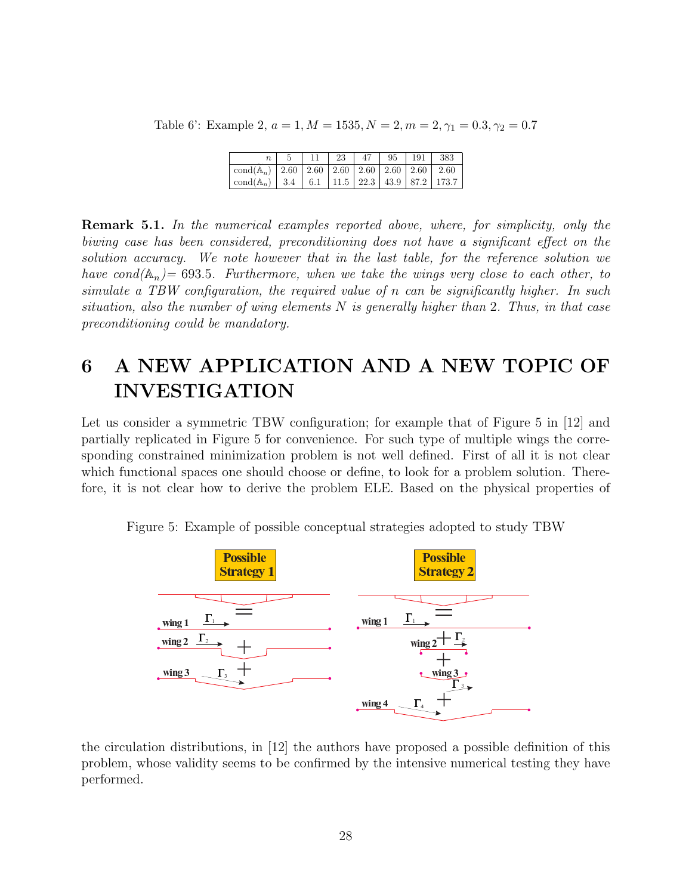Table 6': Example 2, $a = 1, M = 1535, N = 2, m = 2, \gamma_1 = 0.3, \gamma_2 = 0.7$

| $n$ | 5 | 11 | 23 | 47 | 95 | 191 | 383 |
|---|---|---|---|---|---|---|---|
| cond($\mathbb{A}_n$) | 2.60 | 2.60 | 2.60 | 2.60 | 2.60 | 2.60 | 2.60 |
| cond($\mathbb{A}_n$) | 3.4 | 6.1 | 11.5 | 22.3 | 43.9 | 87.2 | 173.7 |

**Remark 5.1.** *In the numerical examples reported above, where, for simplicity, only the biwing case has been considered, preconditioning does not have a significant effect on the solution accuracy. We note however that in the last table, for the reference solution we have cond($\mathbb{A}_n$)= 693.5. Furthermore, when we take the wings very close to each other, to simulate a TBW configuration, the required value of n can be significantly higher. In such situation, also the number of wing elements N is generally higher than 2. Thus, in that case preconditioning could be mandatory.*

# 6 A NEW APPLICATION AND A NEW TOPIC OF INVESTIGATION

Let us consider a symmetric TBW configuration; for example that of Figure 5 in [12] and partially replicated in Figure 5 for convenience. For such type of multiple wings the corresponding constrained minimization problem is not well defined. First of all it is not clear which functional spaces one should choose or define, to look for a problem solution. Therefore, it is not clear how to derive the problem ELE. Based on the physical properties of

Figure 5: Example of possible conceptual strategies adopted to study TBW

the circulation distributions, in [12] the authors have proposed a possible definition of this problem, whose validity seems to be confirmed by the intensive numerical testing they have performed.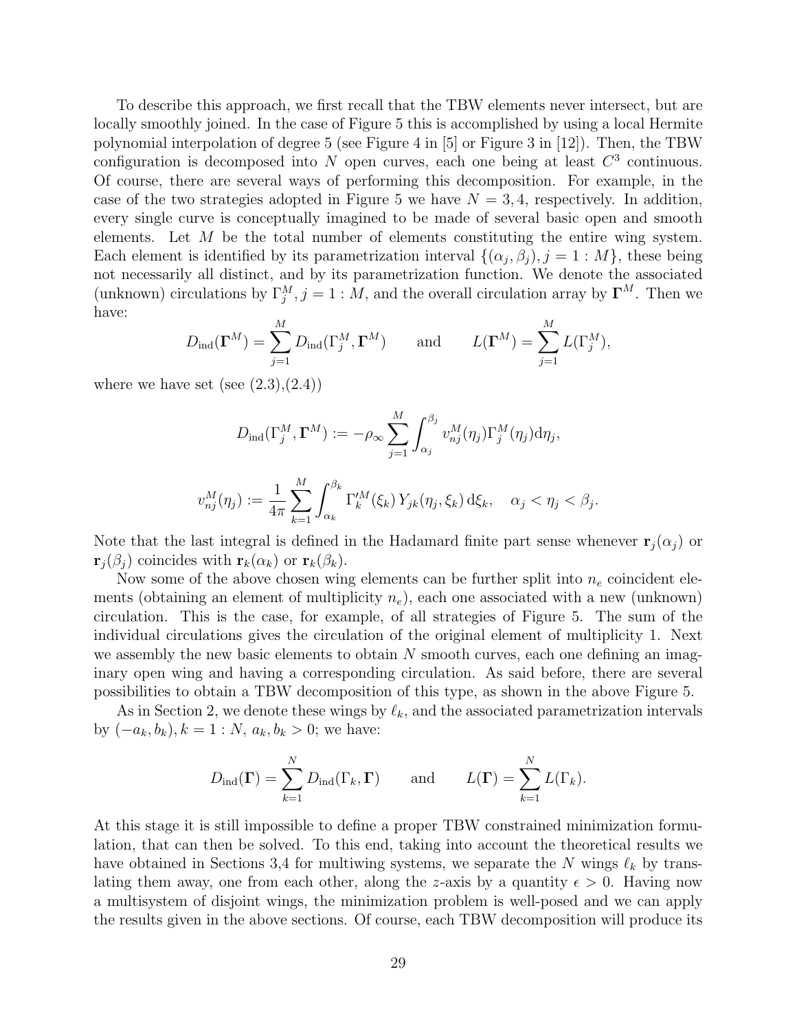To describe this approach, we first recall that the TBW elements never intersect, but are locally smoothly joined. In the case of Figure 5 this is accomplished by using a local Hermite polynomial interpolation of degree 5 (see Figure 4 in [5] or Figure 3 in [12]). Then, the TBW configuration is decomposed into $N$ open curves, each one being at least $C^3$ continuous. Of course, there are several ways of performing this decomposition. For example, in the case of the two strategies adopted in Figure 5 we have $N = 3, 4$, respectively. In addition, every single curve is conceptually imagined to be made of several basic open and smooth elements. Let $M$ be the total number of elements constituting the entire wing system. Each element is identified by its parametrization interval $\{(\alpha_j, \beta_j), j = 1 : M\}$, these being not necessarily all distinct, and by its parametrization function. We denote the associated (unknown) circulations by $\Gamma_j^M, j = 1 : M$, and the overall circulation array by $\mathbf{\Gamma}^M$. Then we have:

$$D_{\text{ind}}(\mathbf{\Gamma}^M) = \sum_{j=1}^{M} D_{\text{ind}}(\Gamma_j^M, \mathbf{\Gamma}^M) \qquad \text{and} \qquad L(\mathbf{\Gamma}^M) = \sum_{j=1}^{M} L(\Gamma_j^M),$$

where we have set (see (2.3),(2.4))

$$D_{\text{ind}}(\Gamma_j^M, \mathbf{\Gamma}^M) := -\rho_\infty \sum_{j=1}^{M} \int_{\alpha_j}^{\beta_j} v_{nj}^M(\eta_j) \Gamma_j^M(\eta_j) \mathrm{d}\eta_j,$$

$$v_{nj}^M(\eta_j) := \frac{1}{4\pi} \sum_{k=1}^{M} \int_{\alpha_k}^{\beta_k} \Gamma_k'^M(\xi_k)\, Y_{jk}(\eta_j, \xi_k)\, \mathrm{d}\xi_k, \quad \alpha_j < \eta_j < \beta_j.$$

Note that the last integral is defined in the Hadamard finite part sense whenever $\mathbf{r}_j(\alpha_j)$ or $\mathbf{r}_j(\beta_j)$ coincides with $\mathbf{r}_k(\alpha_k)$ or $\mathbf{r}_k(\beta_k)$.

Now some of the above chosen wing elements can be further split into $n_e$ coincident elements (obtaining an element of multiplicity $n_e$), each one associated with a new (unknown) circulation. This is the case, for example, of all strategies of Figure 5. The sum of the individual circulations gives the circulation of the original element of multiplicity 1. Next we assembly the new basic elements to obtain $N$ smooth curves, each one defining an imaginary open wing and having a corresponding circulation. As said before, there are several possibilities to obtain a TBW decomposition of this type, as shown in the above Figure 5.

As in Section 2, we denote these wings by $\ell_k$, and the associated parametrization intervals by $(-a_k, b_k), k = 1 : N$, $a_k, b_k > 0$; we have:

$$D_{\text{ind}}(\mathbf{\Gamma}) = \sum_{k=1}^{N} D_{\text{ind}}(\Gamma_k, \mathbf{\Gamma}) \qquad \text{and} \qquad L(\mathbf{\Gamma}) = \sum_{k=1}^{N} L(\Gamma_k).$$

At this stage it is still impossible to define a proper TBW constrained minimization formulation, that can then be solved. To this end, taking into account the theoretical results we have obtained in Sections 3,4 for multiwing systems, we separate the $N$ wings $\ell_k$ by translating them away, one from each other, along the $z$-axis by a quantity $\epsilon > 0$. Having now a multisystem of disjoint wings, the minimization problem is well-posed and we can apply the results given in the above sections. Of course, each TBW decomposition will produce its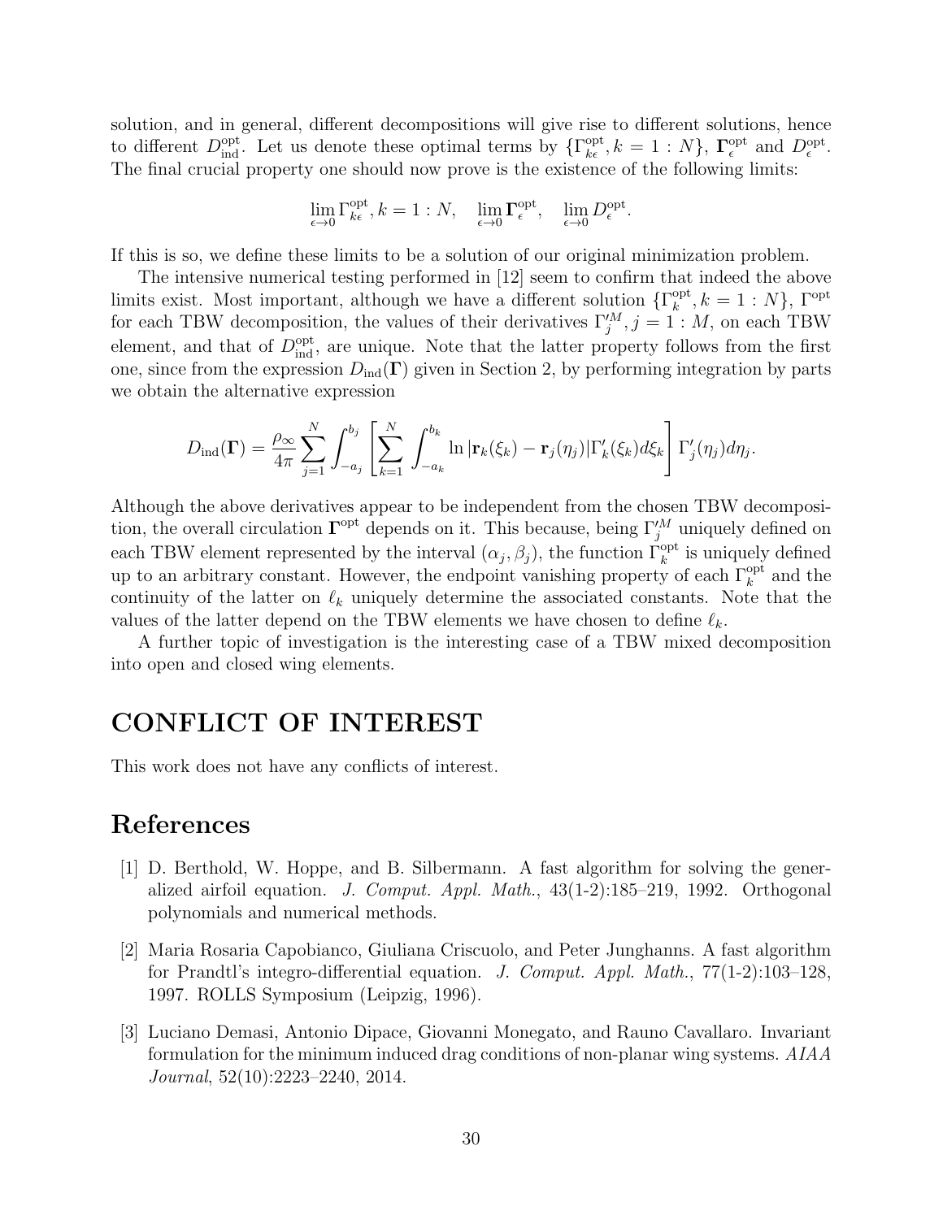solution, and in general, different decompositions will give rise to different solutions, hence to different $D_{\text{ind}}^{\text{opt}}$. Let us denote these optimal terms by $\{\Gamma_{k\epsilon}^{\text{opt}}, k = 1 : N\}$, $\mathbf{\Gamma}_{\epsilon}^{\text{opt}}$ and $D_{\epsilon}^{\text{opt}}$. The final crucial property one should now prove is the existence of the following limits:

$$\lim_{\epsilon \to 0} \Gamma_{k\epsilon}^{\text{opt}}, k = 1 : N, \quad \lim_{\epsilon \to 0} \mathbf{\Gamma}_{\epsilon}^{\text{opt}}, \quad \lim_{\epsilon \to 0} D_{\epsilon}^{\text{opt}}.$$

If this is so, we define these limits to be a solution of our original minimization problem.

The intensive numerical testing performed in [12] seem to confirm that indeed the above limits exist. Most important, although we have a different solution $\{\Gamma_{k}^{\text{opt}}, k = 1 : N\}$, $\Gamma^{\text{opt}}$ for each TBW decomposition, the values of their derivatives $\Gamma_j'^{M}, j = 1 : M$, on each TBW element, and that of $D_{\text{ind}}^{\text{opt}}$, are unique. Note that the latter property follows from the first one, since from the expression $D_{\text{ind}}(\mathbf{\Gamma})$ given in Section 2, by performing integration by parts we obtain the alternative expression

$$D_{\text{ind}}(\mathbf{\Gamma}) = \frac{\rho_\infty}{4\pi} \sum_{j=1}^{N} \int_{-a_j}^{b_j} \left[ \sum_{k=1}^{N} \int_{-a_k}^{b_k} \ln |\mathbf{r}_k(\xi_k) - \mathbf{r}_j(\eta_j)| \Gamma_k'(\xi_k) d\xi_k \right] \Gamma_j'(\eta_j) d\eta_j.$$

Although the above derivatives appear to be independent from the chosen TBW decomposition, the overall circulation $\mathbf{\Gamma}^{\text{opt}}$ depends on it. This because, being $\Gamma_j'^{M}$ uniquely defined on each TBW element represented by the interval $(\alpha_j, \beta_j)$, the function $\Gamma_k^{\text{opt}}$ is uniquely defined up to an arbitrary constant. However, the endpoint vanishing property of each $\Gamma_k^{\text{opt}}$ and the continuity of the latter on $\ell_k$ uniquely determine the associated constants. Note that the values of the latter depend on the TBW elements we have chosen to define $\ell_k$.

A further topic of investigation is the interesting case of a TBW mixed decomposition into open and closed wing elements.

# CONFLICT OF INTEREST

This work does not have any conflicts of interest.

# References

[1] D. Berthold, W. Hoppe, and B. Silbermann. A fast algorithm for solving the generalized airfoil equation. *J. Comput. Appl. Math.*, 43(1-2):185–219, 1992. Orthogonal polynomials and numerical methods.

[2] Maria Rosaria Capobianco, Giuliana Criscuolo, and Peter Junghanns. A fast algorithm for Prandtl's integro-differential equation. *J. Comput. Appl. Math.*, 77(1-2):103–128, 1997. ROLLS Symposium (Leipzig, 1996).

[3] Luciano Demasi, Antonio Dipace, Giovanni Monegato, and Rauno Cavallaro. Invariant formulation for the minimum induced drag conditions of non-planar wing systems. *AIAA Journal*, 52(10):2223–2240, 2014.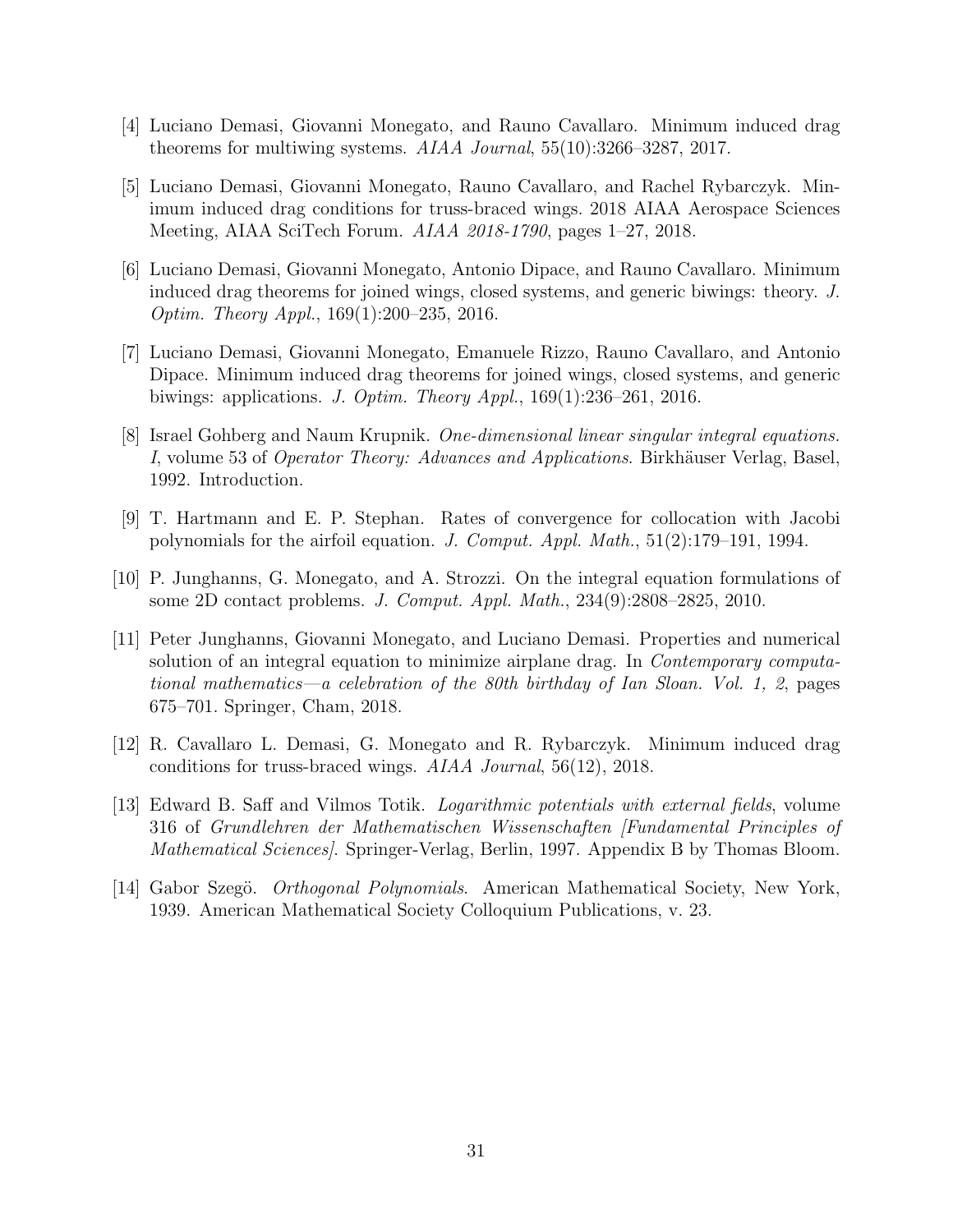[4] Luciano Demasi, Giovanni Monegato, and Rauno Cavallaro. Minimum induced drag theorems for multiwing systems. *AIAA Journal*, 55(10):3266–3287, 2017.

[5] Luciano Demasi, Giovanni Monegato, Rauno Cavallaro, and Rachel Rybarczyk. Minimum induced drag conditions for truss-braced wings. 2018 AIAA Aerospace Sciences Meeting, AIAA SciTech Forum. *AIAA 2018-1790*, pages 1–27, 2018.

[6] Luciano Demasi, Giovanni Monegato, Antonio Dipace, and Rauno Cavallaro. Minimum induced drag theorems for joined wings, closed systems, and generic biwings: theory. *J. Optim. Theory Appl.*, 169(1):200–235, 2016.

[7] Luciano Demasi, Giovanni Monegato, Emanuele Rizzo, Rauno Cavallaro, and Antonio Dipace. Minimum induced drag theorems for joined wings, closed systems, and generic biwings: applications. *J. Optim. Theory Appl.*, 169(1):236–261, 2016.

[8] Israel Gohberg and Naum Krupnik. *One-dimensional linear singular integral equations. I*, volume 53 of *Operator Theory: Advances and Applications*. Birkhäuser Verlag, Basel, 1992. Introduction.

[9] T. Hartmann and E. P. Stephan. Rates of convergence for collocation with Jacobi polynomials for the airfoil equation. *J. Comput. Appl. Math.*, 51(2):179–191, 1994.

[10] P. Junghanns, G. Monegato, and A. Strozzi. On the integral equation formulations of some 2D contact problems. *J. Comput. Appl. Math.*, 234(9):2808–2825, 2010.

[11] Peter Junghanns, Giovanni Monegato, and Luciano Demasi. Properties and numerical solution of an integral equation to minimize airplane drag. In *Contemporary computational mathematics—a celebration of the 80th birthday of Ian Sloan. Vol. 1, 2*, pages 675–701. Springer, Cham, 2018.

[12] R. Cavallaro L. Demasi, G. Monegato and R. Rybarczyk. Minimum induced drag conditions for truss-braced wings. *AIAA Journal*, 56(12), 2018.

[13] Edward B. Saff and Vilmos Totik. *Logarithmic potentials with external fields*, volume 316 of *Grundlehren der Mathematischen Wissenschaften [Fundamental Principles of Mathematical Sciences]*. Springer-Verlag, Berlin, 1997. Appendix B by Thomas Bloom.

[14] Gabor Szegö. *Orthogonal Polynomials*. American Mathematical Society, New York, 1939. American Mathematical Society Colloquium Publications, v. 23.